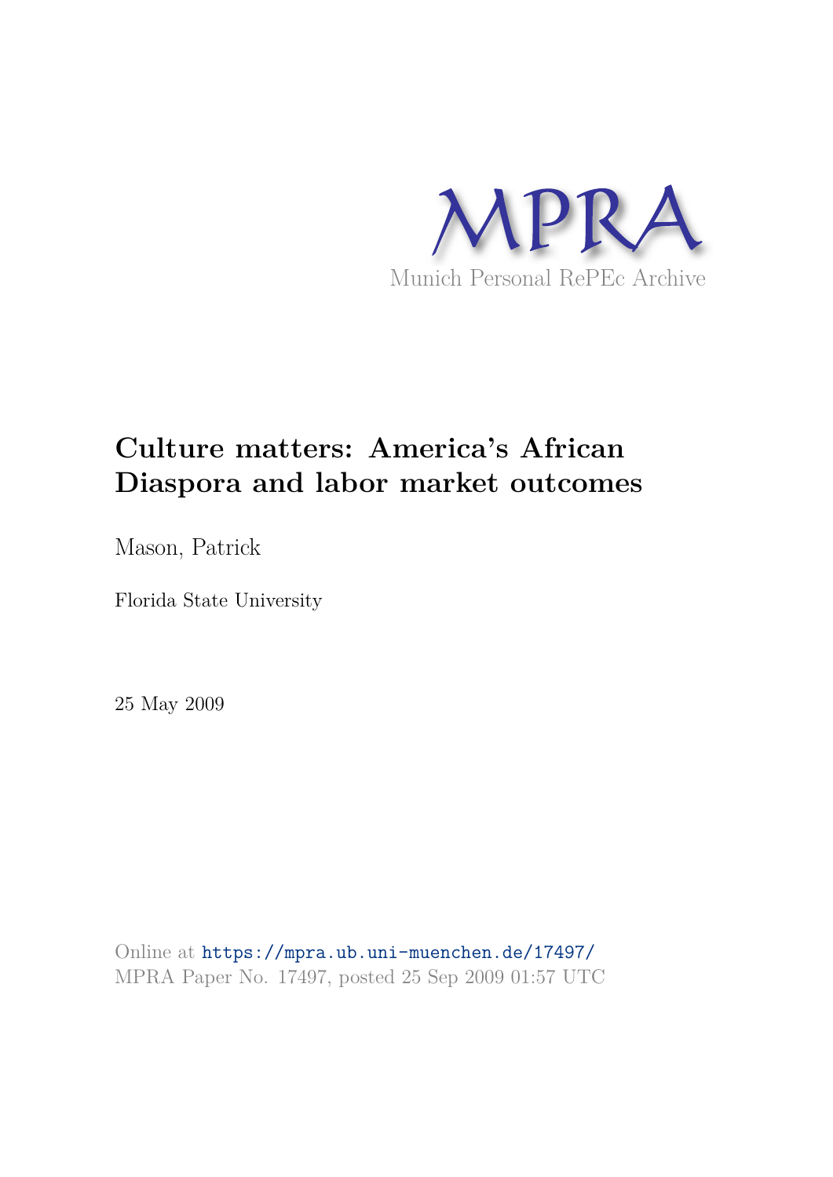MPRA

Munich Personal RePEc Archive

# Culture matters: America's African Diaspora and labor market outcomes

Mason, Patrick

Florida State University

25 May 2009

Online at https://mpra.ub.uni-muenchen.de/17497/
MPRA Paper No. 17497, posted 25 Sep 2009 01:57 UTC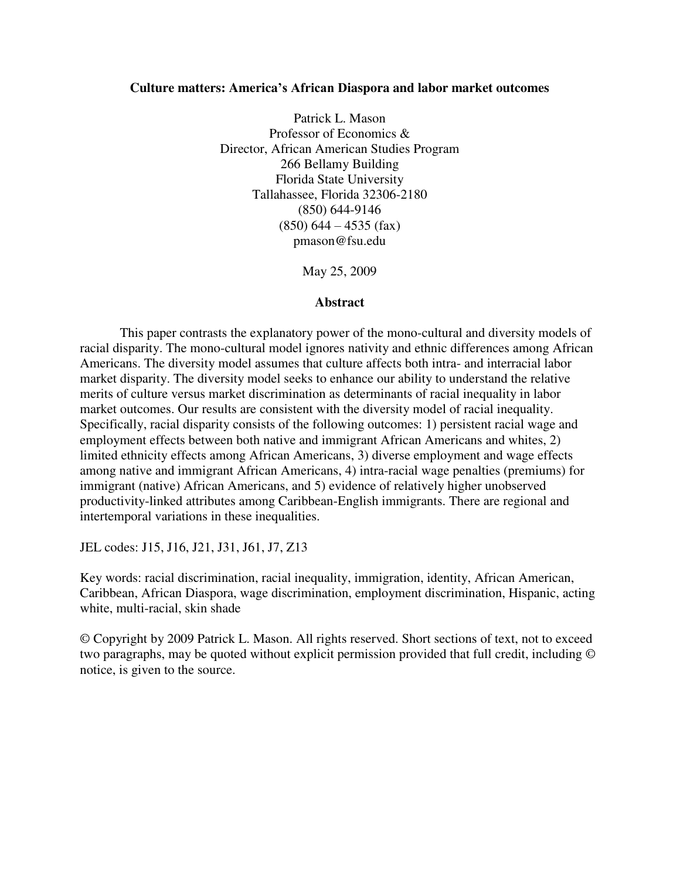**Culture matters: America's African Diaspora and labor market outcomes**

Patrick L. Mason
Professor of Economics &
Director, African American Studies Program
266 Bellamy Building
Florida State University
Tallahassee, Florida 32306-2180
(850) 644-9146
(850) 644 – 4535 (fax)
pmason@fsu.edu

May 25, 2009

## Abstract

This paper contrasts the explanatory power of the mono-cultural and diversity models of racial disparity. The mono-cultural model ignores nativity and ethnic differences among African Americans. The diversity model assumes that culture affects both intra- and interracial labor market disparity. The diversity model seeks to enhance our ability to understand the relative merits of culture versus market discrimination as determinants of racial inequality in labor market outcomes. Our results are consistent with the diversity model of racial inequality. Specifically, racial disparity consists of the following outcomes: 1) persistent racial wage and employment effects between both native and immigrant African Americans and whites, 2) limited ethnicity effects among African Americans, 3) diverse employment and wage effects among native and immigrant African Americans, 4) intra-racial wage penalties (premiums) for immigrant (native) African Americans, and 5) evidence of relatively higher unobserved productivity-linked attributes among Caribbean-English immigrants. There are regional and intertemporal variations in these inequalities.

JEL codes: J15, J16, J21, J31, J61, J7, Z13

Key words: racial discrimination, racial inequality, immigration, identity, African American, Caribbean, African Diaspora, wage discrimination, employment discrimination, Hispanic, acting white, multi-racial, skin shade

© Copyright by 2009 Patrick L. Mason. All rights reserved. Short sections of text, not to exceed two paragraphs, may be quoted without explicit permission provided that full credit, including © notice, is given to the source.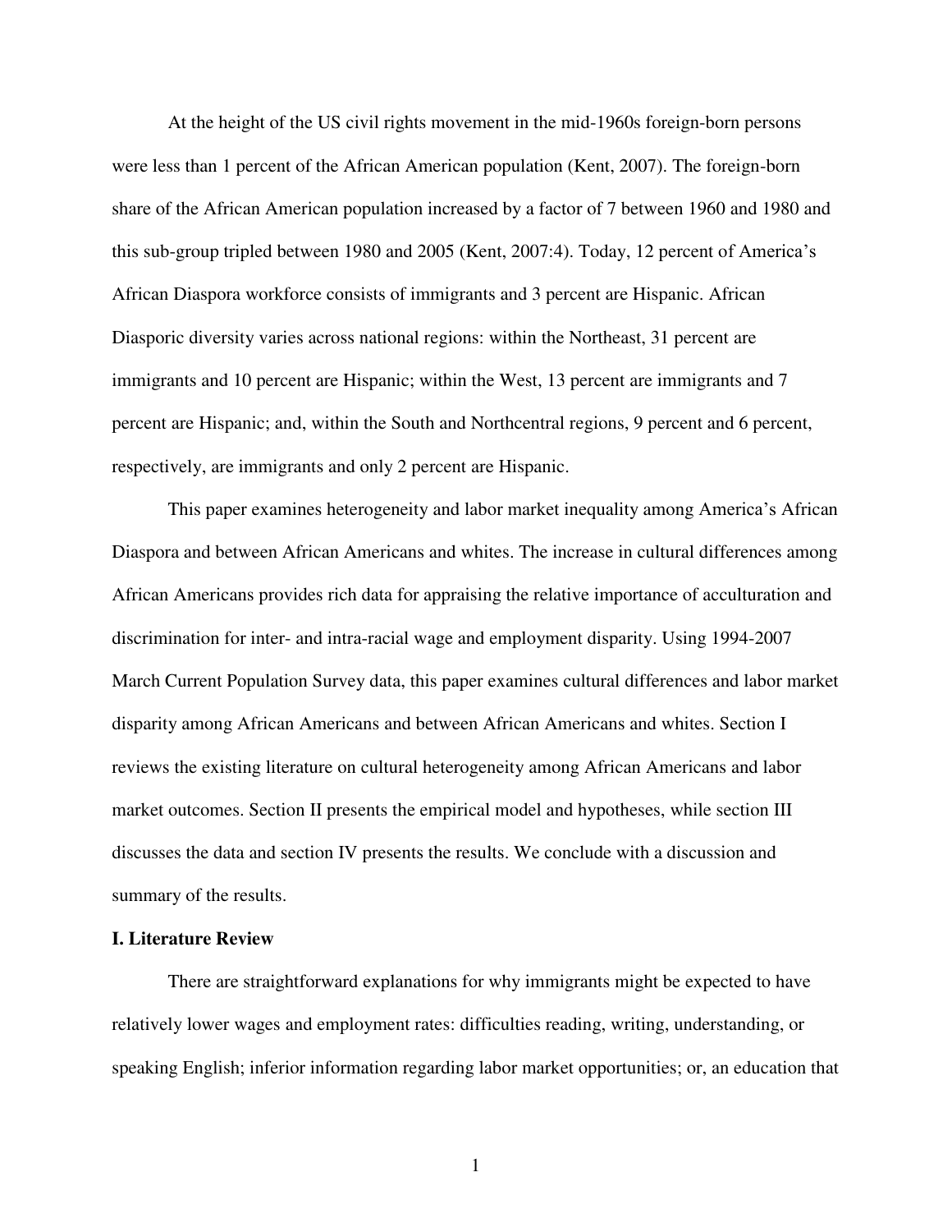At the height of the US civil rights movement in the mid-1960s foreign-born persons were less than 1 percent of the African American population (Kent, 2007). The foreign-born share of the African American population increased by a factor of 7 between 1960 and 1980 and this sub-group tripled between 1980 and 2005 (Kent, 2007:4). Today, 12 percent of America's African Diaspora workforce consists of immigrants and 3 percent are Hispanic. African Diasporic diversity varies across national regions: within the Northeast, 31 percent are immigrants and 10 percent are Hispanic; within the West, 13 percent are immigrants and 7 percent are Hispanic; and, within the South and Northcentral regions, 9 percent and 6 percent, respectively, are immigrants and only 2 percent are Hispanic.

This paper examines heterogeneity and labor market inequality among America's African Diaspora and between African Americans and whites. The increase in cultural differences among African Americans provides rich data for appraising the relative importance of acculturation and discrimination for inter- and intra-racial wage and employment disparity. Using 1994-2007 March Current Population Survey data, this paper examines cultural differences and labor market disparity among African Americans and between African Americans and whites. Section I reviews the existing literature on cultural heterogeneity among African Americans and labor market outcomes. Section II presents the empirical model and hypotheses, while section III discusses the data and section IV presents the results. We conclude with a discussion and summary of the results.

## I. Literature Review

There are straightforward explanations for why immigrants might be expected to have relatively lower wages and employment rates: difficulties reading, writing, understanding, or speaking English; inferior information regarding labor market opportunities; or, an education that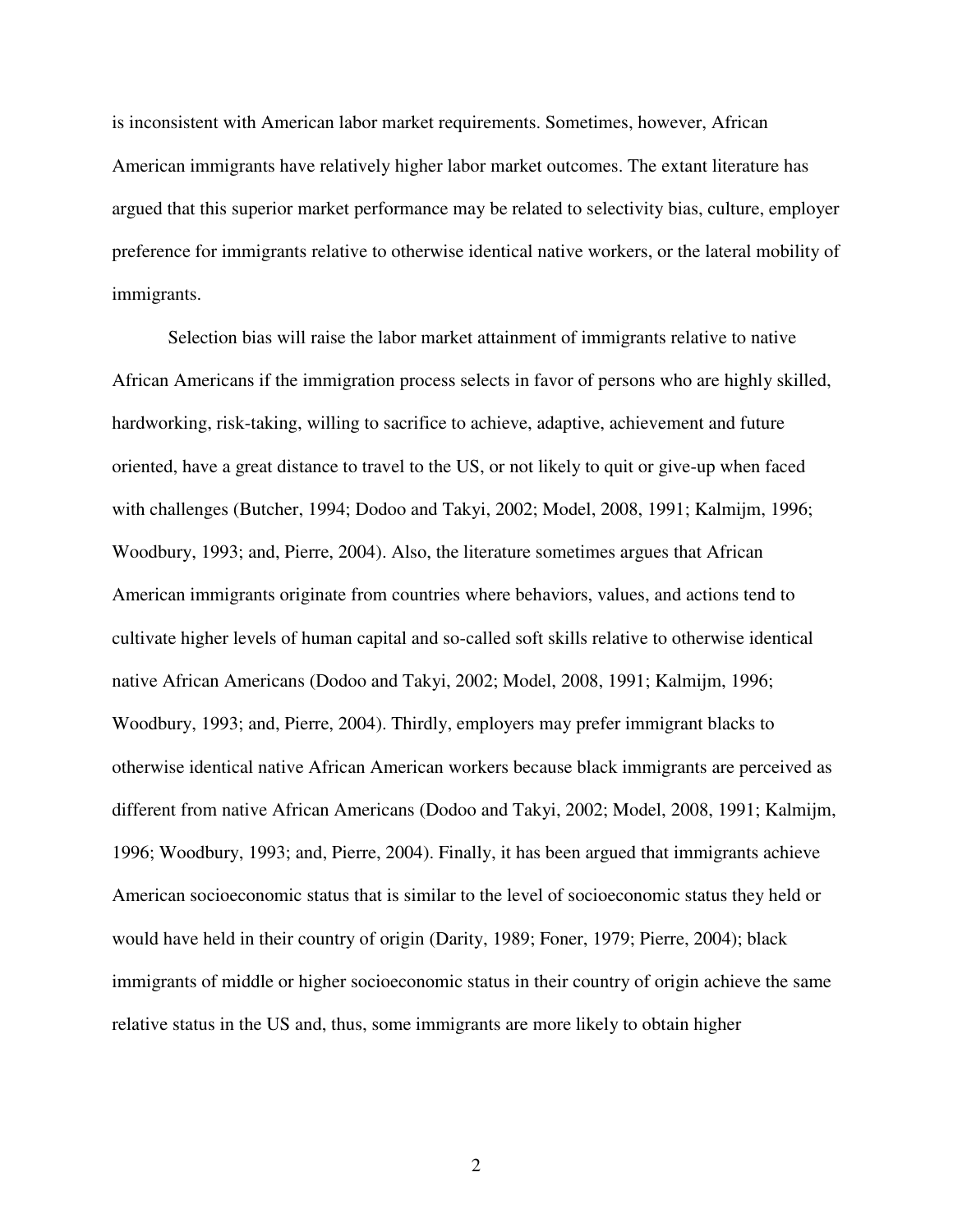is inconsistent with American labor market requirements. Sometimes, however, African American immigrants have relatively higher labor market outcomes. The extant literature has argued that this superior market performance may be related to selectivity bias, culture, employer preference for immigrants relative to otherwise identical native workers, or the lateral mobility of immigrants.

Selection bias will raise the labor market attainment of immigrants relative to native African Americans if the immigration process selects in favor of persons who are highly skilled, hardworking, risk-taking, willing to sacrifice to achieve, adaptive, achievement and future oriented, have a great distance to travel to the US, or not likely to quit or give-up when faced with challenges (Butcher, 1994; Dodoo and Takyi, 2002; Model, 2008, 1991; Kalmijm, 1996; Woodbury, 1993; and, Pierre, 2004). Also, the literature sometimes argues that African American immigrants originate from countries where behaviors, values, and actions tend to cultivate higher levels of human capital and so-called soft skills relative to otherwise identical native African Americans (Dodoo and Takyi, 2002; Model, 2008, 1991; Kalmijm, 1996; Woodbury, 1993; and, Pierre, 2004). Thirdly, employers may prefer immigrant blacks to otherwise identical native African American workers because black immigrants are perceived as different from native African Americans (Dodoo and Takyi, 2002; Model, 2008, 1991; Kalmijm, 1996; Woodbury, 1993; and, Pierre, 2004). Finally, it has been argued that immigrants achieve American socioeconomic status that is similar to the level of socioeconomic status they held or would have held in their country of origin (Darity, 1989; Foner, 1979; Pierre, 2004); black immigrants of middle or higher socioeconomic status in their country of origin achieve the same relative status in the US and, thus, some immigrants are more likely to obtain higher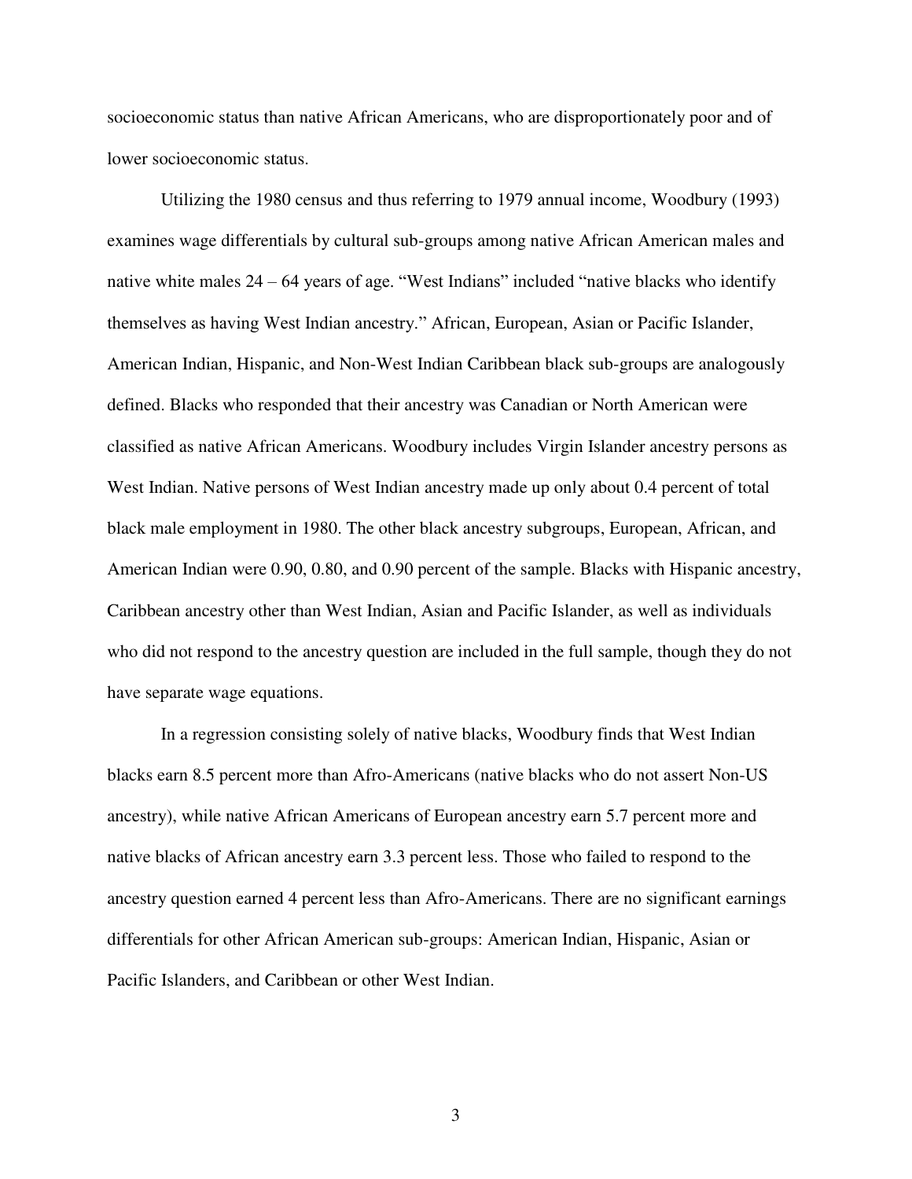socioeconomic status than native African Americans, who are disproportionately poor and of lower socioeconomic status.

Utilizing the 1980 census and thus referring to 1979 annual income, Woodbury (1993) examines wage differentials by cultural sub-groups among native African American males and native white males 24 – 64 years of age. "West Indians" included "native blacks who identify themselves as having West Indian ancestry." African, European, Asian or Pacific Islander, American Indian, Hispanic, and Non-West Indian Caribbean black sub-groups are analogously defined. Blacks who responded that their ancestry was Canadian or North American were classified as native African Americans. Woodbury includes Virgin Islander ancestry persons as West Indian. Native persons of West Indian ancestry made up only about 0.4 percent of total black male employment in 1980. The other black ancestry subgroups, European, African, and American Indian were 0.90, 0.80, and 0.90 percent of the sample. Blacks with Hispanic ancestry, Caribbean ancestry other than West Indian, Asian and Pacific Islander, as well as individuals who did not respond to the ancestry question are included in the full sample, though they do not have separate wage equations.

In a regression consisting solely of native blacks, Woodbury finds that West Indian blacks earn 8.5 percent more than Afro-Americans (native blacks who do not assert Non-US ancestry), while native African Americans of European ancestry earn 5.7 percent more and native blacks of African ancestry earn 3.3 percent less. Those who failed to respond to the ancestry question earned 4 percent less than Afro-Americans. There are no significant earnings differentials for other African American sub-groups: American Indian, Hispanic, Asian or Pacific Islanders, and Caribbean or other West Indian.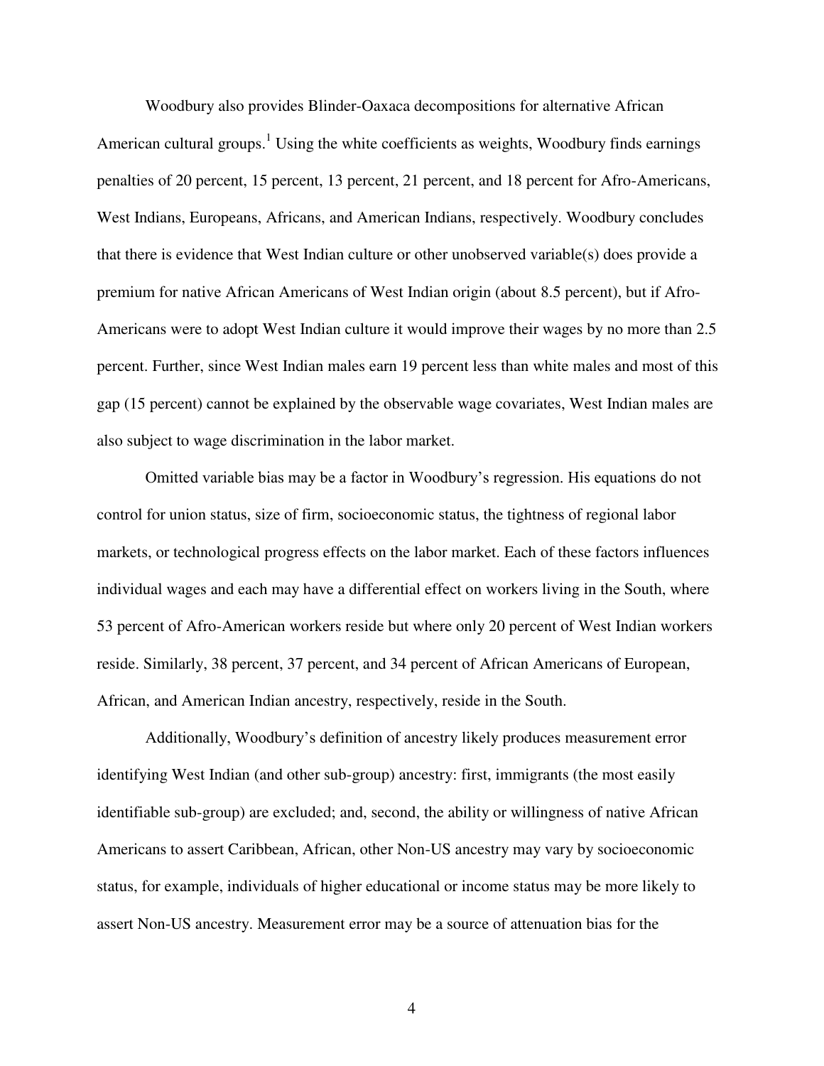Woodbury also provides Blinder-Oaxaca decompositions for alternative African American cultural groups.[1] Using the white coefficients as weights, Woodbury finds earnings penalties of 20 percent, 15 percent, 13 percent, 21 percent, and 18 percent for Afro-Americans, West Indians, Europeans, Africans, and American Indians, respectively. Woodbury concludes that there is evidence that West Indian culture or other unobserved variable(s) does provide a premium for native African Americans of West Indian origin (about 8.5 percent), but if Afro-Americans were to adopt West Indian culture it would improve their wages by no more than 2.5 percent. Further, since West Indian males earn 19 percent less than white males and most of this gap (15 percent) cannot be explained by the observable wage covariates, West Indian males are also subject to wage discrimination in the labor market.

Omitted variable bias may be a factor in Woodbury's regression. His equations do not control for union status, size of firm, socioeconomic status, the tightness of regional labor markets, or technological progress effects on the labor market. Each of these factors influences individual wages and each may have a differential effect on workers living in the South, where 53 percent of Afro-American workers reside but where only 20 percent of West Indian workers reside. Similarly, 38 percent, 37 percent, and 34 percent of African Americans of European, African, and American Indian ancestry, respectively, reside in the South.

Additionally, Woodbury's definition of ancestry likely produces measurement error identifying West Indian (and other sub-group) ancestry: first, immigrants (the most easily identifiable sub-group) are excluded; and, second, the ability or willingness of native African Americans to assert Caribbean, African, other Non-US ancestry may vary by socioeconomic status, for example, individuals of higher educational or income status may be more likely to assert Non-US ancestry. Measurement error may be a source of attenuation bias for the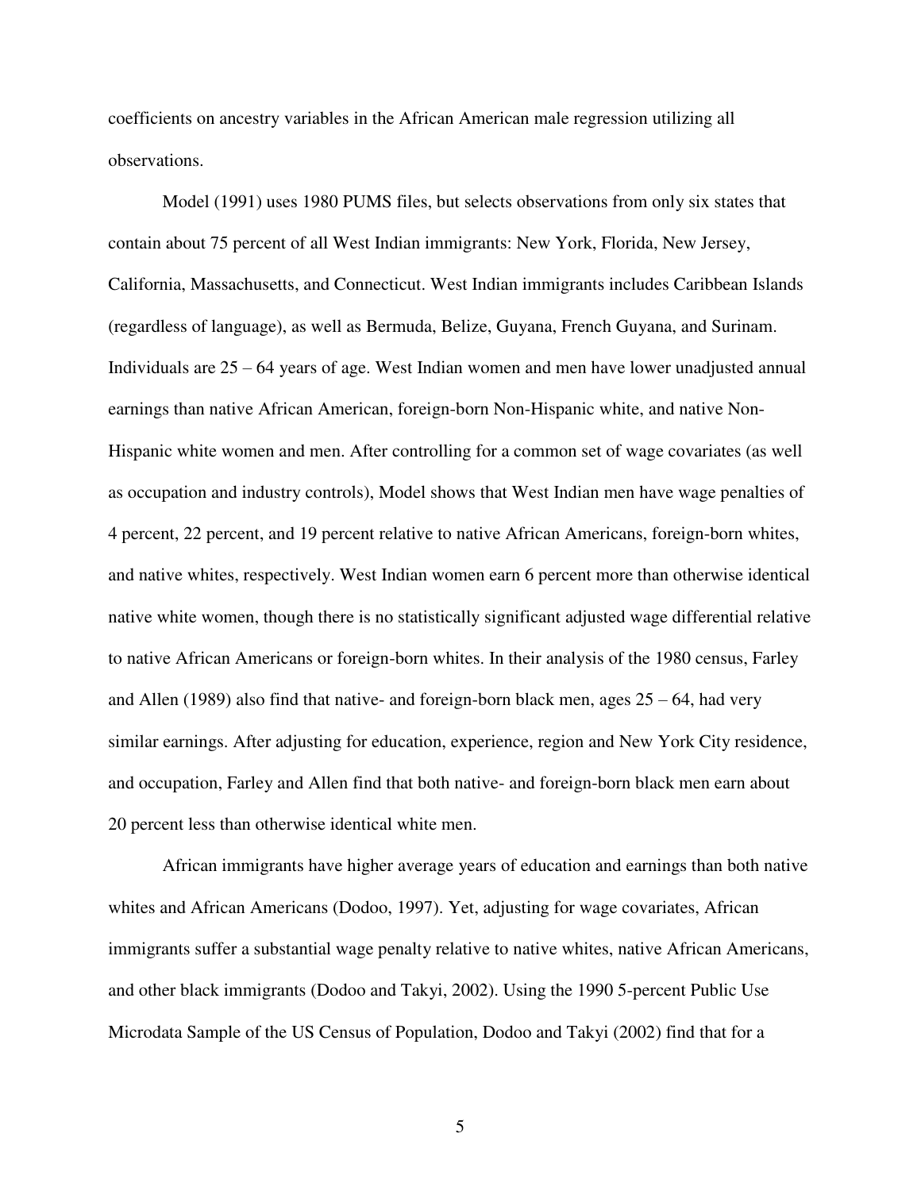coefficients on ancestry variables in the African American male regression utilizing all observations.

Model (1991) uses 1980 PUMS files, but selects observations from only six states that contain about 75 percent of all West Indian immigrants: New York, Florida, New Jersey, California, Massachusetts, and Connecticut. West Indian immigrants includes Caribbean Islands (regardless of language), as well as Bermuda, Belize, Guyana, French Guyana, and Surinam. Individuals are 25 – 64 years of age. West Indian women and men have lower unadjusted annual earnings than native African American, foreign-born Non-Hispanic white, and native Non-Hispanic white women and men. After controlling for a common set of wage covariates (as well as occupation and industry controls), Model shows that West Indian men have wage penalties of 4 percent, 22 percent, and 19 percent relative to native African Americans, foreign-born whites, and native whites, respectively. West Indian women earn 6 percent more than otherwise identical native white women, though there is no statistically significant adjusted wage differential relative to native African Americans or foreign-born whites. In their analysis of the 1980 census, Farley and Allen (1989) also find that native- and foreign-born black men, ages 25 – 64, had very similar earnings. After adjusting for education, experience, region and New York City residence, and occupation, Farley and Allen find that both native- and foreign-born black men earn about 20 percent less than otherwise identical white men.

African immigrants have higher average years of education and earnings than both native whites and African Americans (Dodoo, 1997). Yet, adjusting for wage covariates, African immigrants suffer a substantial wage penalty relative to native whites, native African Americans, and other black immigrants (Dodoo and Takyi, 2002). Using the 1990 5-percent Public Use Microdata Sample of the US Census of Population, Dodoo and Takyi (2002) find that for a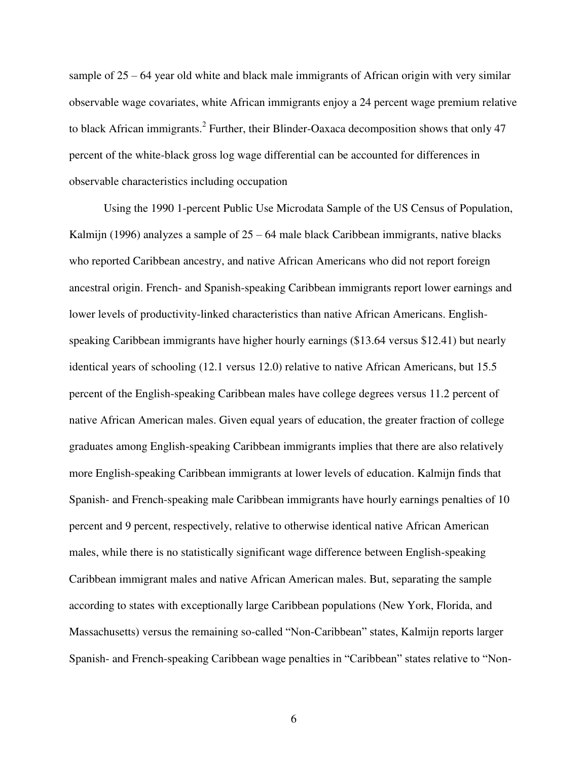sample of 25 – 64 year old white and black male immigrants of African origin with very similar observable wage covariates, white African immigrants enjoy a 24 percent wage premium relative to black African immigrants.[2] Further, their Blinder-Oaxaca decomposition shows that only 47 percent of the white-black gross log wage differential can be accounted for differences in observable characteristics including occupation

Using the 1990 1-percent Public Use Microdata Sample of the US Census of Population, Kalmijn (1996) analyzes a sample of 25 – 64 male black Caribbean immigrants, native blacks who reported Caribbean ancestry, and native African Americans who did not report foreign ancestral origin. French- and Spanish-speaking Caribbean immigrants report lower earnings and lower levels of productivity-linked characteristics than native African Americans. English-speaking Caribbean immigrants have higher hourly earnings ($13.64 versus $12.41) but nearly identical years of schooling (12.1 versus 12.0) relative to native African Americans, but 15.5 percent of the English-speaking Caribbean males have college degrees versus 11.2 percent of native African American males. Given equal years of education, the greater fraction of college graduates among English-speaking Caribbean immigrants implies that there are also relatively more English-speaking Caribbean immigrants at lower levels of education. Kalmijn finds that Spanish- and French-speaking male Caribbean immigrants have hourly earnings penalties of 10 percent and 9 percent, respectively, relative to otherwise identical native African American males, while there is no statistically significant wage difference between English-speaking Caribbean immigrant males and native African American males. But, separating the sample according to states with exceptionally large Caribbean populations (New York, Florida, and Massachusetts) versus the remaining so-called "Non-Caribbean" states, Kalmijn reports larger Spanish- and French-speaking Caribbean wage penalties in "Caribbean" states relative to "Non-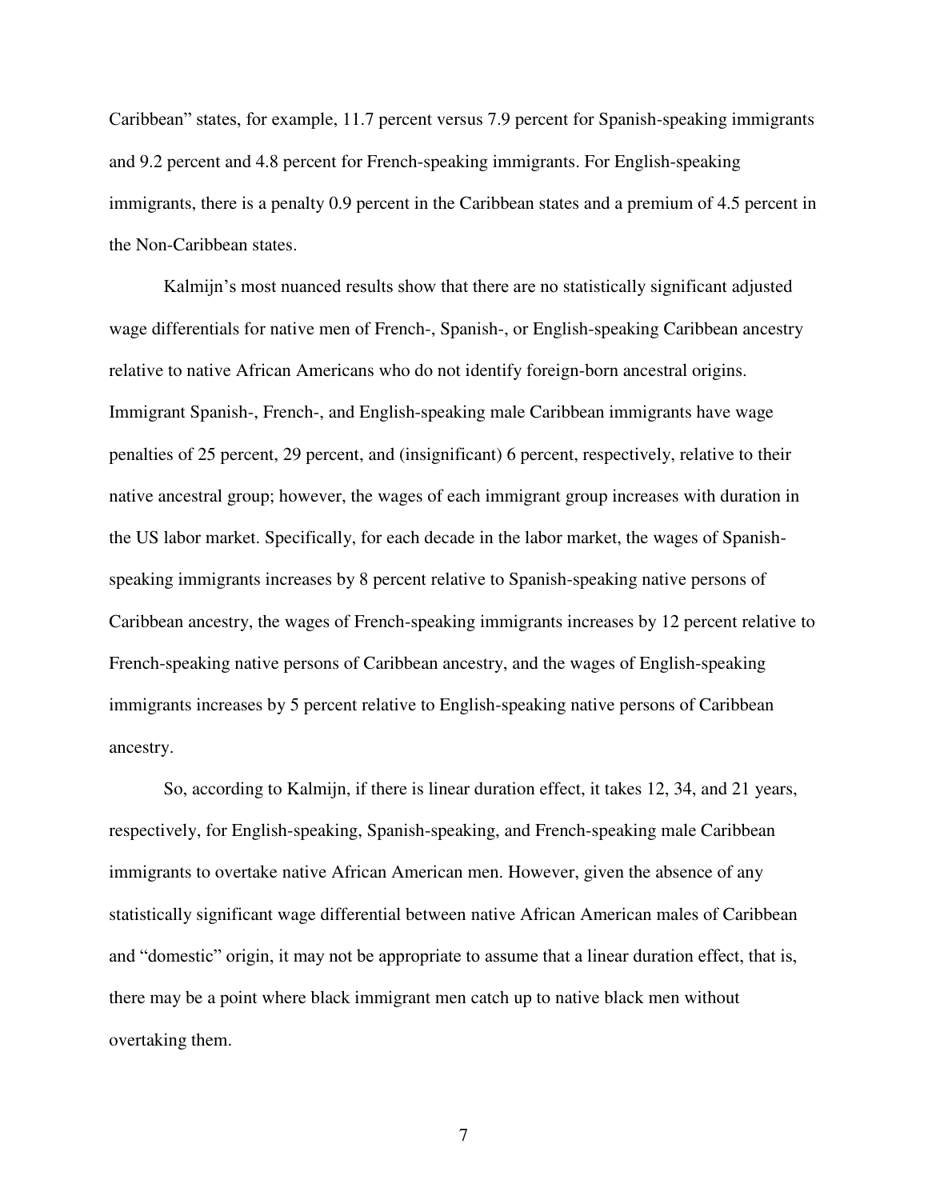Caribbean" states, for example, 11.7 percent versus 7.9 percent for Spanish-speaking immigrants and 9.2 percent and 4.8 percent for French-speaking immigrants. For English-speaking immigrants, there is a penalty 0.9 percent in the Caribbean states and a premium of 4.5 percent in the Non-Caribbean states.

Kalmijn's most nuanced results show that there are no statistically significant adjusted wage differentials for native men of French-, Spanish-, or English-speaking Caribbean ancestry relative to native African Americans who do not identify foreign-born ancestral origins. Immigrant Spanish-, French-, and English-speaking male Caribbean immigrants have wage penalties of 25 percent, 29 percent, and (insignificant) 6 percent, respectively, relative to their native ancestral group; however, the wages of each immigrant group increases with duration in the US labor market. Specifically, for each decade in the labor market, the wages of Spanish-speaking immigrants increases by 8 percent relative to Spanish-speaking native persons of Caribbean ancestry, the wages of French-speaking immigrants increases by 12 percent relative to French-speaking native persons of Caribbean ancestry, and the wages of English-speaking immigrants increases by 5 percent relative to English-speaking native persons of Caribbean ancestry.

So, according to Kalmijn, if there is linear duration effect, it takes 12, 34, and 21 years, respectively, for English-speaking, Spanish-speaking, and French-speaking male Caribbean immigrants to overtake native African American men. However, given the absence of any statistically significant wage differential between native African American males of Caribbean and "domestic" origin, it may not be appropriate to assume that a linear duration effect, that is, there may be a point where black immigrant men catch up to native black men without overtaking them.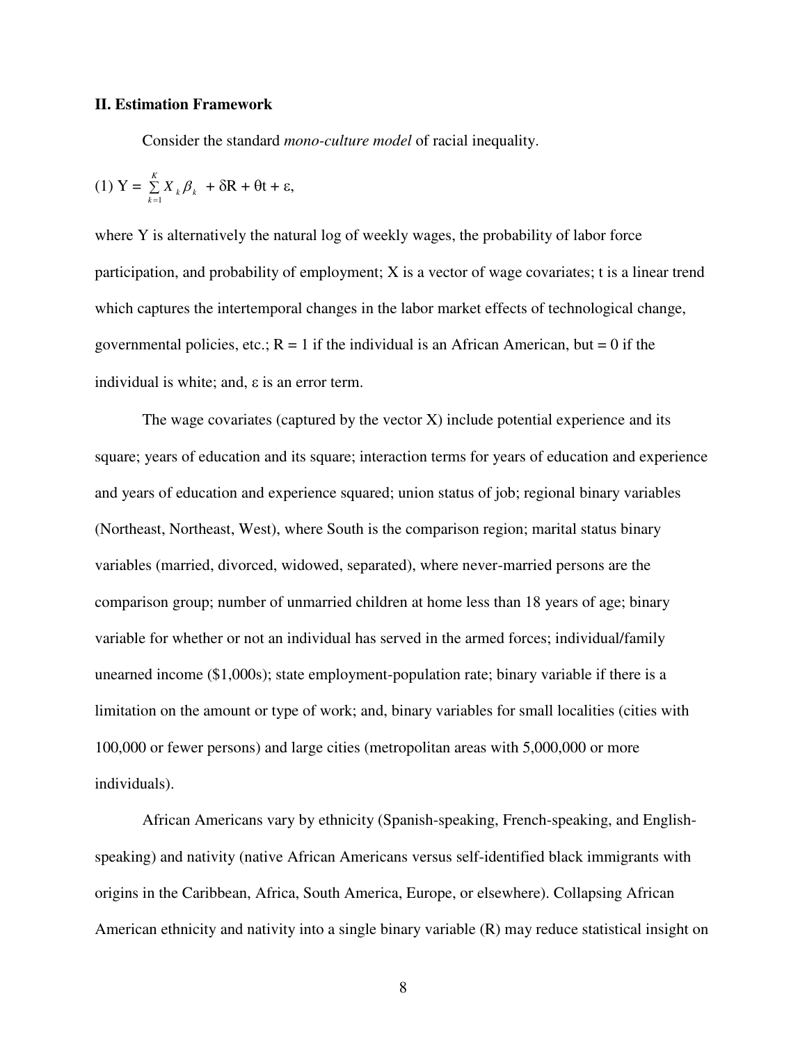**II. Estimation Framework**

Consider the standard *mono-culture model* of racial inequality.

$$(1)\ Y = \sum_{k=1}^{K} X_k \beta_k + \delta R + \theta t + \varepsilon,$$

where Y is alternatively the natural log of weekly wages, the probability of labor force participation, and probability of employment; X is a vector of wage covariates; t is a linear trend which captures the intertemporal changes in the labor market effects of technological change, governmental policies, etc.; R = 1 if the individual is an African American, but = 0 if the individual is white; and, ε is an error term.

The wage covariates (captured by the vector X) include potential experience and its square; years of education and its square; interaction terms for years of education and experience and years of education and experience squared; union status of job; regional binary variables (Northeast, Northeast, West), where South is the comparison region; marital status binary variables (married, divorced, widowed, separated), where never-married persons are the comparison group; number of unmarried children at home less than 18 years of age; binary variable for whether or not an individual has served in the armed forces; individual/family unearned income ($1,000s); state employment-population rate; binary variable if there is a limitation on the amount or type of work; and, binary variables for small localities (cities with 100,000 or fewer persons) and large cities (metropolitan areas with 5,000,000 or more individuals).

African Americans vary by ethnicity (Spanish-speaking, French-speaking, and English-speaking) and nativity (native African Americans versus self-identified black immigrants with origins in the Caribbean, Africa, South America, Europe, or elsewhere). Collapsing African American ethnicity and nativity into a single binary variable (R) may reduce statistical insight on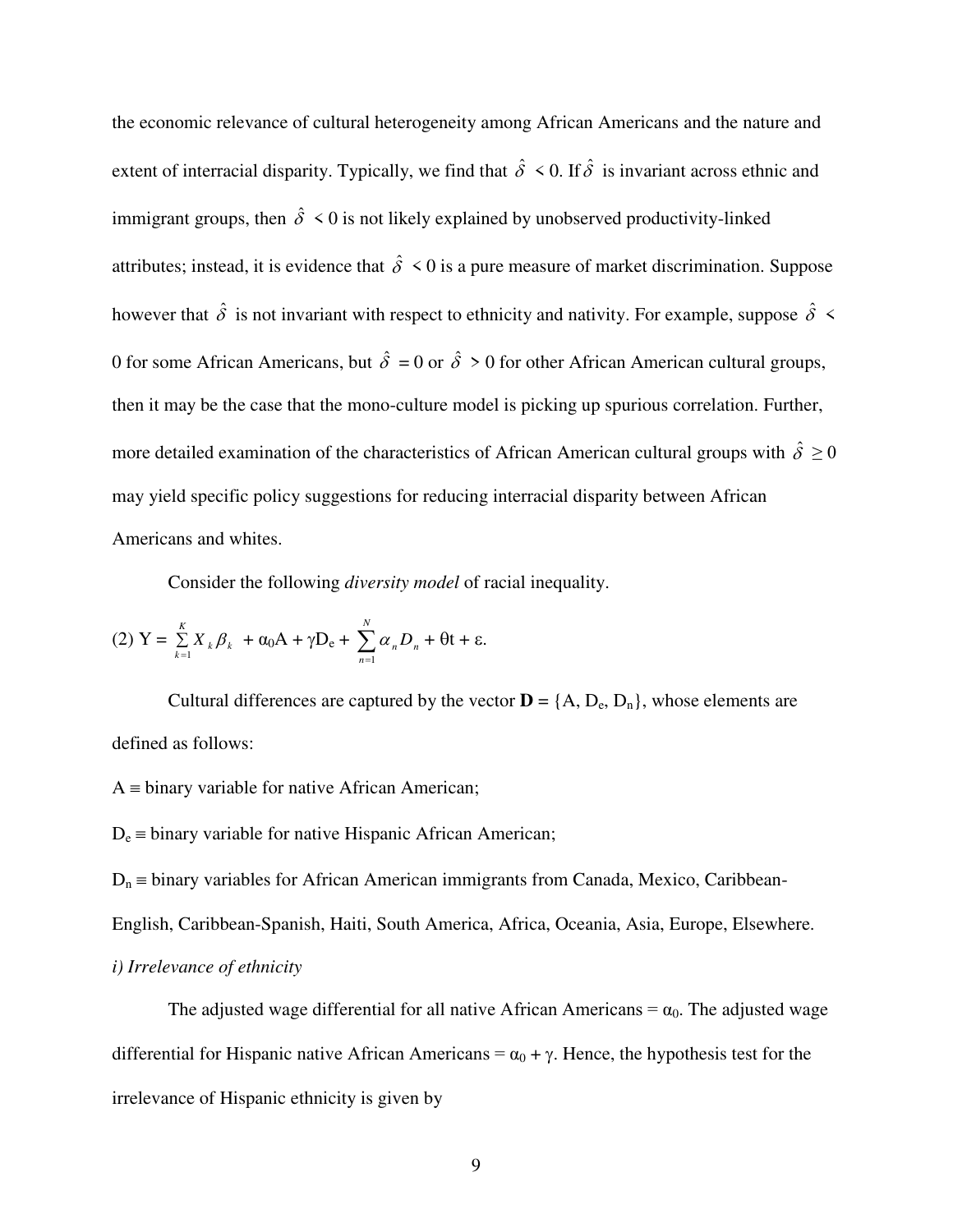the economic relevance of cultural heterogeneity among African Americans and the nature and extent of interracial disparity. Typically, we find that $\hat{\delta} < 0$. If $\hat{\delta}$ is invariant across ethnic and immigrant groups, then $\hat{\delta} < 0$ is not likely explained by unobserved productivity-linked attributes; instead, it is evidence that $\hat{\delta} < 0$ is a pure measure of market discrimination. Suppose however that $\hat{\delta}$ is not invariant with respect to ethnicity and nativity. For example, suppose $\hat{\delta} < 0$ for some African Americans, but $\hat{\delta} = 0$ or $\hat{\delta} > 0$ for other African American cultural groups, then it may be the case that the mono-culture model is picking up spurious correlation. Further, more detailed examination of the characteristics of African American cultural groups with $\hat{\delta} \geq 0$ may yield specific policy suggestions for reducing interracial disparity between African Americans and whites.

Consider the following *diversity model* of racial inequality.

$$(2)\ Y = \sum_{k=1}^{K} X_k \beta_k + \alpha_0 A + \gamma D_e + \sum_{n=1}^{N} \alpha_n D_n + \theta t + \varepsilon.$$

Cultural differences are captured by the vector $\mathbf{D} = \{A, D_e, D_n\}$, whose elements are defined as follows:

$A \equiv$ binary variable for native African American;

$D_e \equiv$ binary variable for native Hispanic African American;

$D_n \equiv$ binary variables for African American immigrants from Canada, Mexico, Caribbean-English, Caribbean-Spanish, Haiti, South America, Africa, Oceania, Asia, Europe, Elsewhere.

*i) Irrelevance of ethnicity*

The adjusted wage differential for all native African Americans = $\alpha_0$. The adjusted wage differential for Hispanic native African Americans = $\alpha_0 + \gamma$. Hence, the hypothesis test for the irrelevance of Hispanic ethnicity is given by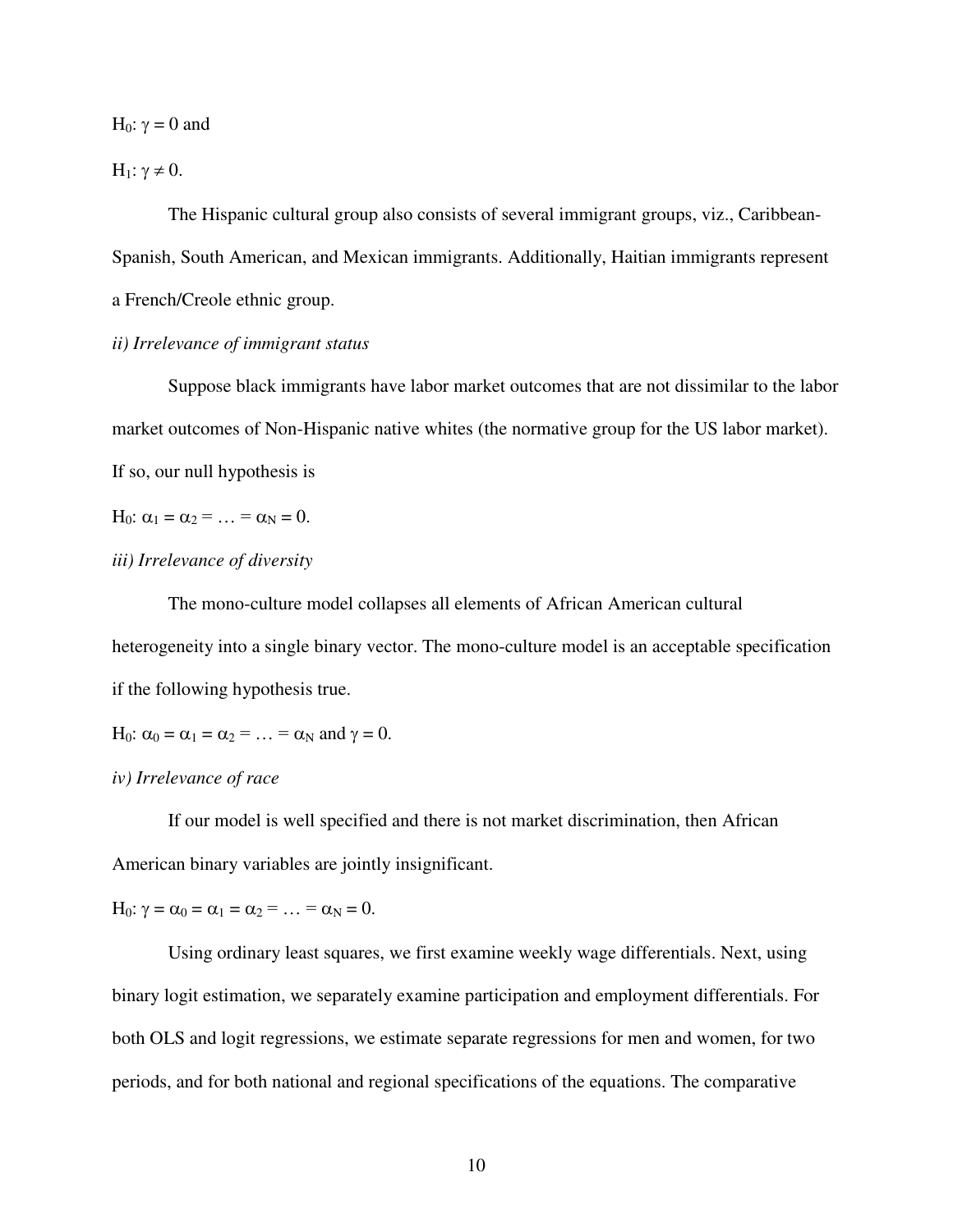$H_0$: $\gamma = 0$ and

$H_1$: $\gamma \neq 0$.

The Hispanic cultural group also consists of several immigrant groups, viz., Caribbean-Spanish, South American, and Mexican immigrants. Additionally, Haitian immigrants represent a French/Creole ethnic group.

*ii) Irrelevance of immigrant status*

Suppose black immigrants have labor market outcomes that are not dissimilar to the labor market outcomes of Non-Hispanic native whites (the normative group for the US labor market). If so, our null hypothesis is

$H_0$: $\alpha_1 = \alpha_2 = \ldots = \alpha_N = 0$.

*iii) Irrelevance of diversity*

The mono-culture model collapses all elements of African American cultural heterogeneity into a single binary vector. The mono-culture model is an acceptable specification if the following hypothesis true.

$H_0$: $\alpha_0 = \alpha_1 = \alpha_2 = \ldots = \alpha_N$ and $\gamma = 0$.

*iv) Irrelevance of race*

If our model is well specified and there is not market discrimination, then African American binary variables are jointly insignificant.

$H_0$: $\gamma = \alpha_0 = \alpha_1 = \alpha_2 = \ldots = \alpha_N = 0$.

Using ordinary least squares, we first examine weekly wage differentials. Next, using binary logit estimation, we separately examine participation and employment differentials. For both OLS and logit regressions, we estimate separate regressions for men and women, for two periods, and for both national and regional specifications of the equations. The comparative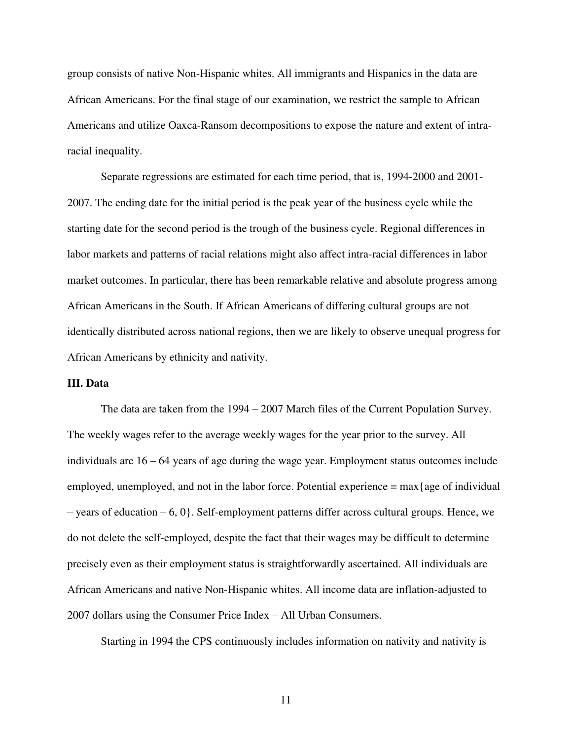group consists of native Non-Hispanic whites. All immigrants and Hispanics in the data are African Americans. For the final stage of our examination, we restrict the sample to African Americans and utilize Oaxca-Ransom decompositions to expose the nature and extent of intra-racial inequality.

Separate regressions are estimated for each time period, that is, 1994-2000 and 2001-2007. The ending date for the initial period is the peak year of the business cycle while the starting date for the second period is the trough of the business cycle. Regional differences in labor markets and patterns of racial relations might also affect intra-racial differences in labor market outcomes. In particular, there has been remarkable relative and absolute progress among African Americans in the South. If African Americans of differing cultural groups are not identically distributed across national regions, then we are likely to observe unequal progress for African Americans by ethnicity and nativity.

## III. Data

The data are taken from the 1994 – 2007 March files of the Current Population Survey. The weekly wages refer to the average weekly wages for the year prior to the survey. All individuals are 16 – 64 years of age during the wage year. Employment status outcomes include employed, unemployed, and not in the labor force. Potential experience = max{age of individual – years of education – 6, 0}. Self-employment patterns differ across cultural groups. Hence, we do not delete the self-employed, despite the fact that their wages may be difficult to determine precisely even as their employment status is straightforwardly ascertained. All individuals are African Americans and native Non-Hispanic whites. All income data are inflation-adjusted to 2007 dollars using the Consumer Price Index – All Urban Consumers.

Starting in 1994 the CPS continuously includes information on nativity and nativity is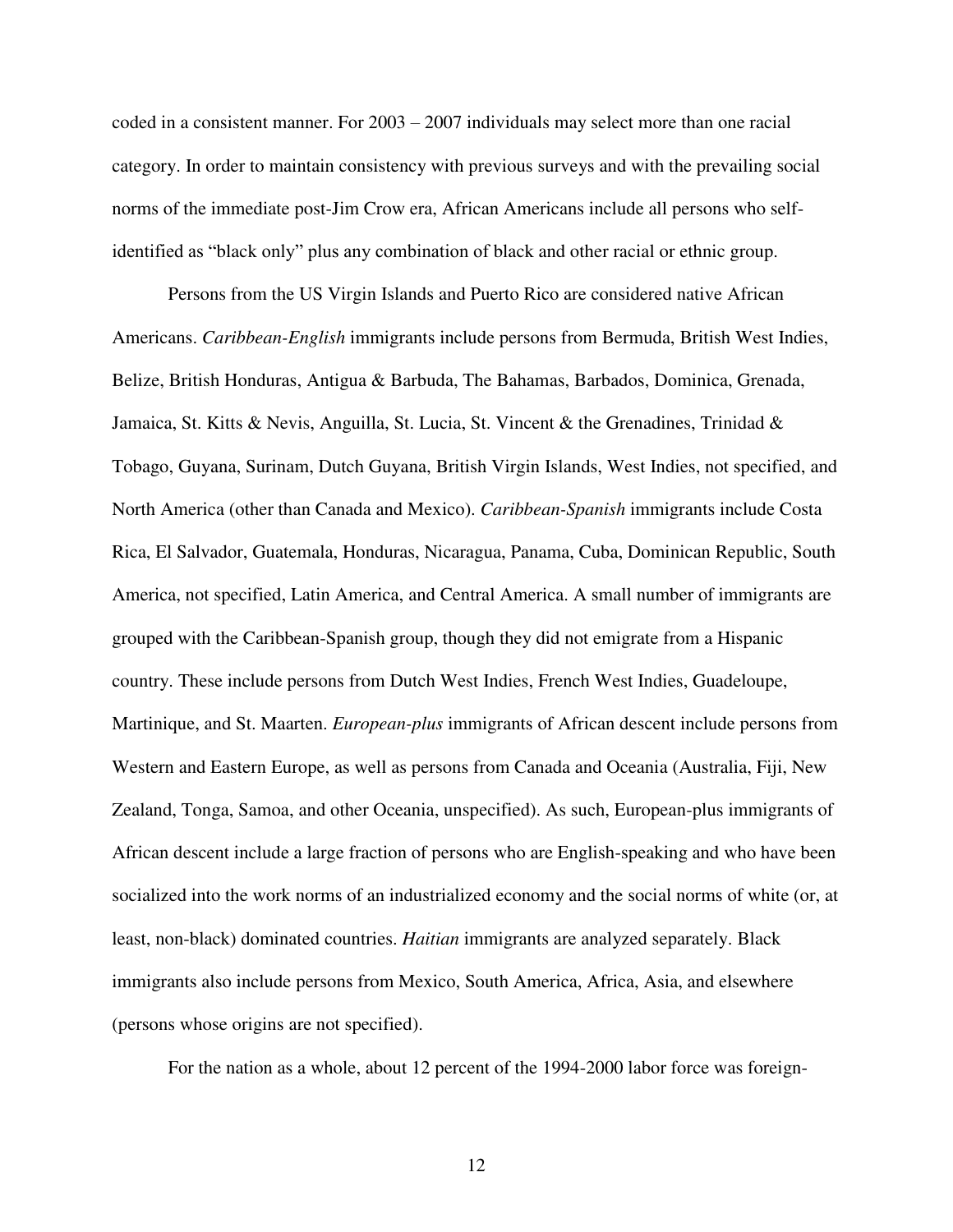coded in a consistent manner. For 2003 – 2007 individuals may select more than one racial category. In order to maintain consistency with previous surveys and with the prevailing social norms of the immediate post-Jim Crow era, African Americans include all persons who self-identified as "black only" plus any combination of black and other racial or ethnic group.

Persons from the US Virgin Islands and Puerto Rico are considered native African Americans. *Caribbean-English* immigrants include persons from Bermuda, British West Indies, Belize, British Honduras, Antigua & Barbuda, The Bahamas, Barbados, Dominica, Grenada, Jamaica, St. Kitts & Nevis, Anguilla, St. Lucia, St. Vincent & the Grenadines, Trinidad & Tobago, Guyana, Surinam, Dutch Guyana, British Virgin Islands, West Indies, not specified, and North America (other than Canada and Mexico). *Caribbean-Spanish* immigrants include Costa Rica, El Salvador, Guatemala, Honduras, Nicaragua, Panama, Cuba, Dominican Republic, South America, not specified, Latin America, and Central America. A small number of immigrants are grouped with the Caribbean-Spanish group, though they did not emigrate from a Hispanic country. These include persons from Dutch West Indies, French West Indies, Guadeloupe, Martinique, and St. Maarten. *European-plus* immigrants of African descent include persons from Western and Eastern Europe, as well as persons from Canada and Oceania (Australia, Fiji, New Zealand, Tonga, Samoa, and other Oceania, unspecified). As such, European-plus immigrants of African descent include a large fraction of persons who are English-speaking and who have been socialized into the work norms of an industrialized economy and the social norms of white (or, at least, non-black) dominated countries. *Haitian* immigrants are analyzed separately. Black immigrants also include persons from Mexico, South America, Africa, Asia, and elsewhere (persons whose origins are not specified).

For the nation as a whole, about 12 percent of the 1994-2000 labor force was foreign-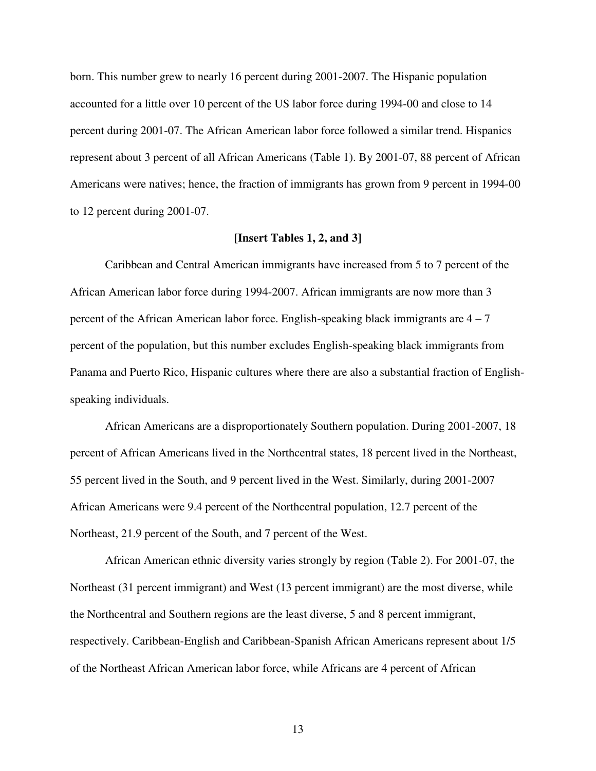born. This number grew to nearly 16 percent during 2001-2007. The Hispanic population accounted for a little over 10 percent of the US labor force during 1994-00 and close to 14 percent during 2001-07. The African American labor force followed a similar trend. Hispanics represent about 3 percent of all African Americans (Table 1). By 2001-07, 88 percent of African Americans were natives; hence, the fraction of immigrants has grown from 9 percent in 1994-00 to 12 percent during 2001-07.

**[Insert Tables 1, 2, and 3]**

Caribbean and Central American immigrants have increased from 5 to 7 percent of the African American labor force during 1994-2007. African immigrants are now more than 3 percent of the African American labor force. English-speaking black immigrants are 4 – 7 percent of the population, but this number excludes English-speaking black immigrants from Panama and Puerto Rico, Hispanic cultures where there are also a substantial fraction of English-speaking individuals.

African Americans are a disproportionately Southern population. During 2001-2007, 18 percent of African Americans lived in the Northcentral states, 18 percent lived in the Northeast, 55 percent lived in the South, and 9 percent lived in the West. Similarly, during 2001-2007 African Americans were 9.4 percent of the Northcentral population, 12.7 percent of the Northeast, 21.9 percent of the South, and 7 percent of the West.

African American ethnic diversity varies strongly by region (Table 2). For 2001-07, the Northeast (31 percent immigrant) and West (13 percent immigrant) are the most diverse, while the Northcentral and Southern regions are the least diverse, 5 and 8 percent immigrant, respectively. Caribbean-English and Caribbean-Spanish African Americans represent about 1/5 of the Northeast African American labor force, while Africans are 4 percent of African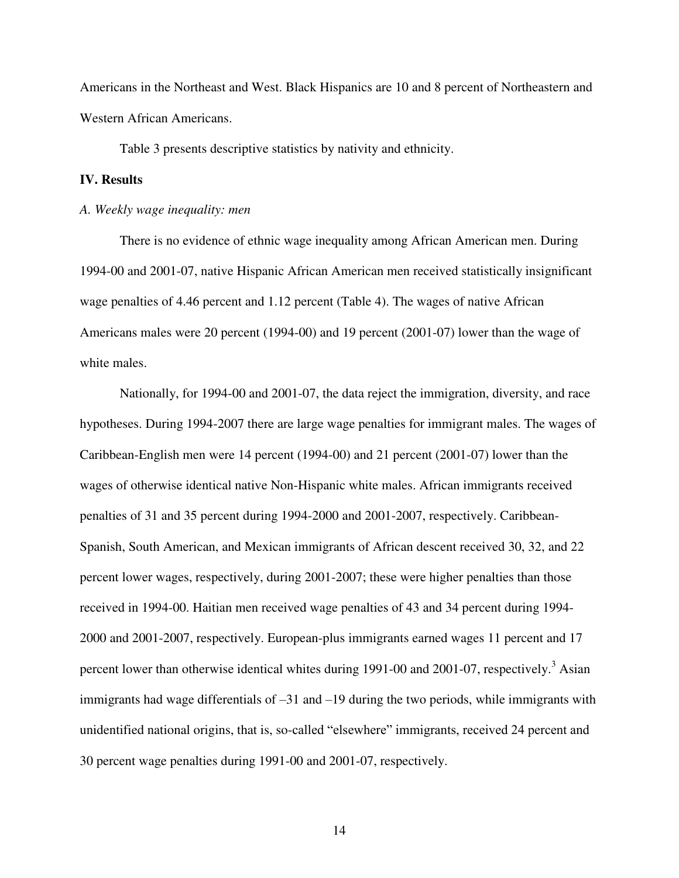Americans in the Northeast and West. Black Hispanics are 10 and 8 percent of Northeastern and Western African Americans.

Table 3 presents descriptive statistics by nativity and ethnicity.

## IV. Results

### *A. Weekly wage inequality: men*

There is no evidence of ethnic wage inequality among African American men. During 1994-00 and 2001-07, native Hispanic African American men received statistically insignificant wage penalties of 4.46 percent and 1.12 percent (Table 4). The wages of native African Americans males were 20 percent (1994-00) and 19 percent (2001-07) lower than the wage of white males.

Nationally, for 1994-00 and 2001-07, the data reject the immigration, diversity, and race hypotheses. During 1994-2007 there are large wage penalties for immigrant males. The wages of Caribbean-English men were 14 percent (1994-00) and 21 percent (2001-07) lower than the wages of otherwise identical native Non-Hispanic white males. African immigrants received penalties of 31 and 35 percent during 1994-2000 and 2001-2007, respectively. Caribbean-Spanish, South American, and Mexican immigrants of African descent received 30, 32, and 22 percent lower wages, respectively, during 2001-2007; these were higher penalties than those received in 1994-00. Haitian men received wage penalties of 43 and 34 percent during 1994-2000 and 2001-2007, respectively. European-plus immigrants earned wages 11 percent and 17 percent lower than otherwise identical whites during 1991-00 and 2001-07, respectively.[3] Asian immigrants had wage differentials of –31 and –19 during the two periods, while immigrants with unidentified national origins, that is, so-called "elsewhere" immigrants, received 24 percent and 30 percent wage penalties during 1991-00 and 2001-07, respectively.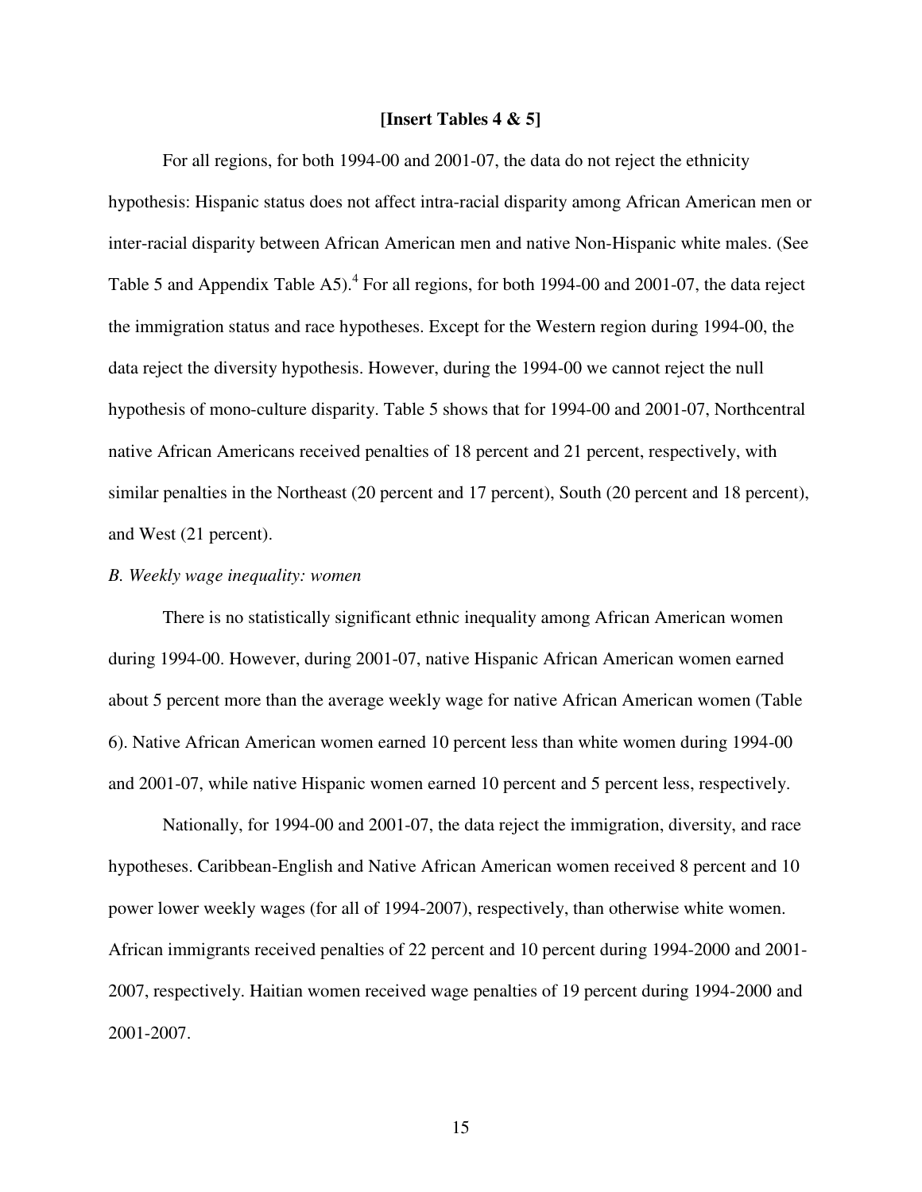**[Insert Tables 4 & 5]**

For all regions, for both 1994-00 and 2001-07, the data do not reject the ethnicity hypothesis: Hispanic status does not affect intra-racial disparity among African American men or inter-racial disparity between African American men and native Non-Hispanic white males. (See Table 5 and Appendix Table A5).[4] For all regions, for both 1994-00 and 2001-07, the data reject the immigration status and race hypotheses. Except for the Western region during 1994-00, the data reject the diversity hypothesis. However, during the 1994-00 we cannot reject the null hypothesis of mono-culture disparity. Table 5 shows that for 1994-00 and 2001-07, Northcentral native African Americans received penalties of 18 percent and 21 percent, respectively, with similar penalties in the Northeast (20 percent and 17 percent), South (20 percent and 18 percent), and West (21 percent).

*B. Weekly wage inequality: women*

There is no statistically significant ethnic inequality among African American women during 1994-00. However, during 2001-07, native Hispanic African American women earned about 5 percent more than the average weekly wage for native African American women (Table 6). Native African American women earned 10 percent less than white women during 1994-00 and 2001-07, while native Hispanic women earned 10 percent and 5 percent less, respectively.

Nationally, for 1994-00 and 2001-07, the data reject the immigration, diversity, and race hypotheses. Caribbean-English and Native African American women received 8 percent and 10 power lower weekly wages (for all of 1994-2007), respectively, than otherwise white women. African immigrants received penalties of 22 percent and 10 percent during 1994-2000 and 2001-2007, respectively. Haitian women received wage penalties of 19 percent during 1994-2000 and 2001-2007.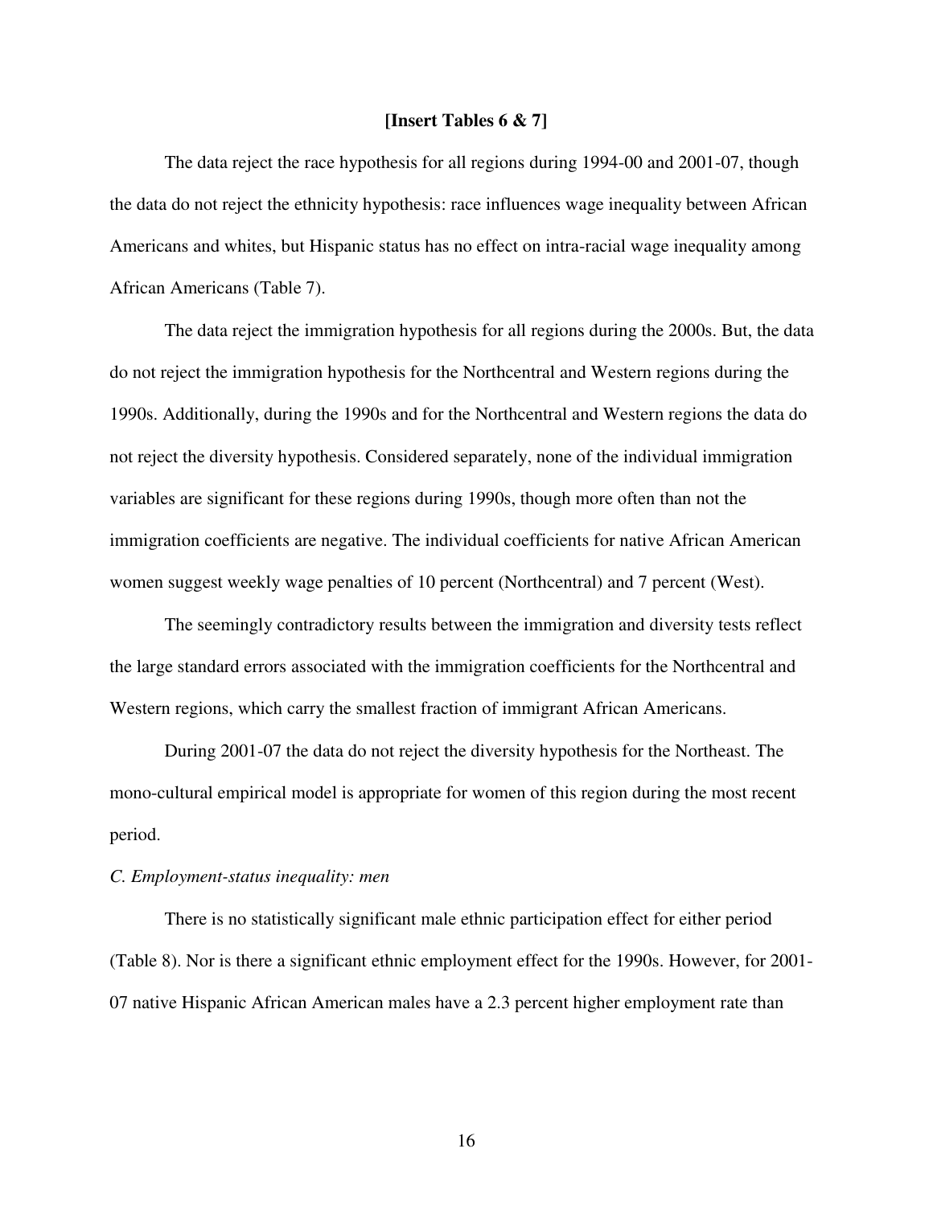**[Insert Tables 6 & 7]**

The data reject the race hypothesis for all regions during 1994-00 and 2001-07, though the data do not reject the ethnicity hypothesis: race influences wage inequality between African Americans and whites, but Hispanic status has no effect on intra-racial wage inequality among African Americans (Table 7).

The data reject the immigration hypothesis for all regions during the 2000s. But, the data do not reject the immigration hypothesis for the Northcentral and Western regions during the 1990s. Additionally, during the 1990s and for the Northcentral and Western regions the data do not reject the diversity hypothesis. Considered separately, none of the individual immigration variables are significant for these regions during 1990s, though more often than not the immigration coefficients are negative. The individual coefficients for native African American women suggest weekly wage penalties of 10 percent (Northcentral) and 7 percent (West).

The seemingly contradictory results between the immigration and diversity tests reflect the large standard errors associated with the immigration coefficients for the Northcentral and Western regions, which carry the smallest fraction of immigrant African Americans.

During 2001-07 the data do not reject the diversity hypothesis for the Northeast. The mono-cultural empirical model is appropriate for women of this region during the most recent period.

*C. Employment-status inequality: men*

There is no statistically significant male ethnic participation effect for either period (Table 8). Nor is there a significant ethnic employment effect for the 1990s. However, for 2001-07 native Hispanic African American males have a 2.3 percent higher employment rate than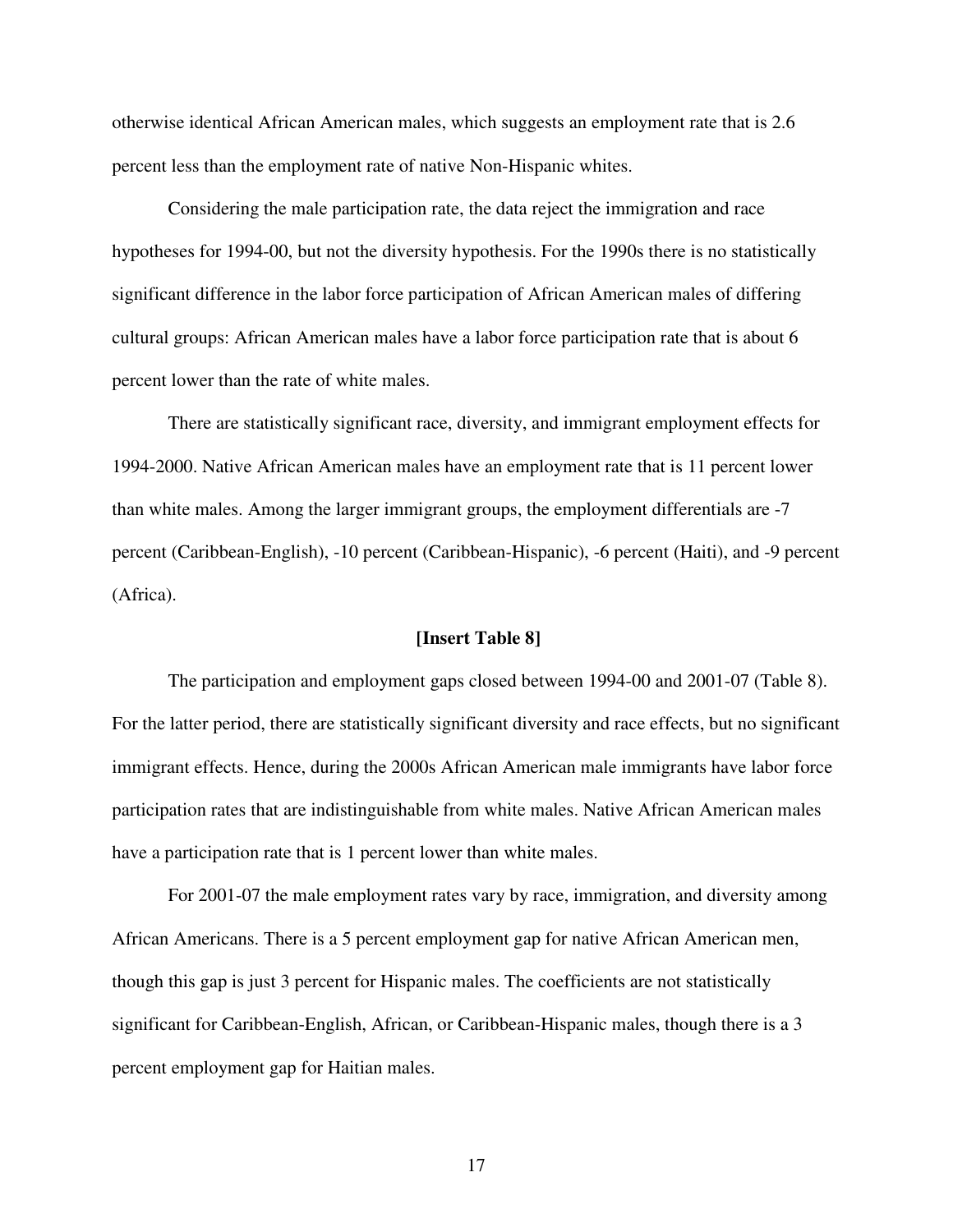otherwise identical African American males, which suggests an employment rate that is 2.6 percent less than the employment rate of native Non-Hispanic whites.

Considering the male participation rate, the data reject the immigration and race hypotheses for 1994-00, but not the diversity hypothesis. For the 1990s there is no statistically significant difference in the labor force participation of African American males of differing cultural groups: African American males have a labor force participation rate that is about 6 percent lower than the rate of white males.

There are statistically significant race, diversity, and immigrant employment effects for 1994-2000. Native African American males have an employment rate that is 11 percent lower than white males. Among the larger immigrant groups, the employment differentials are -7 percent (Caribbean-English), -10 percent (Caribbean-Hispanic), -6 percent (Haiti), and -9 percent (Africa).

**[Insert Table 8]**

The participation and employment gaps closed between 1994-00 and 2001-07 (Table 8). For the latter period, there are statistically significant diversity and race effects, but no significant immigrant effects. Hence, during the 2000s African American male immigrants have labor force participation rates that are indistinguishable from white males. Native African American males have a participation rate that is 1 percent lower than white males.

For 2001-07 the male employment rates vary by race, immigration, and diversity among African Americans. There is a 5 percent employment gap for native African American men, though this gap is just 3 percent for Hispanic males. The coefficients are not statistically significant for Caribbean-English, African, or Caribbean-Hispanic males, though there is a 3 percent employment gap for Haitian males.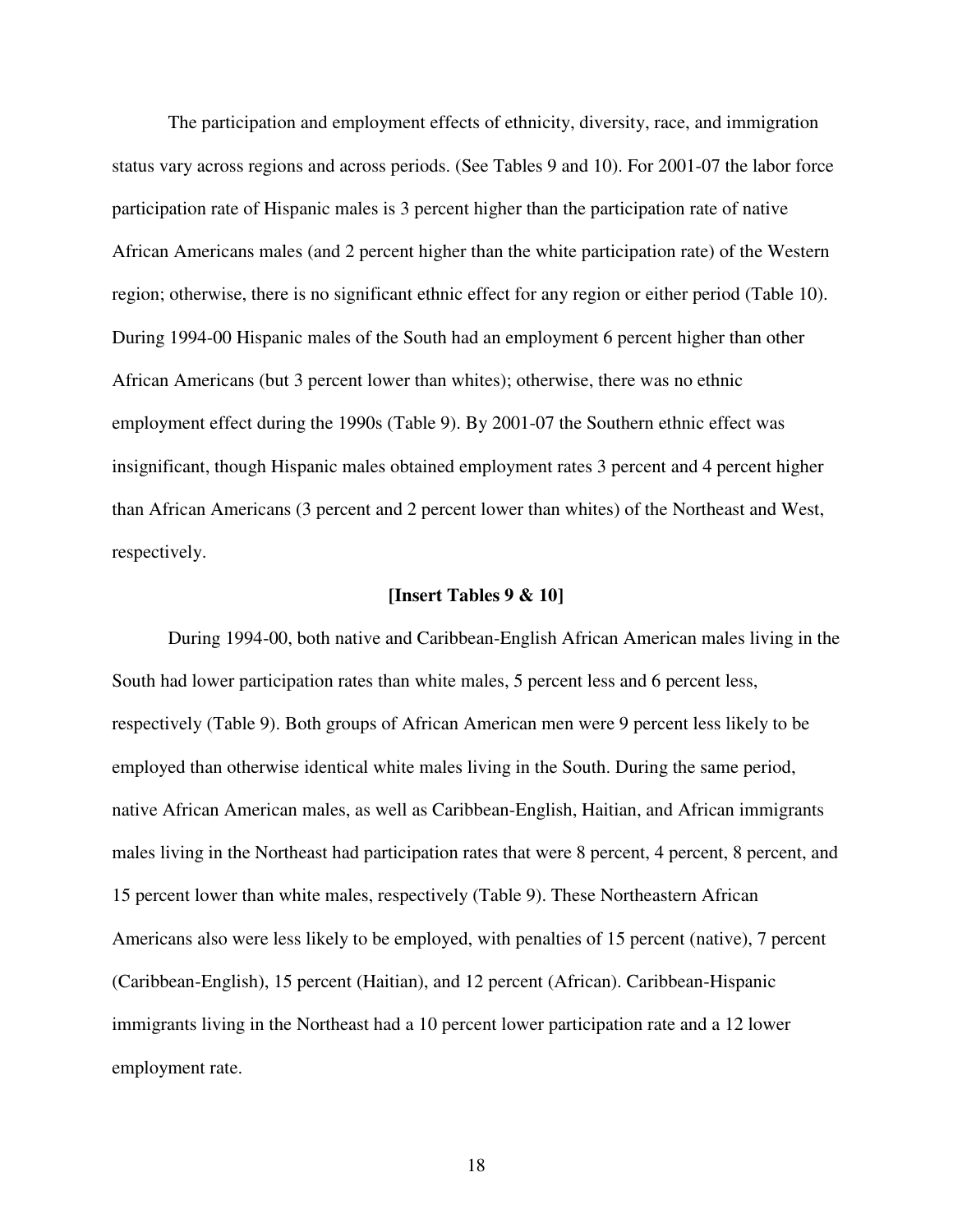The participation and employment effects of ethnicity, diversity, race, and immigration status vary across regions and across periods. (See Tables 9 and 10). For 2001-07 the labor force participation rate of Hispanic males is 3 percent higher than the participation rate of native African Americans males (and 2 percent higher than the white participation rate) of the Western region; otherwise, there is no significant ethnic effect for any region or either period (Table 10). During 1994-00 Hispanic males of the South had an employment 6 percent higher than other African Americans (but 3 percent lower than whites); otherwise, there was no ethnic employment effect during the 1990s (Table 9). By 2001-07 the Southern ethnic effect was insignificant, though Hispanic males obtained employment rates 3 percent and 4 percent higher than African Americans (3 percent and 2 percent lower than whites) of the Northeast and West, respectively.

**[Insert Tables 9 & 10]**

During 1994-00, both native and Caribbean-English African American males living in the South had lower participation rates than white males, 5 percent less and 6 percent less, respectively (Table 9). Both groups of African American men were 9 percent less likely to be employed than otherwise identical white males living in the South. During the same period, native African American males, as well as Caribbean-English, Haitian, and African immigrants males living in the Northeast had participation rates that were 8 percent, 4 percent, 8 percent, and 15 percent lower than white males, respectively (Table 9). These Northeastern African Americans also were less likely to be employed, with penalties of 15 percent (native), 7 percent (Caribbean-English), 15 percent (Haitian), and 12 percent (African). Caribbean-Hispanic immigrants living in the Northeast had a 10 percent lower participation rate and a 12 lower employment rate.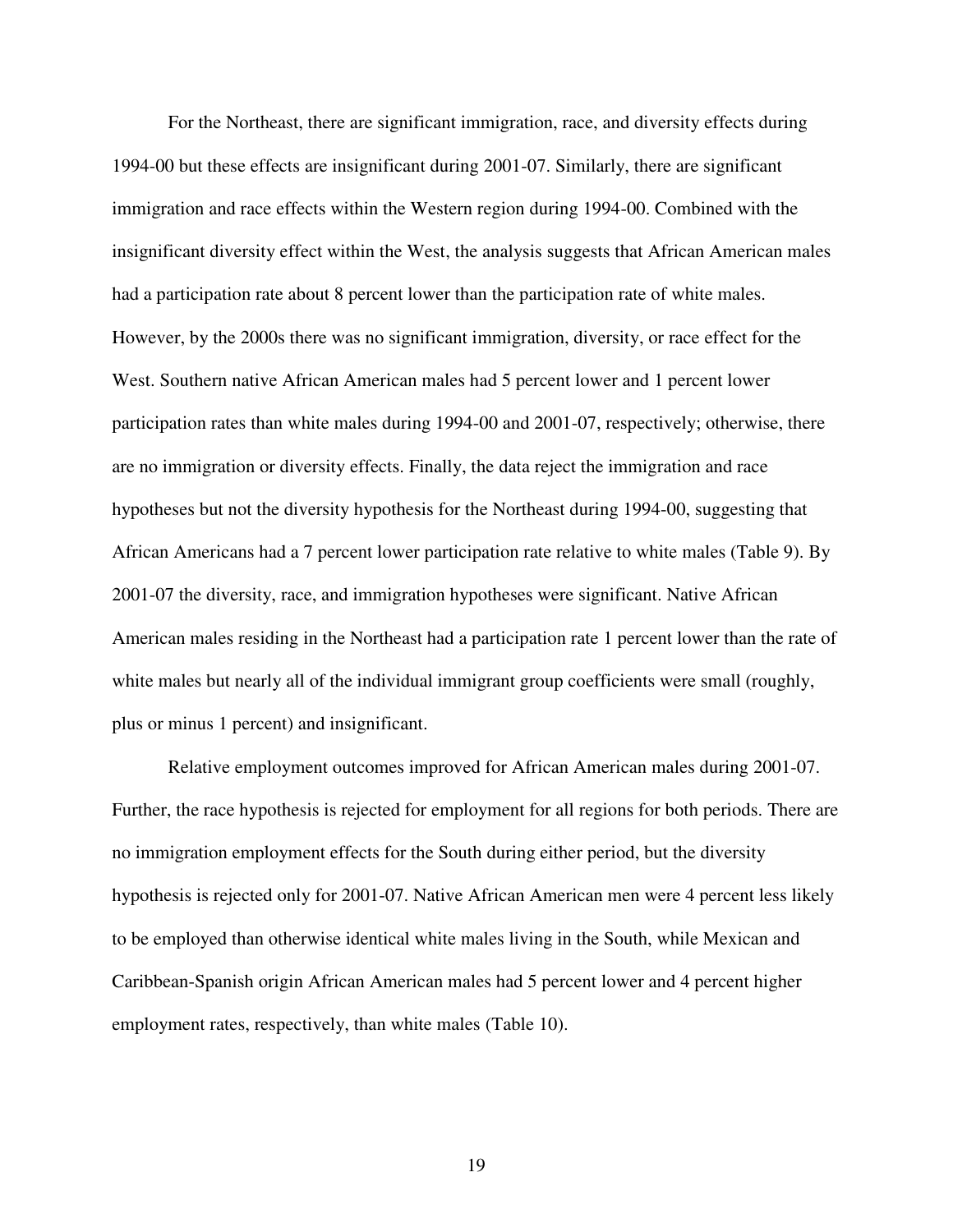For the Northeast, there are significant immigration, race, and diversity effects during 1994-00 but these effects are insignificant during 2001-07. Similarly, there are significant immigration and race effects within the Western region during 1994-00. Combined with the insignificant diversity effect within the West, the analysis suggests that African American males had a participation rate about 8 percent lower than the participation rate of white males. However, by the 2000s there was no significant immigration, diversity, or race effect for the West. Southern native African American males had 5 percent lower and 1 percent lower participation rates than white males during 1994-00 and 2001-07, respectively; otherwise, there are no immigration or diversity effects. Finally, the data reject the immigration and race hypotheses but not the diversity hypothesis for the Northeast during 1994-00, suggesting that African Americans had a 7 percent lower participation rate relative to white males (Table 9). By 2001-07 the diversity, race, and immigration hypotheses were significant. Native African American males residing in the Northeast had a participation rate 1 percent lower than the rate of white males but nearly all of the individual immigrant group coefficients were small (roughly, plus or minus 1 percent) and insignificant.

Relative employment outcomes improved for African American males during 2001-07. Further, the race hypothesis is rejected for employment for all regions for both periods. There are no immigration employment effects for the South during either period, but the diversity hypothesis is rejected only for 2001-07. Native African American men were 4 percent less likely to be employed than otherwise identical white males living in the South, while Mexican and Caribbean-Spanish origin African American males had 5 percent lower and 4 percent higher employment rates, respectively, than white males (Table 10).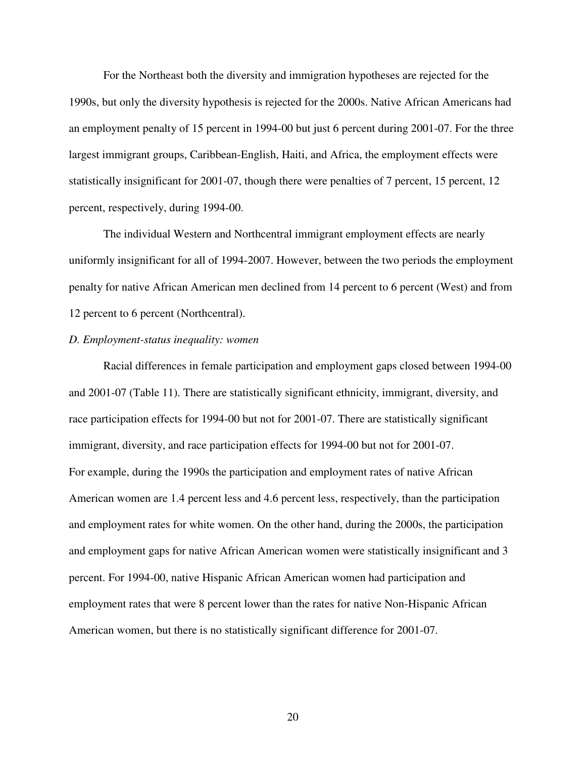For the Northeast both the diversity and immigration hypotheses are rejected for the 1990s, but only the diversity hypothesis is rejected for the 2000s. Native African Americans had an employment penalty of 15 percent in 1994-00 but just 6 percent during 2001-07. For the three largest immigrant groups, Caribbean-English, Haiti, and Africa, the employment effects were statistically insignificant for 2001-07, though there were penalties of 7 percent, 15 percent, 12 percent, respectively, during 1994-00.

The individual Western and Northcentral immigrant employment effects are nearly uniformly insignificant for all of 1994-2007. However, between the two periods the employment penalty for native African American men declined from 14 percent to 6 percent (West) and from 12 percent to 6 percent (Northcentral).

*D. Employment-status inequality: women*

Racial differences in female participation and employment gaps closed between 1994-00 and 2001-07 (Table 11). There are statistically significant ethnicity, immigrant, diversity, and race participation effects for 1994-00 but not for 2001-07. There are statistically significant immigrant, diversity, and race participation effects for 1994-00 but not for 2001-07. For example, during the 1990s the participation and employment rates of native African American women are 1.4 percent less and 4.6 percent less, respectively, than the participation and employment rates for white women. On the other hand, during the 2000s, the participation and employment gaps for native African American women were statistically insignificant and 3 percent. For 1994-00, native Hispanic African American women had participation and employment rates that were 8 percent lower than the rates for native Non-Hispanic African American women, but there is no statistically significant difference for 2001-07.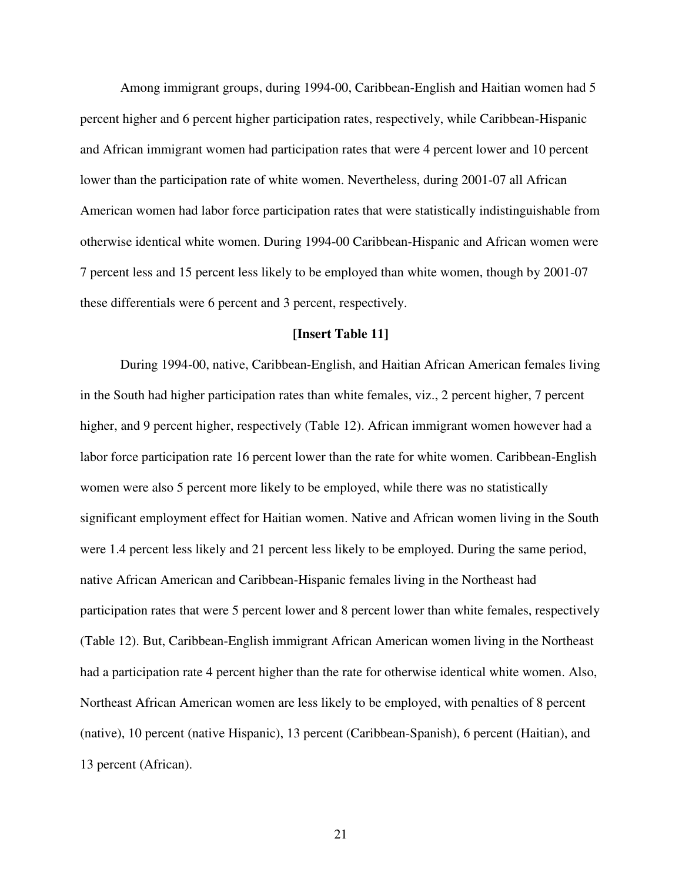Among immigrant groups, during 1994-00, Caribbean-English and Haitian women had 5 percent higher and 6 percent higher participation rates, respectively, while Caribbean-Hispanic and African immigrant women had participation rates that were 4 percent lower and 10 percent lower than the participation rate of white women. Nevertheless, during 2001-07 all African American women had labor force participation rates that were statistically indistinguishable from otherwise identical white women. During 1994-00 Caribbean-Hispanic and African women were 7 percent less and 15 percent less likely to be employed than white women, though by 2001-07 these differentials were 6 percent and 3 percent, respectively.

**[Insert Table 11]**

During 1994-00, native, Caribbean-English, and Haitian African American females living in the South had higher participation rates than white females, viz., 2 percent higher, 7 percent higher, and 9 percent higher, respectively (Table 12). African immigrant women however had a labor force participation rate 16 percent lower than the rate for white women. Caribbean-English women were also 5 percent more likely to be employed, while there was no statistically significant employment effect for Haitian women. Native and African women living in the South were 1.4 percent less likely and 21 percent less likely to be employed. During the same period, native African American and Caribbean-Hispanic females living in the Northeast had participation rates that were 5 percent lower and 8 percent lower than white females, respectively (Table 12). But, Caribbean-English immigrant African American women living in the Northeast had a participation rate 4 percent higher than the rate for otherwise identical white women. Also, Northeast African American women are less likely to be employed, with penalties of 8 percent (native), 10 percent (native Hispanic), 13 percent (Caribbean-Spanish), 6 percent (Haitian), and 13 percent (African).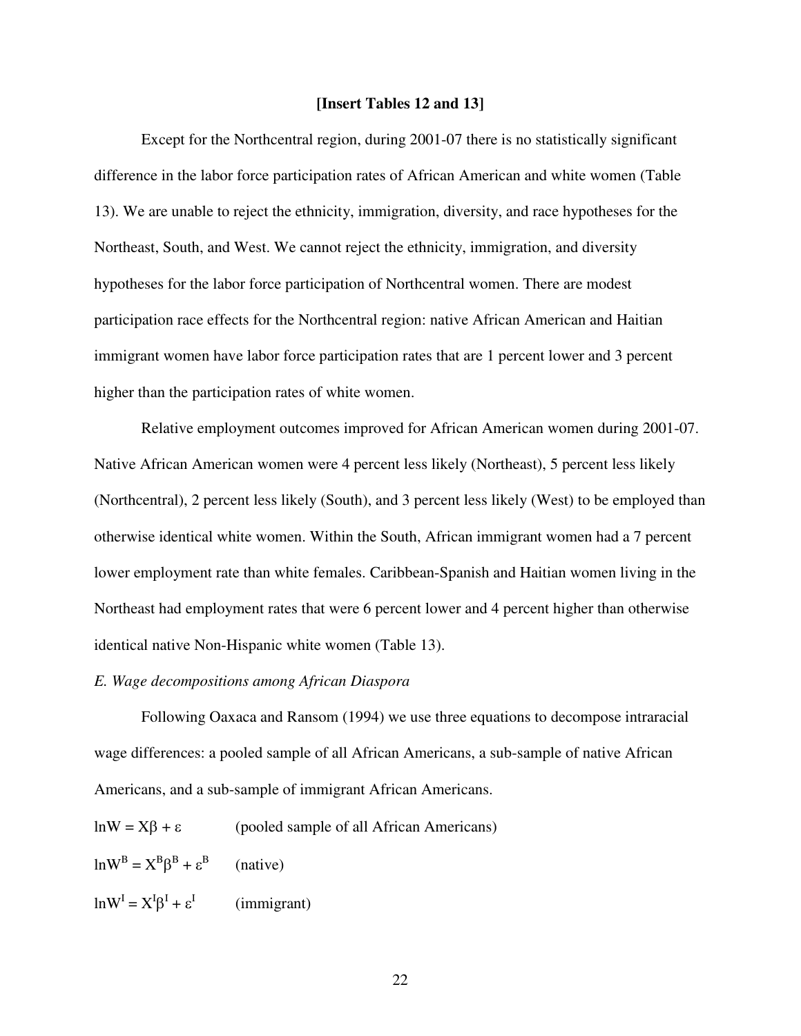**[Insert Tables 12 and 13]**

Except for the Northcentral region, during 2001-07 there is no statistically significant difference in the labor force participation rates of African American and white women (Table 13). We are unable to reject the ethnicity, immigration, diversity, and race hypotheses for the Northeast, South, and West. We cannot reject the ethnicity, immigration, and diversity hypotheses for the labor force participation of Northcentral women. There are modest participation race effects for the Northcentral region: native African American and Haitian immigrant women have labor force participation rates that are 1 percent lower and 3 percent higher than the participation rates of white women.

Relative employment outcomes improved for African American women during 2001-07. Native African American women were 4 percent less likely (Northeast), 5 percent less likely (Northcentral), 2 percent less likely (South), and 3 percent less likely (West) to be employed than otherwise identical white women. Within the South, African immigrant women had a 7 percent lower employment rate than white females. Caribbean-Spanish and Haitian women living in the Northeast had employment rates that were 6 percent lower and 4 percent higher than otherwise identical native Non-Hispanic white women (Table 13).

*E. Wage decompositions among African Diaspora*

Following Oaxaca and Ransom (1994) we use three equations to decompose intraracial wage differences: a pooled sample of all African Americans, a sub-sample of native African Americans, and a sub-sample of immigrant African Americans.

$\ln W = X\beta + \varepsilon$ (pooled sample of all African Americans)

$\ln W^B = X^B\beta^B + \varepsilon^B$ (native)

$\ln W^I = X^I\beta^I + \varepsilon^I$ (immigrant)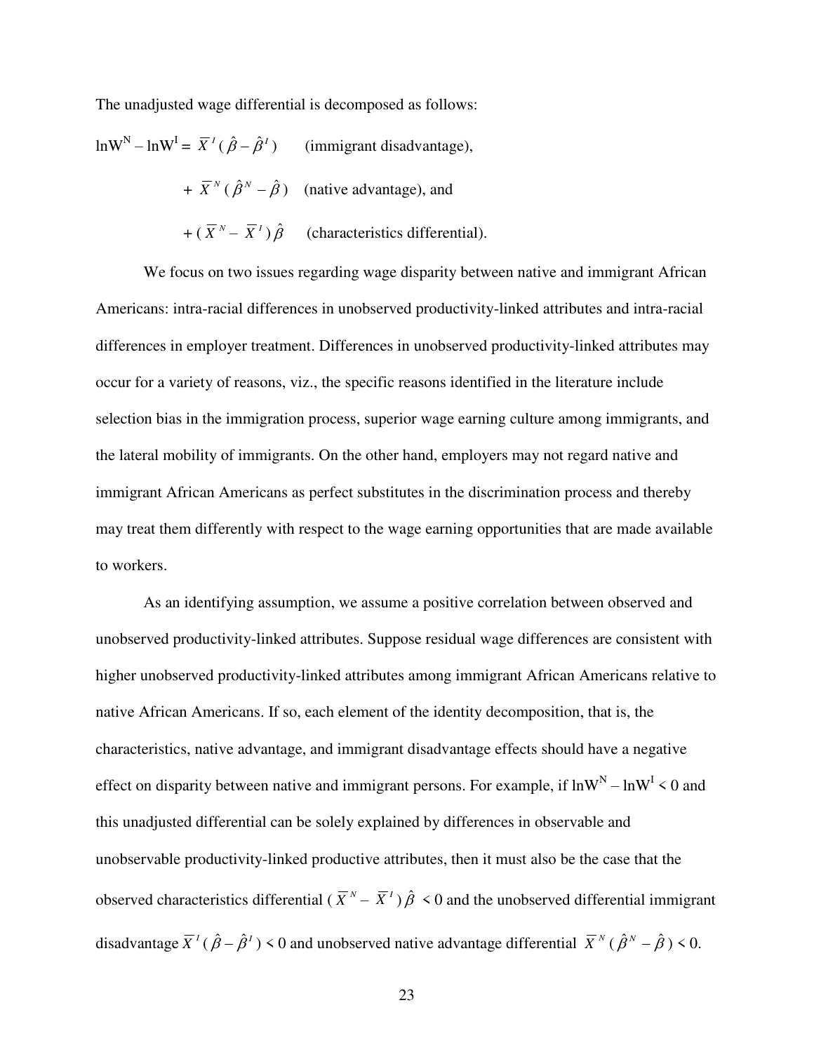The unadjusted wage differential is decomposed as follows:

$$\ln W^N - \ln W^I = \overline{X}^I(\hat{\beta} - \hat{\beta}^I) \quad \text{(immigrant disadvantage)},$$

$$+ \ \overline{X}^N(\hat{\beta}^N - \hat{\beta}) \quad \text{(native advantage), and}$$

$$+ \ (\overline{X}^N - \overline{X}^I)\hat{\beta} \quad \text{(characteristics differential).}$$

We focus on two issues regarding wage disparity between native and immigrant African Americans: intra-racial differences in unobserved productivity-linked attributes and intra-racial differences in employer treatment. Differences in unobserved productivity-linked attributes may occur for a variety of reasons, viz., the specific reasons identified in the literature include selection bias in the immigration process, superior wage earning culture among immigrants, and the lateral mobility of immigrants. On the other hand, employers may not regard native and immigrant African Americans as perfect substitutes in the discrimination process and thereby may treat them differently with respect to the wage earning opportunities that are made available to workers.

As an identifying assumption, we assume a positive correlation between observed and unobserved productivity-linked attributes. Suppose residual wage differences are consistent with higher unobserved productivity-linked attributes among immigrant African Americans relative to native African Americans. If so, each element of the identity decomposition, that is, the characteristics, native advantage, and immigrant disadvantage effects should have a negative effect on disparity between native and immigrant persons. For example, if $\ln W^N - \ln W^I < 0$ and this unadjusted differential can be solely explained by differences in observable and unobservable productivity-linked productive attributes, then it must also be the case that the observed characteristics differential $(\overline{X}^N - \overline{X}^I)\hat{\beta} < 0$ and the unobserved differential immigrant disadvantage $\overline{X}^I(\hat{\beta} - \hat{\beta}^I) < 0$ and unobserved native advantage differential $\overline{X}^N(\hat{\beta}^N - \hat{\beta}) < 0$.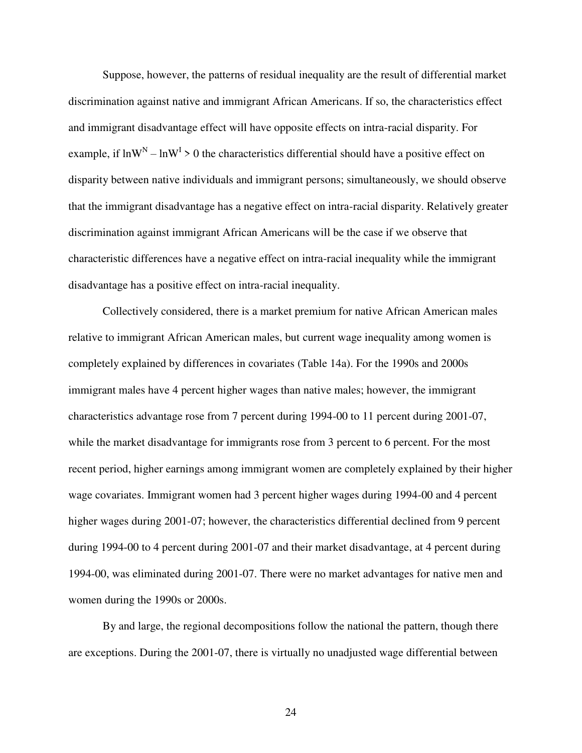Suppose, however, the patterns of residual inequality are the result of differential market discrimination against native and immigrant African Americans. If so, the characteristics effect and immigrant disadvantage effect will have opposite effects on intra-racial disparity. For example, if $\ln W^N - \ln W^I > 0$ the characteristics differential should have a positive effect on disparity between native individuals and immigrant persons; simultaneously, we should observe that the immigrant disadvantage has a negative effect on intra-racial disparity. Relatively greater discrimination against immigrant African Americans will be the case if we observe that characteristic differences have a negative effect on intra-racial inequality while the immigrant disadvantage has a positive effect on intra-racial inequality.

Collectively considered, there is a market premium for native African American males relative to immigrant African American males, but current wage inequality among women is completely explained by differences in covariates (Table 14a). For the 1990s and 2000s immigrant males have 4 percent higher wages than native males; however, the immigrant characteristics advantage rose from 7 percent during 1994-00 to 11 percent during 2001-07, while the market disadvantage for immigrants rose from 3 percent to 6 percent. For the most recent period, higher earnings among immigrant women are completely explained by their higher wage covariates. Immigrant women had 3 percent higher wages during 1994-00 and 4 percent higher wages during 2001-07; however, the characteristics differential declined from 9 percent during 1994-00 to 4 percent during 2001-07 and their market disadvantage, at 4 percent during 1994-00, was eliminated during 2001-07. There were no market advantages for native men and women during the 1990s or 2000s.

By and large, the regional decompositions follow the national the pattern, though there are exceptions. During the 2001-07, there is virtually no unadjusted wage differential between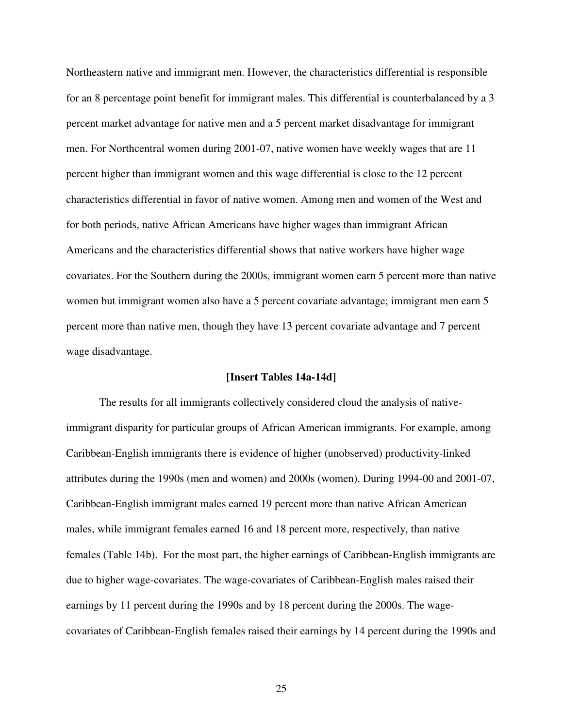Northeastern native and immigrant men. However, the characteristics differential is responsible for an 8 percentage point benefit for immigrant males. This differential is counterbalanced by a 3 percent market advantage for native men and a 5 percent market disadvantage for immigrant men. For Northcentral women during 2001-07, native women have weekly wages that are 11 percent higher than immigrant women and this wage differential is close to the 12 percent characteristics differential in favor of native women. Among men and women of the West and for both periods, native African Americans have higher wages than immigrant African Americans and the characteristics differential shows that native workers have higher wage covariates. For the Southern during the 2000s, immigrant women earn 5 percent more than native women but immigrant women also have a 5 percent covariate advantage; immigrant men earn 5 percent more than native men, though they have 13 percent covariate advantage and 7 percent wage disadvantage.

**[Insert Tables 14a-14d]**

The results for all immigrants collectively considered cloud the analysis of native-immigrant disparity for particular groups of African American immigrants. For example, among Caribbean-English immigrants there is evidence of higher (unobserved) productivity-linked attributes during the 1990s (men and women) and 2000s (women). During 1994-00 and 2001-07, Caribbean-English immigrant males earned 19 percent more than native African American males, while immigrant females earned 16 and 18 percent more, respectively, than native females (Table 14b). For the most part, the higher earnings of Caribbean-English immigrants are due to higher wage-covariates. The wage-covariates of Caribbean-English males raised their earnings by 11 percent during the 1990s and by 18 percent during the 2000s. The wage-covariates of Caribbean-English females raised their earnings by 14 percent during the 1990s and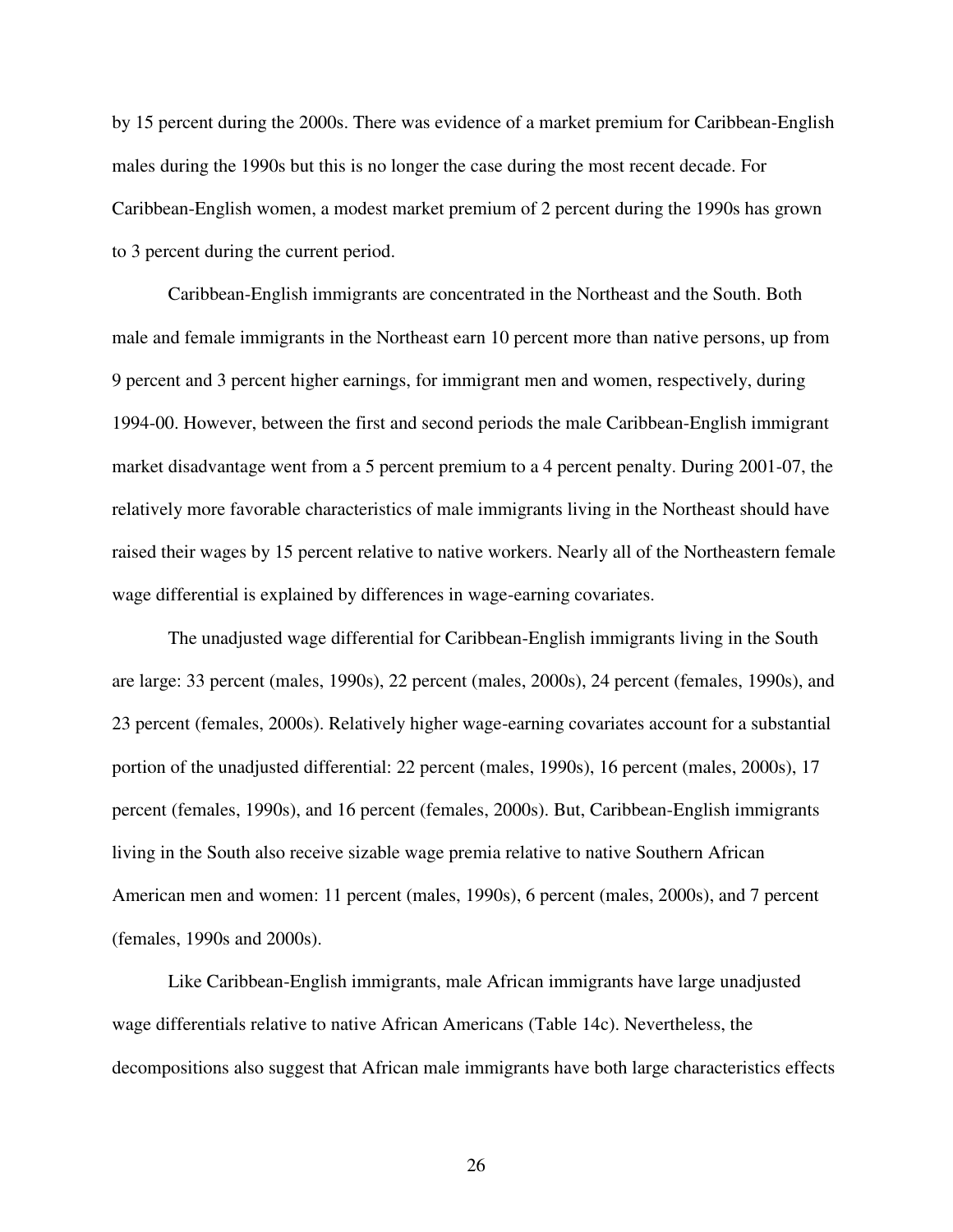by 15 percent during the 2000s. There was evidence of a market premium for Caribbean-English males during the 1990s but this is no longer the case during the most recent decade. For Caribbean-English women, a modest market premium of 2 percent during the 1990s has grown to 3 percent during the current period.

Caribbean-English immigrants are concentrated in the Northeast and the South. Both male and female immigrants in the Northeast earn 10 percent more than native persons, up from 9 percent and 3 percent higher earnings, for immigrant men and women, respectively, during 1994-00. However, between the first and second periods the male Caribbean-English immigrant market disadvantage went from a 5 percent premium to a 4 percent penalty. During 2001-07, the relatively more favorable characteristics of male immigrants living in the Northeast should have raised their wages by 15 percent relative to native workers. Nearly all of the Northeastern female wage differential is explained by differences in wage-earning covariates.

The unadjusted wage differential for Caribbean-English immigrants living in the South are large: 33 percent (males, 1990s), 22 percent (males, 2000s), 24 percent (females, 1990s), and 23 percent (females, 2000s). Relatively higher wage-earning covariates account for a substantial portion of the unadjusted differential: 22 percent (males, 1990s), 16 percent (males, 2000s), 17 percent (females, 1990s), and 16 percent (females, 2000s). But, Caribbean-English immigrants living in the South also receive sizable wage premia relative to native Southern African American men and women: 11 percent (males, 1990s), 6 percent (males, 2000s), and 7 percent (females, 1990s and 2000s).

Like Caribbean-English immigrants, male African immigrants have large unadjusted wage differentials relative to native African Americans (Table 14c). Nevertheless, the decompositions also suggest that African male immigrants have both large characteristics effects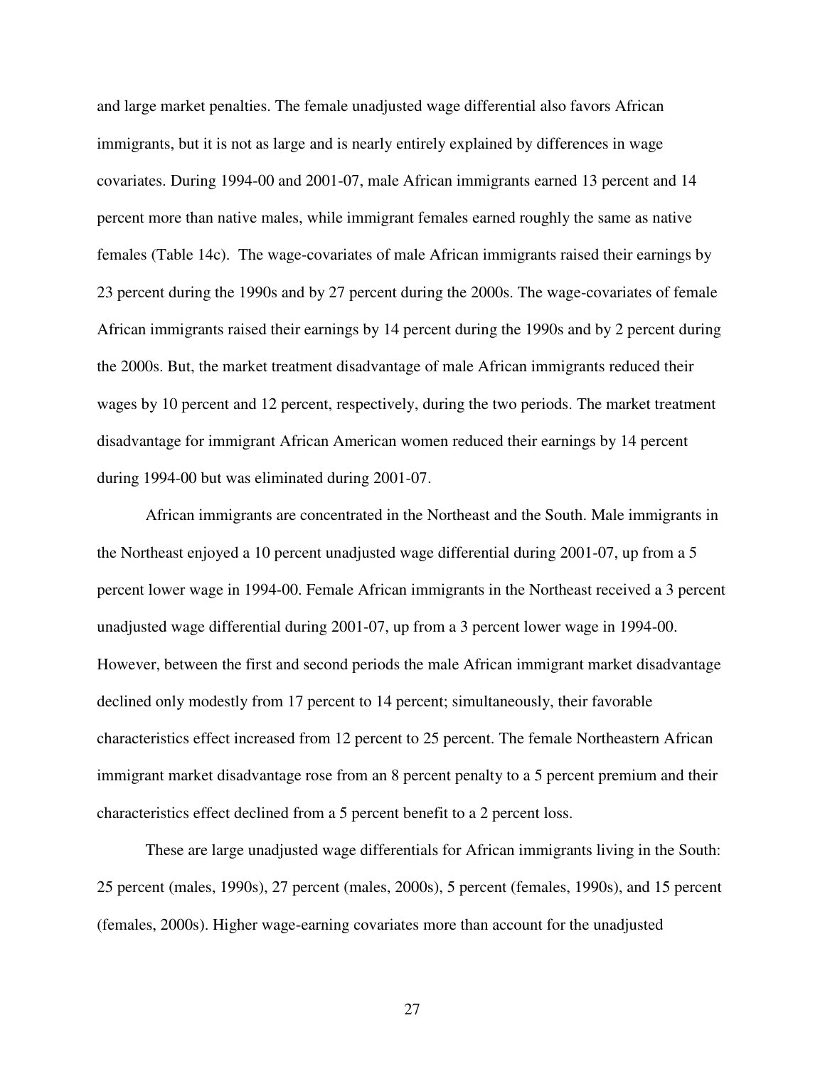and large market penalties. The female unadjusted wage differential also favors African immigrants, but it is not as large and is nearly entirely explained by differences in wage covariates. During 1994-00 and 2001-07, male African immigrants earned 13 percent and 14 percent more than native males, while immigrant females earned roughly the same as native females (Table 14c). The wage-covariates of male African immigrants raised their earnings by 23 percent during the 1990s and by 27 percent during the 2000s. The wage-covariates of female African immigrants raised their earnings by 14 percent during the 1990s and by 2 percent during the 2000s. But, the market treatment disadvantage of male African immigrants reduced their wages by 10 percent and 12 percent, respectively, during the two periods. The market treatment disadvantage for immigrant African American women reduced their earnings by 14 percent during 1994-00 but was eliminated during 2001-07.

African immigrants are concentrated in the Northeast and the South. Male immigrants in the Northeast enjoyed a 10 percent unadjusted wage differential during 2001-07, up from a 5 percent lower wage in 1994-00. Female African immigrants in the Northeast received a 3 percent unadjusted wage differential during 2001-07, up from a 3 percent lower wage in 1994-00. However, between the first and second periods the male African immigrant market disadvantage declined only modestly from 17 percent to 14 percent; simultaneously, their favorable characteristics effect increased from 12 percent to 25 percent. The female Northeastern African immigrant market disadvantage rose from an 8 percent penalty to a 5 percent premium and their characteristics effect declined from a 5 percent benefit to a 2 percent loss.

These are large unadjusted wage differentials for African immigrants living in the South: 25 percent (males, 1990s), 27 percent (males, 2000s), 5 percent (females, 1990s), and 15 percent (females, 2000s). Higher wage-earning covariates more than account for the unadjusted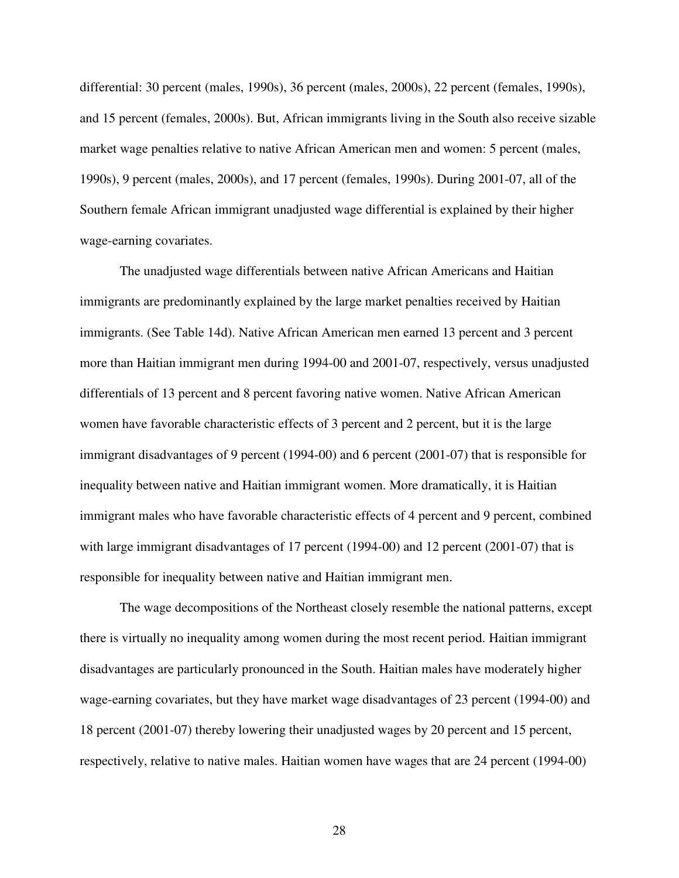differential: 30 percent (males, 1990s), 36 percent (males, 2000s), 22 percent (females, 1990s), and 15 percent (females, 2000s). But, African immigrants living in the South also receive sizable market wage penalties relative to native African American men and women: 5 percent (males, 1990s), 9 percent (males, 2000s), and 17 percent (females, 1990s). During 2001-07, all of the Southern female African immigrant unadjusted wage differential is explained by their higher wage-earning covariates.

The unadjusted wage differentials between native African Americans and Haitian immigrants are predominantly explained by the large market penalties received by Haitian immigrants. (See Table 14d). Native African American men earned 13 percent and 3 percent more than Haitian immigrant men during 1994-00 and 2001-07, respectively, versus unadjusted differentials of 13 percent and 8 percent favoring native women. Native African American women have favorable characteristic effects of 3 percent and 2 percent, but it is the large immigrant disadvantages of 9 percent (1994-00) and 6 percent (2001-07) that is responsible for inequality between native and Haitian immigrant women. More dramatically, it is Haitian immigrant males who have favorable characteristic effects of 4 percent and 9 percent, combined with large immigrant disadvantages of 17 percent (1994-00) and 12 percent (2001-07) that is responsible for inequality between native and Haitian immigrant men.

The wage decompositions of the Northeast closely resemble the national patterns, except there is virtually no inequality among women during the most recent period. Haitian immigrant disadvantages are particularly pronounced in the South. Haitian males have moderately higher wage-earning covariates, but they have market wage disadvantages of 23 percent (1994-00) and 18 percent (2001-07) thereby lowering their unadjusted wages by 20 percent and 15 percent, respectively, relative to native males. Haitian women have wages that are 24 percent (1994-00)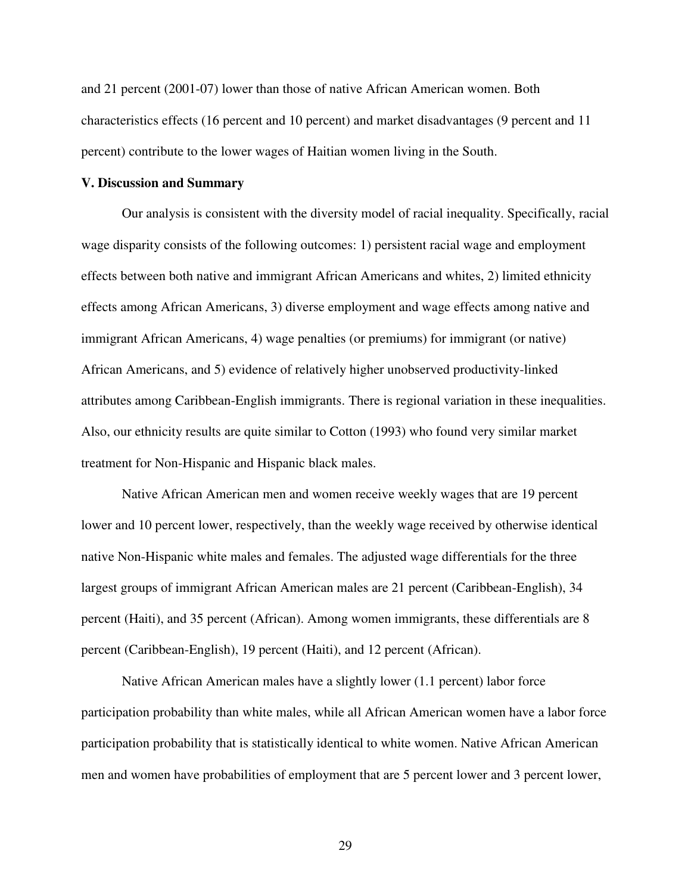and 21 percent (2001-07) lower than those of native African American women. Both characteristics effects (16 percent and 10 percent) and market disadvantages (9 percent and 11 percent) contribute to the lower wages of Haitian women living in the South.

**V. Discussion and Summary**

Our analysis is consistent with the diversity model of racial inequality. Specifically, racial wage disparity consists of the following outcomes: 1) persistent racial wage and employment effects between both native and immigrant African Americans and whites, 2) limited ethnicity effects among African Americans, 3) diverse employment and wage effects among native and immigrant African Americans, 4) wage penalties (or premiums) for immigrant (or native) African Americans, and 5) evidence of relatively higher unobserved productivity-linked attributes among Caribbean-English immigrants. There is regional variation in these inequalities. Also, our ethnicity results are quite similar to Cotton (1993) who found very similar market treatment for Non-Hispanic and Hispanic black males.

Native African American men and women receive weekly wages that are 19 percent lower and 10 percent lower, respectively, than the weekly wage received by otherwise identical native Non-Hispanic white males and females. The adjusted wage differentials for the three largest groups of immigrant African American males are 21 percent (Caribbean-English), 34 percent (Haiti), and 35 percent (African). Among women immigrants, these differentials are 8 percent (Caribbean-English), 19 percent (Haiti), and 12 percent (African).

Native African American males have a slightly lower (1.1 percent) labor force participation probability than white males, while all African American women have a labor force participation probability that is statistically identical to white women. Native African American men and women have probabilities of employment that are 5 percent lower and 3 percent lower,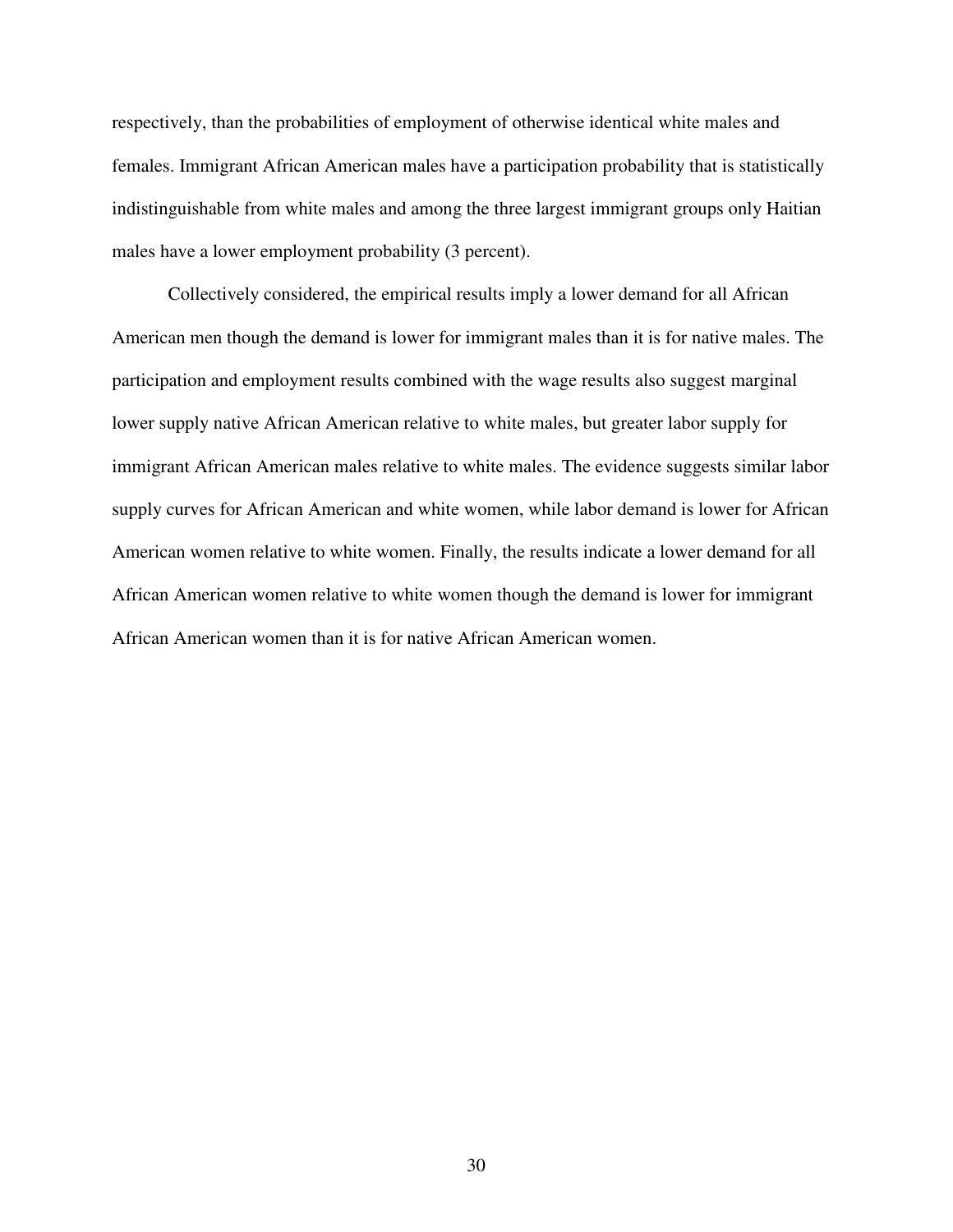respectively, than the probabilities of employment of otherwise identical white males and females. Immigrant African American males have a participation probability that is statistically indistinguishable from white males and among the three largest immigrant groups only Haitian males have a lower employment probability (3 percent).

Collectively considered, the empirical results imply a lower demand for all African American men though the demand is lower for immigrant males than it is for native males. The participation and employment results combined with the wage results also suggest marginal lower supply native African American relative to white males, but greater labor supply for immigrant African American males relative to white males. The evidence suggests similar labor supply curves for African American and white women, while labor demand is lower for African American women relative to white women. Finally, the results indicate a lower demand for all African American women relative to white women though the demand is lower for immigrant African American women than it is for native African American women.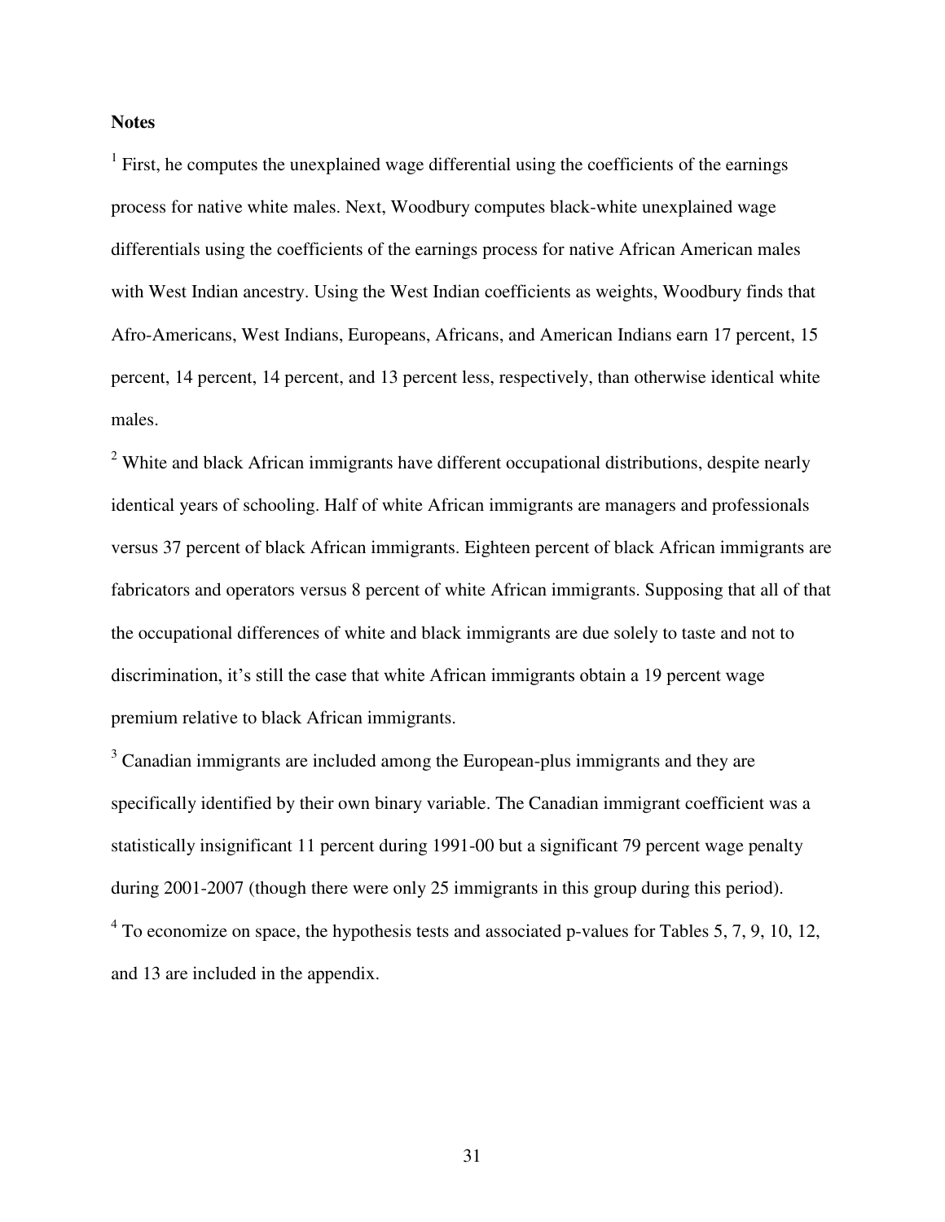**Notes**

[1] First, he computes the unexplained wage differential using the coefficients of the earnings process for native white males. Next, Woodbury computes black-white unexplained wage differentials using the coefficients of the earnings process for native African American males with West Indian ancestry. Using the West Indian coefficients as weights, Woodbury finds that Afro-Americans, West Indians, Europeans, Africans, and American Indians earn 17 percent, 15 percent, 14 percent, 14 percent, and 13 percent less, respectively, than otherwise identical white males.

[2] White and black African immigrants have different occupational distributions, despite nearly identical years of schooling. Half of white African immigrants are managers and professionals versus 37 percent of black African immigrants. Eighteen percent of black African immigrants are fabricators and operators versus 8 percent of white African immigrants. Supposing that all of that the occupational differences of white and black immigrants are due solely to taste and not to discrimination, it's still the case that white African immigrants obtain a 19 percent wage premium relative to black African immigrants.

[3] Canadian immigrants are included among the European-plus immigrants and they are specifically identified by their own binary variable. The Canadian immigrant coefficient was a statistically insignificant 11 percent during 1991-00 but a significant 79 percent wage penalty during 2001-2007 (though there were only 25 immigrants in this group during this period).

[4] To economize on space, the hypothesis tests and associated p-values for Tables 5, 7, 9, 10, 12, and 13 are included in the appendix.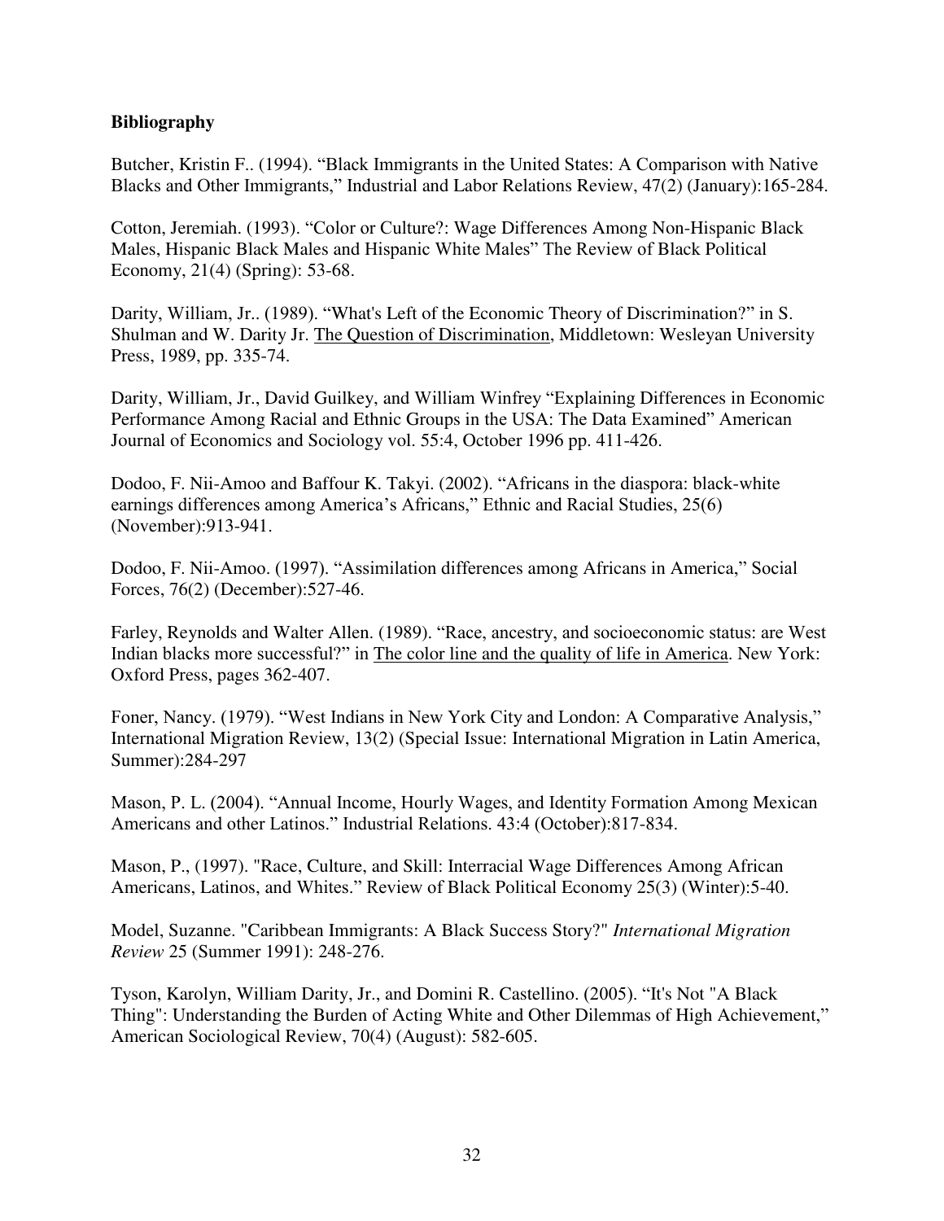**Bibliography**

Butcher, Kristin F.. (1994). "Black Immigrants in the United States: A Comparison with Native Blacks and Other Immigrants," Industrial and Labor Relations Review, 47(2) (January):165-284.

Cotton, Jeremiah. (1993). "Color or Culture?: Wage Differences Among Non-Hispanic Black Males, Hispanic Black Males and Hispanic White Males" The Review of Black Political Economy, 21(4) (Spring): 53-68.

Darity, William, Jr.. (1989). "What's Left of the Economic Theory of Discrimination?" in S. Shulman and W. Darity Jr. The Question of Discrimination, Middletown: Wesleyan University Press, 1989, pp. 335-74.

Darity, William, Jr., David Guilkey, and William Winfrey "Explaining Differences in Economic Performance Among Racial and Ethnic Groups in the USA: The Data Examined" American Journal of Economics and Sociology vol. 55:4, October 1996 pp. 411-426.

Dodoo, F. Nii-Amoo and Baffour K. Takyi. (2002). "Africans in the diaspora: black-white earnings differences among America's Africans," Ethnic and Racial Studies, 25(6) (November):913-941.

Dodoo, F. Nii-Amoo. (1997). "Assimilation differences among Africans in America," Social Forces, 76(2) (December):527-46.

Farley, Reynolds and Walter Allen. (1989). "Race, ancestry, and socioeconomic status: are West Indian blacks more successful?" in The color line and the quality of life in America. New York: Oxford Press, pages 362-407.

Foner, Nancy. (1979). "West Indians in New York City and London: A Comparative Analysis," International Migration Review, 13(2) (Special Issue: International Migration in Latin America, Summer):284-297

Mason, P. L. (2004). "Annual Income, Hourly Wages, and Identity Formation Among Mexican Americans and other Latinos." Industrial Relations. 43:4 (October):817-834.

Mason, P., (1997). "Race, Culture, and Skill: Interracial Wage Differences Among African Americans, Latinos, and Whites." Review of Black Political Economy 25(3) (Winter):5-40.

Model, Suzanne. "Caribbean Immigrants: A Black Success Story?" *International Migration Review* 25 (Summer 1991): 248-276.

Tyson, Karolyn, William Darity, Jr., and Domini R. Castellino. (2005). "It's Not "A Black Thing": Understanding the Burden of Acting White and Other Dilemmas of High Achievement," American Sociological Review, 70(4) (August): 582-605.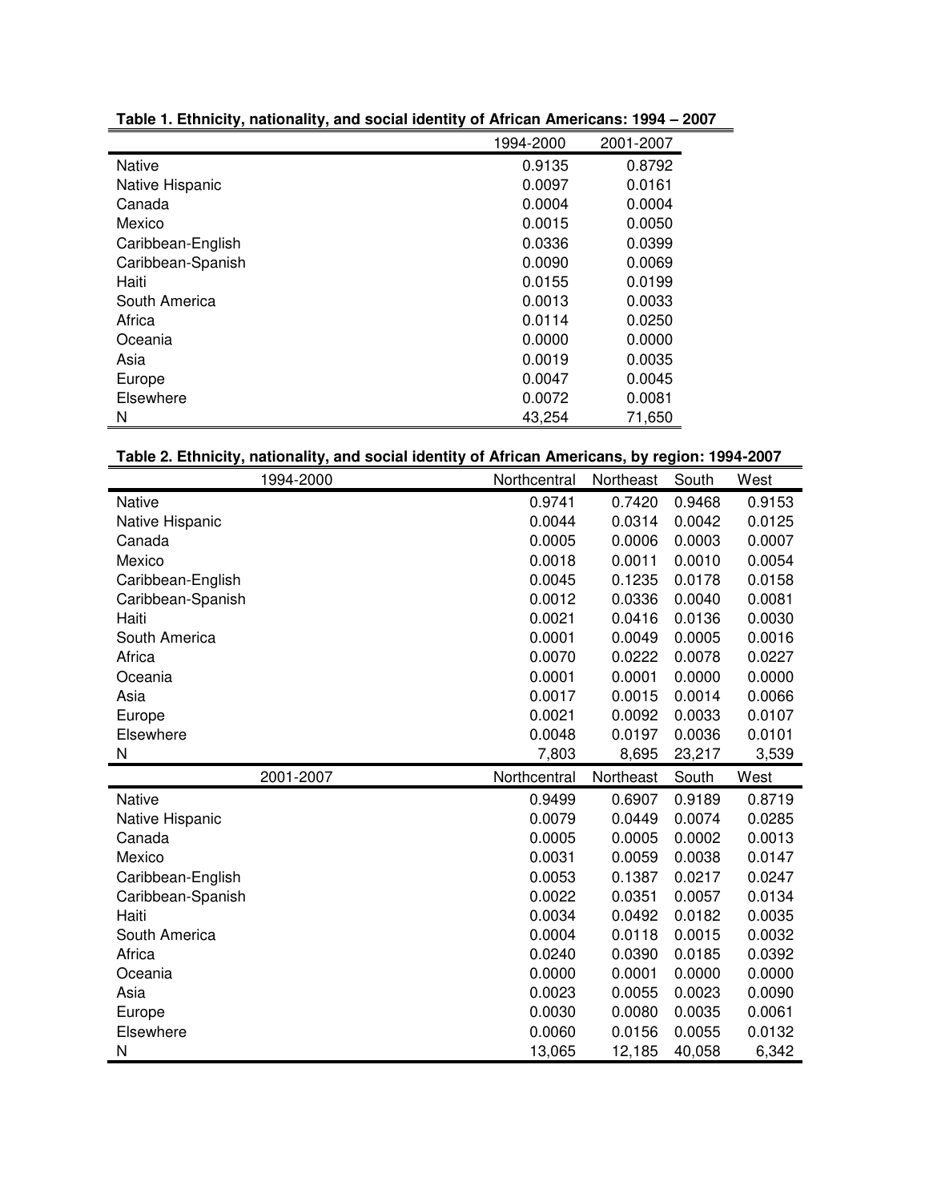**Table 1. Ethnicity, nationality, and social identity of African Americans: 1994 – 2007**

| | 1994-2000 | 2001-2007 |
|---|---|---|
| Native | 0.9135 | 0.8792 |
| Native Hispanic | 0.0097 | 0.0161 |
| Canada | 0.0004 | 0.0004 |
| Mexico | 0.0015 | 0.0050 |
| Caribbean-English | 0.0336 | 0.0399 |
| Caribbean-Spanish | 0.0090 | 0.0069 |
| Haiti | 0.0155 | 0.0199 |
| South America | 0.0013 | 0.0033 |
| Africa | 0.0114 | 0.0250 |
| Oceania | 0.0000 | 0.0000 |
| Asia | 0.0019 | 0.0035 |
| Europe | 0.0047 | 0.0045 |
| Elsewhere | 0.0072 | 0.0081 |
| N | 43,254 | 71,650 |

**Table 2. Ethnicity, nationality, and social identity of African Americans, by region: 1994-2007**

| 1994-2000 | Northcentral | Northeast | South | West |
|---|---|---|---|---|
| Native | 0.9741 | 0.7420 | 0.9468 | 0.9153 |
| Native Hispanic | 0.0044 | 0.0314 | 0.0042 | 0.0125 |
| Canada | 0.0005 | 0.0006 | 0.0003 | 0.0007 |
| Mexico | 0.0018 | 0.0011 | 0.0010 | 0.0054 |
| Caribbean-English | 0.0045 | 0.1235 | 0.0178 | 0.0158 |
| Caribbean-Spanish | 0.0012 | 0.0336 | 0.0040 | 0.0081 |
| Haiti | 0.0021 | 0.0416 | 0.0136 | 0.0030 |
| South America | 0.0001 | 0.0049 | 0.0005 | 0.0016 |
| Africa | 0.0070 | 0.0222 | 0.0078 | 0.0227 |
| Oceania | 0.0001 | 0.0001 | 0.0000 | 0.0000 |
| Asia | 0.0017 | 0.0015 | 0.0014 | 0.0066 |
| Europe | 0.0021 | 0.0092 | 0.0033 | 0.0107 |
| Elsewhere | 0.0048 | 0.0197 | 0.0036 | 0.0101 |
| N | 7,803 | 8,695 | 23,217 | 3,539 |
| **2001-2007** | **Northcentral** | **Northeast** | **South** | **West** |
| Native | 0.9499 | 0.6907 | 0.9189 | 0.8719 |
| Native Hispanic | 0.0079 | 0.0449 | 0.0074 | 0.0285 |
| Canada | 0.0005 | 0.0005 | 0.0002 | 0.0013 |
| Mexico | 0.0031 | 0.0059 | 0.0038 | 0.0147 |
| Caribbean-English | 0.0053 | 0.1387 | 0.0217 | 0.0247 |
| Caribbean-Spanish | 0.0022 | 0.0351 | 0.0057 | 0.0134 |
| Haiti | 0.0034 | 0.0492 | 0.0182 | 0.0035 |
| South America | 0.0004 | 0.0118 | 0.0015 | 0.0032 |
| Africa | 0.0240 | 0.0390 | 0.0185 | 0.0392 |
| Oceania | 0.0000 | 0.0001 | 0.0000 | 0.0000 |
| Asia | 0.0023 | 0.0055 | 0.0023 | 0.0090 |
| Europe | 0.0030 | 0.0080 | 0.0035 | 0.0061 |
| Elsewhere | 0.0060 | 0.0156 | 0.0055 | 0.0132 |
| N | 13,065 | 12,185 | 40,058 | 6,342 |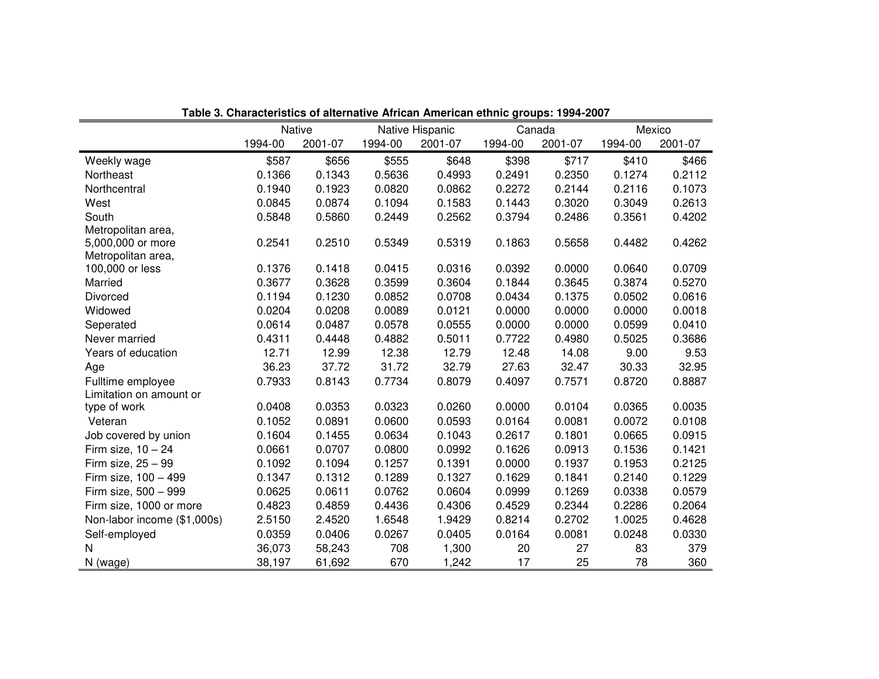**Table 3. Characteristics of alternative African American ethnic groups: 1994-2007**

| | Native | | Native Hispanic | | Canada | | Mexico | |
|---|---|---|---|---|---|---|---|---|
| | 1994-00 | 2001-07 | 1994-00 | 2001-07 | 1994-00 | 2001-07 | 1994-00 | 2001-07 |
| Weekly wage | $587 | $656 | $555 | $648 | $398 | $717 | $410 | $466 |
| Northeast | 0.1366 | 0.1343 | 0.5636 | 0.4993 | 0.2491 | 0.2350 | 0.1274 | 0.2112 |
| Northcentral | 0.1940 | 0.1923 | 0.0820 | 0.0862 | 0.2272 | 0.2144 | 0.2116 | 0.1073 |
| West | 0.0845 | 0.0874 | 0.1094 | 0.1583 | 0.1443 | 0.3020 | 0.3049 | 0.2613 |
| South | 0.5848 | 0.5860 | 0.2449 | 0.2562 | 0.3794 | 0.2486 | 0.3561 | 0.4202 |
| Metropolitan area, 5,000,000 or more | 0.2541 | 0.2510 | 0.5349 | 0.5319 | 0.1863 | 0.5658 | 0.4482 | 0.4262 |
| Metropolitan area, 100,000 or less | 0.1376 | 0.1418 | 0.0415 | 0.0316 | 0.0392 | 0.0000 | 0.0640 | 0.0709 |
| Married | 0.3677 | 0.3628 | 0.3599 | 0.3604 | 0.1844 | 0.3645 | 0.3874 | 0.5270 |
| Divorced | 0.1194 | 0.1230 | 0.0852 | 0.0708 | 0.0434 | 0.1375 | 0.0502 | 0.0616 |
| Widowed | 0.0204 | 0.0208 | 0.0089 | 0.0121 | 0.0000 | 0.0000 | 0.0000 | 0.0018 |
| Seperated | 0.0614 | 0.0487 | 0.0578 | 0.0555 | 0.0000 | 0.0000 | 0.0599 | 0.0410 |
| Never married | 0.4311 | 0.4448 | 0.4882 | 0.5011 | 0.7722 | 0.4980 | 0.5025 | 0.3686 |
| Years of education | 12.71 | 12.99 | 12.38 | 12.79 | 12.48 | 14.08 | 9.00 | 9.53 |
| Age | 36.23 | 37.72 | 31.72 | 32.79 | 27.63 | 32.47 | 30.33 | 32.95 |
| Fulltime employee | 0.7933 | 0.8143 | 0.7734 | 0.8079 | 0.4097 | 0.7571 | 0.8720 | 0.8887 |
| Limitation on amount or type of work | 0.0408 | 0.0353 | 0.0323 | 0.0260 | 0.0000 | 0.0104 | 0.0365 | 0.0035 |
| Veteran | 0.1052 | 0.0891 | 0.0600 | 0.0593 | 0.0164 | 0.0081 | 0.0072 | 0.0108 |
| Job covered by union | 0.1604 | 0.1455 | 0.0634 | 0.1043 | 0.2617 | 0.1801 | 0.0665 | 0.0915 |
| Firm size, 10 – 24 | 0.0661 | 0.0707 | 0.0800 | 0.0992 | 0.1626 | 0.0913 | 0.1536 | 0.1421 |
| Firm size, 25 – 99 | 0.1092 | 0.1094 | 0.1257 | 0.1391 | 0.0000 | 0.1937 | 0.1953 | 0.2125 |
| Firm size, 100 – 499 | 0.1347 | 0.1312 | 0.1289 | 0.1327 | 0.1629 | 0.1841 | 0.2140 | 0.1229 |
| Firm size, 500 – 999 | 0.0625 | 0.0611 | 0.0762 | 0.0604 | 0.0999 | 0.1269 | 0.0338 | 0.0579 |
| Firm size, 1000 or more | 0.4823 | 0.4859 | 0.4436 | 0.4306 | 0.4529 | 0.2344 | 0.2286 | 0.2064 |
| Non-labor income ($1,000s) | 2.5150 | 2.4520 | 1.6548 | 1.9429 | 0.8214 | 0.2702 | 1.0025 | 0.4628 |
| Self-employed | 0.0359 | 0.0406 | 0.0267 | 0.0405 | 0.0164 | 0.0081 | 0.0248 | 0.0330 |
| N | 36,073 | 58,243 | 708 | 1,300 | 20 | 27 | 83 | 379 |
| N (wage) | 38,197 | 61,692 | 670 | 1,242 | 17 | 25 | 78 | 360 |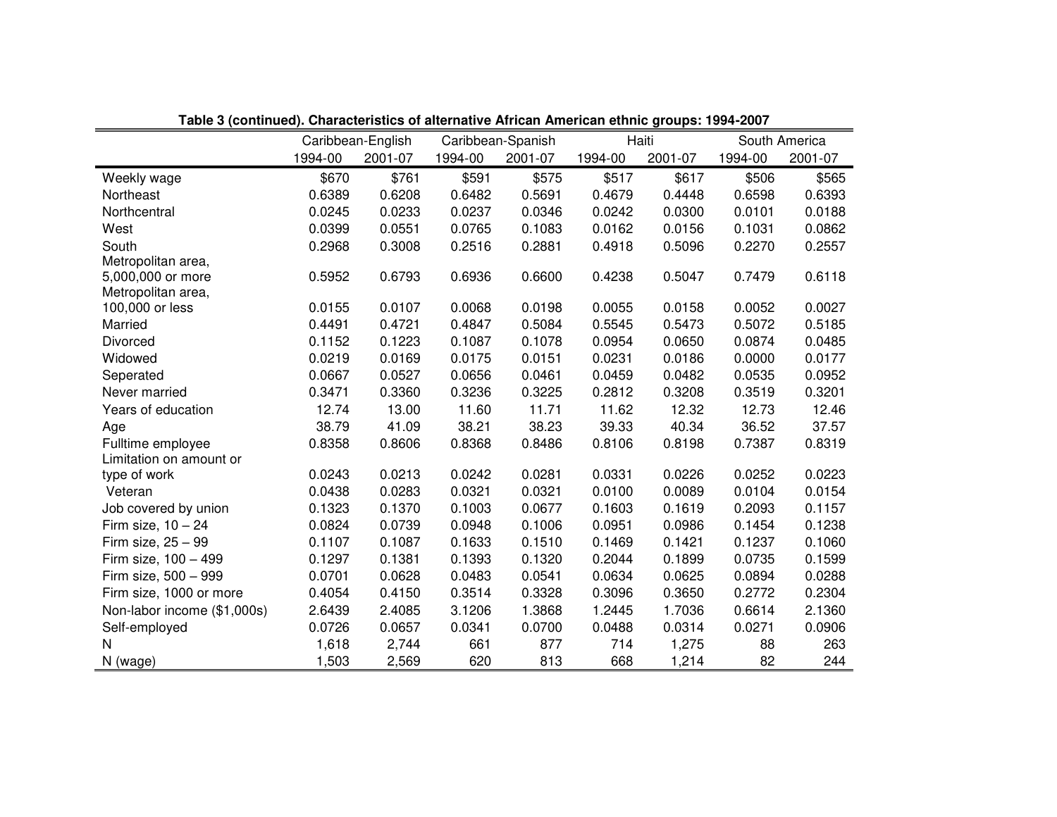**Table 3 (continued). Characteristics of alternative African American ethnic groups: 1994-2007**

| | Caribbean-English | | Caribbean-Spanish | | Haiti | | South America | |
|---|---|---|---|---|---|---|---|---|
| | 1994-00 | 2001-07 | 1994-00 | 2001-07 | 1994-00 | 2001-07 | 1994-00 | 2001-07 |
| Weekly wage | $670 | $761 | $591 | $575 | $517 | $617 | $506 | $565 |
| Northeast | 0.6389 | 0.6208 | 0.6482 | 0.5691 | 0.4679 | 0.4448 | 0.6598 | 0.6393 |
| Northcentral | 0.0245 | 0.0233 | 0.0237 | 0.0346 | 0.0242 | 0.0300 | 0.0101 | 0.0188 |
| West | 0.0399 | 0.0551 | 0.0765 | 0.1083 | 0.0162 | 0.0156 | 0.1031 | 0.0862 |
| South | 0.2968 | 0.3008 | 0.2516 | 0.2881 | 0.4918 | 0.5096 | 0.2270 | 0.2557 |
| Metropolitan area, 5,000,000 or more | 0.5952 | 0.6793 | 0.6936 | 0.6600 | 0.4238 | 0.5047 | 0.7479 | 0.6118 |
| Metropolitan area, 100,000 or less | 0.0155 | 0.0107 | 0.0068 | 0.0198 | 0.0055 | 0.0158 | 0.0052 | 0.0027 |
| Married | 0.4491 | 0.4721 | 0.4847 | 0.5084 | 0.5545 | 0.5473 | 0.5072 | 0.5185 |
| Divorced | 0.1152 | 0.1223 | 0.1087 | 0.1078 | 0.0954 | 0.0650 | 0.0874 | 0.0485 |
| Widowed | 0.0219 | 0.0169 | 0.0175 | 0.0151 | 0.0231 | 0.0186 | 0.0000 | 0.0177 |
| Seperated | 0.0667 | 0.0527 | 0.0656 | 0.0461 | 0.0459 | 0.0482 | 0.0535 | 0.0952 |
| Never married | 0.3471 | 0.3360 | 0.3236 | 0.3225 | 0.2812 | 0.3208 | 0.3519 | 0.3201 |
| Years of education | 12.74 | 13.00 | 11.60 | 11.71 | 11.62 | 12.32 | 12.73 | 12.46 |
| Age | 38.79 | 41.09 | 38.21 | 38.23 | 39.33 | 40.34 | 36.52 | 37.57 |
| Fulltime employee | 0.8358 | 0.8606 | 0.8368 | 0.8486 | 0.8106 | 0.8198 | 0.7387 | 0.8319 |
| Limitation on amount or type of work | 0.0243 | 0.0213 | 0.0242 | 0.0281 | 0.0331 | 0.0226 | 0.0252 | 0.0223 |
| Veteran | 0.0438 | 0.0283 | 0.0321 | 0.0321 | 0.0100 | 0.0089 | 0.0104 | 0.0154 |
| Job covered by union | 0.1323 | 0.1370 | 0.1003 | 0.0677 | 0.1603 | 0.1619 | 0.2093 | 0.1157 |
| Firm size, 10 – 24 | 0.0824 | 0.0739 | 0.0948 | 0.1006 | 0.0951 | 0.0986 | 0.1454 | 0.1238 |
| Firm size, 25 – 99 | 0.1107 | 0.1087 | 0.1633 | 0.1510 | 0.1469 | 0.1421 | 0.1237 | 0.1060 |
| Firm size, 100 – 499 | 0.1297 | 0.1381 | 0.1393 | 0.1320 | 0.2044 | 0.1899 | 0.0735 | 0.1599 |
| Firm size, 500 – 999 | 0.0701 | 0.0628 | 0.0483 | 0.0541 | 0.0634 | 0.0625 | 0.0894 | 0.0288 |
| Firm size, 1000 or more | 0.4054 | 0.4150 | 0.3514 | 0.3328 | 0.3096 | 0.3650 | 0.2772 | 0.2304 |
| Non-labor income ($1,000s) | 2.6439 | 2.4085 | 3.1206 | 1.3868 | 1.2445 | 1.7036 | 0.6614 | 2.1360 |
| Self-employed | 0.0726 | 0.0657 | 0.0341 | 0.0700 | 0.0488 | 0.0314 | 0.0271 | 0.0906 |
| N | 1,618 | 2,744 | 661 | 877 | 714 | 1,275 | 88 | 263 |
| N (wage) | 1,503 | 2,569 | 620 | 813 | 668 | 1,214 | 82 | 244 |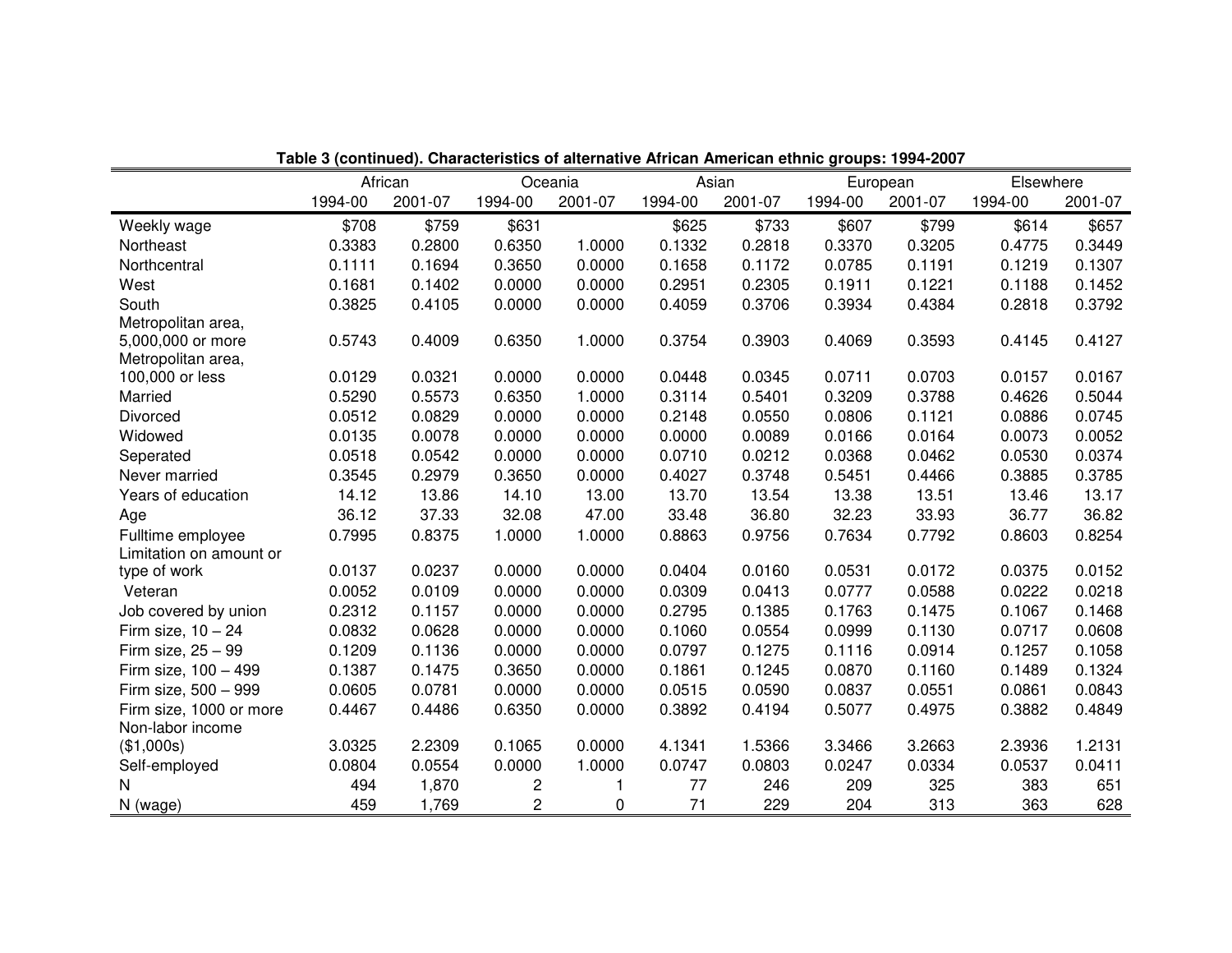**Table 3 (continued). Characteristics of alternative African American ethnic groups: 1994-2007**

| | African | | Oceania | | Asian | | European | | Elsewhere | |
|---|---|---|---|---|---|---|---|---|---|---|
| | 1994-00 | 2001-07 | 1994-00 | 2001-07 | 1994-00 | 2001-07 | 1994-00 | 2001-07 | 1994-00 | 2001-07 |
| Weekly wage | $708 | $759 | $631 | | $625 | $733 | $607 | $799 | $614 | $657 |
| Northeast | 0.3383 | 0.2800 | 0.6350 | 1.0000 | 0.1332 | 0.2818 | 0.3370 | 0.3205 | 0.4775 | 0.3449 |
| Northcentral | 0.1111 | 0.1694 | 0.3650 | 0.0000 | 0.1658 | 0.1172 | 0.0785 | 0.1191 | 0.1219 | 0.1307 |
| West | 0.1681 | 0.1402 | 0.0000 | 0.0000 | 0.2951 | 0.2305 | 0.1911 | 0.1221 | 0.1188 | 0.1452 |
| South | 0.3825 | 0.4105 | 0.0000 | 0.0000 | 0.4059 | 0.3706 | 0.3934 | 0.4384 | 0.2818 | 0.3792 |
| Metropolitan area, 5,000,000 or more | 0.5743 | 0.4009 | 0.6350 | 1.0000 | 0.3754 | 0.3903 | 0.4069 | 0.3593 | 0.4145 | 0.4127 |
| Metropolitan area, 100,000 or less | 0.0129 | 0.0321 | 0.0000 | 0.0000 | 0.0448 | 0.0345 | 0.0711 | 0.0703 | 0.0157 | 0.0167 |
| Married | 0.5290 | 0.5573 | 0.6350 | 1.0000 | 0.3114 | 0.5401 | 0.3209 | 0.3788 | 0.4626 | 0.5044 |
| Divorced | 0.0512 | 0.0829 | 0.0000 | 0.0000 | 0.2148 | 0.0550 | 0.0806 | 0.1121 | 0.0886 | 0.0745 |
| Widowed | 0.0135 | 0.0078 | 0.0000 | 0.0000 | 0.0000 | 0.0089 | 0.0166 | 0.0164 | 0.0073 | 0.0052 |
| Seperated | 0.0518 | 0.0542 | 0.0000 | 0.0000 | 0.0710 | 0.0212 | 0.0368 | 0.0462 | 0.0530 | 0.0374 |
| Never married | 0.3545 | 0.2979 | 0.3650 | 0.0000 | 0.4027 | 0.3748 | 0.5451 | 0.4466 | 0.3885 | 0.3785 |
| Years of education | 14.12 | 13.86 | 14.10 | 13.00 | 13.70 | 13.54 | 13.38 | 13.51 | 13.46 | 13.17 |
| Age | 36.12 | 37.33 | 32.08 | 47.00 | 33.48 | 36.80 | 32.23 | 33.93 | 36.77 | 36.82 |
| Fulltime employee | 0.7995 | 0.8375 | 1.0000 | 1.0000 | 0.8863 | 0.9756 | 0.7634 | 0.7792 | 0.8603 | 0.8254 |
| Limitation on amount or type of work | 0.0137 | 0.0237 | 0.0000 | 0.0000 | 0.0404 | 0.0160 | 0.0531 | 0.0172 | 0.0375 | 0.0152 |
| Veteran | 0.0052 | 0.0109 | 0.0000 | 0.0000 | 0.0309 | 0.0413 | 0.0777 | 0.0588 | 0.0222 | 0.0218 |
| Job covered by union | 0.2312 | 0.1157 | 0.0000 | 0.0000 | 0.2795 | 0.1385 | 0.1763 | 0.1475 | 0.1067 | 0.1468 |
| Firm size, 10 – 24 | 0.0832 | 0.0628 | 0.0000 | 0.0000 | 0.1060 | 0.0554 | 0.0999 | 0.1130 | 0.0717 | 0.0608 |
| Firm size, 25 – 99 | 0.1209 | 0.1136 | 0.0000 | 0.0000 | 0.0797 | 0.1275 | 0.1116 | 0.0914 | 0.1257 | 0.1058 |
| Firm size, 100 – 499 | 0.1387 | 0.1475 | 0.3650 | 0.0000 | 0.1861 | 0.1245 | 0.0870 | 0.1160 | 0.1489 | 0.1324 |
| Firm size, 500 – 999 | 0.0605 | 0.0781 | 0.0000 | 0.0000 | 0.0515 | 0.0590 | 0.0837 | 0.0551 | 0.0861 | 0.0843 |
| Firm size, 1000 or more | 0.4467 | 0.4486 | 0.6350 | 0.0000 | 0.3892 | 0.4194 | 0.5077 | 0.4975 | 0.3882 | 0.4849 |
| Non-labor income ($1,000s) | 3.0325 | 2.2309 | 0.1065 | 0.0000 | 4.1341 | 1.5366 | 3.3466 | 3.2663 | 2.3936 | 1.2131 |
| Self-employed | 0.0804 | 0.0554 | 0.0000 | 1.0000 | 0.0747 | 0.0803 | 0.0247 | 0.0334 | 0.0537 | 0.0411 |
| N | 494 | 1,870 | 2 | 1 | 77 | 246 | 209 | 325 | 383 | 651 |
| N (wage) | 459 | 1,769 | 2 | 0 | 71 | 229 | 204 | 313 | 363 | 628 |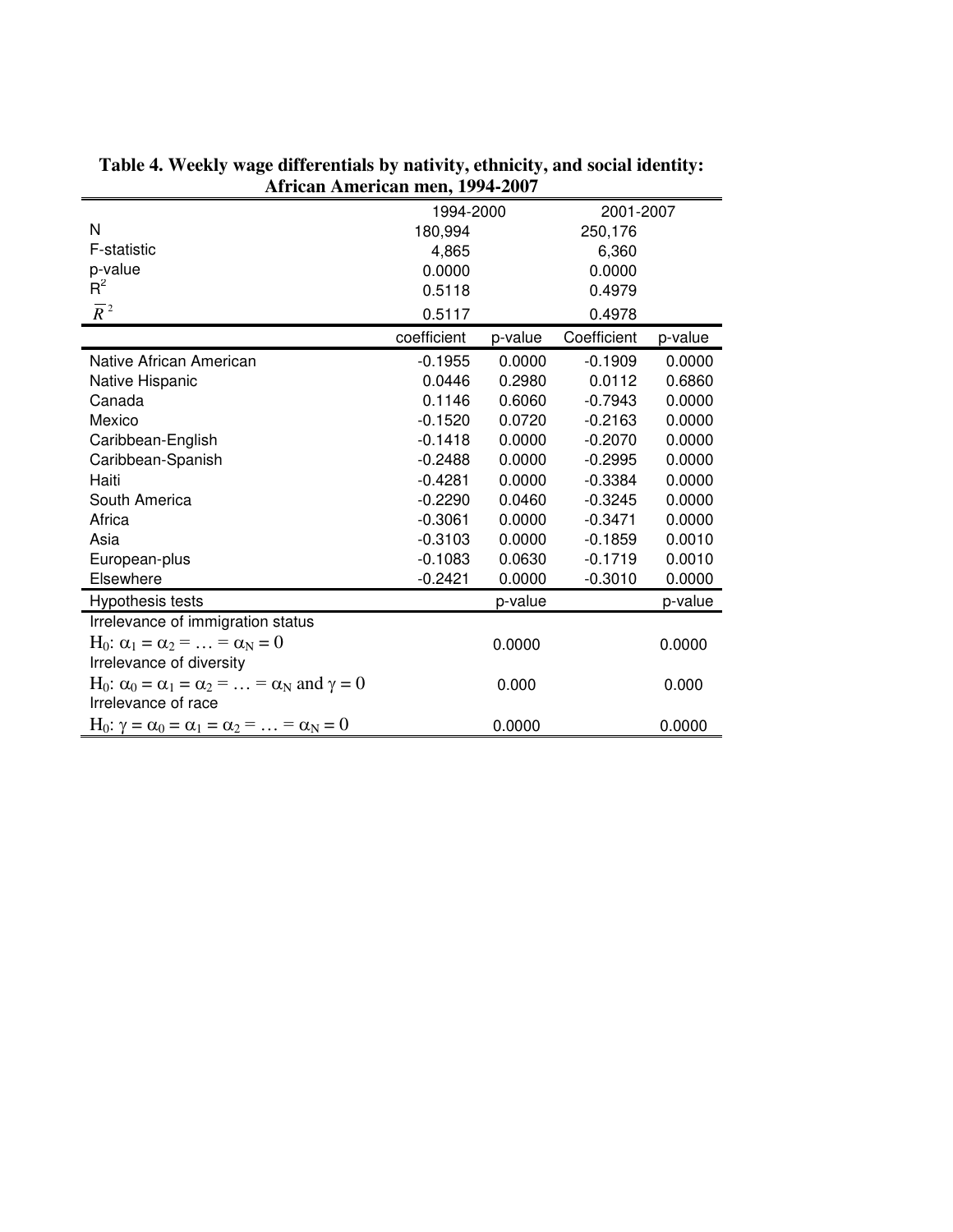**Table 4. Weekly wage differentials by nativity, ethnicity, and social identity: African American men, 1994-2007**

| | 1994-2000 | | 2001-2007 | |
|---|---|---|---|---|
| N | 180,994 | | 250,176 | |
| F-statistic | 4,865 | | 6,360 | |
| p-value | 0.0000 | | 0.0000 | |
| $R^2$ | 0.5118 | | 0.4979 | |
| $\bar{R}^2$ | 0.5117 | | 0.4978 | |
| | coefficient | p-value | Coefficient | p-value |
| Native African American | -0.1955 | 0.0000 | -0.1909 | 0.0000 |
| Native Hispanic | 0.0446 | 0.2980 | 0.0112 | 0.6860 |
| Canada | 0.1146 | 0.6060 | -0.7943 | 0.0000 |
| Mexico | -0.1520 | 0.0720 | -0.2163 | 0.0000 |
| Caribbean-English | -0.1418 | 0.0000 | -0.2070 | 0.0000 |
| Caribbean-Spanish | -0.2488 | 0.0000 | -0.2995 | 0.0000 |
| Haiti | -0.4281 | 0.0000 | -0.3384 | 0.0000 |
| South America | -0.2290 | 0.0460 | -0.3245 | 0.0000 |
| Africa | -0.3061 | 0.0000 | -0.3471 | 0.0000 |
| Asia | -0.3103 | 0.0000 | -0.1859 | 0.0010 |
| European-plus | -0.1083 | 0.0630 | -0.1719 | 0.0010 |
| Elsewhere | -0.2421 | 0.0000 | -0.3010 | 0.0000 |
| Hypothesis tests | | p-value | | p-value |
| Irrelevance of immigration status | | | | |
| $H_0: \alpha_1 = \alpha_2 = \ldots = \alpha_N = 0$ | | 0.0000 | | 0.0000 |
| Irrelevance of diversity | | | | |
| $H_0: \alpha_0 = \alpha_1 = \alpha_2 = \ldots = \alpha_N$ and $\gamma = 0$ | | 0.000 | | 0.000 |
| Irrelevance of race | | | | |
| $H_0: \gamma = \alpha_0 = \alpha_1 = \alpha_2 = \ldots = \alpha_N = 0$ | | 0.0000 | | 0.0000 |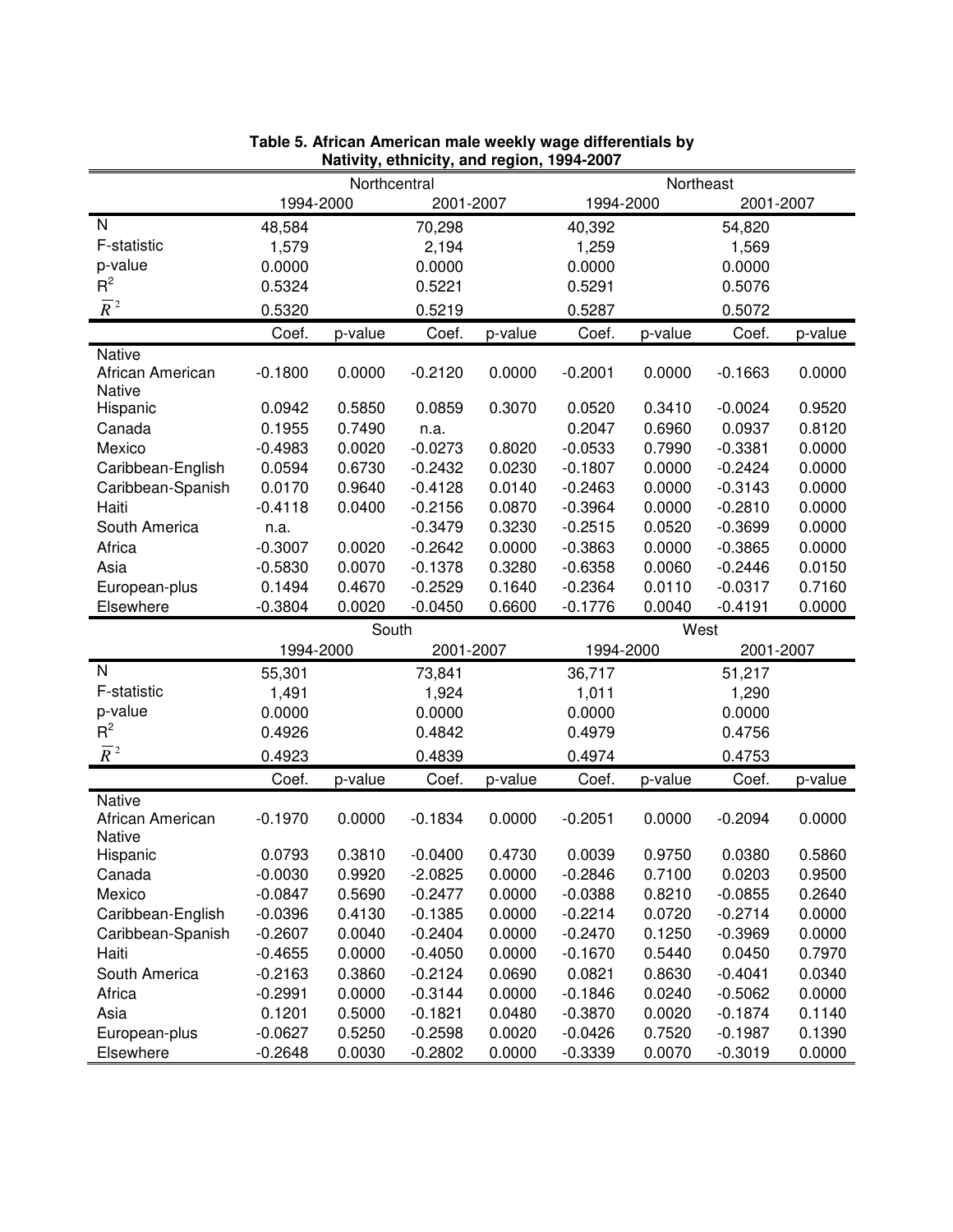**Table 5. African American male weekly wage differentials by Nativity, ethnicity, and region, 1994-2007**

| | Northcentral | | | | Northeast | | | |
|---|---|---|---|---|---|---|---|---|
| | 1994-2000 | | 2001-2007 | | 1994-2000 | | 2001-2007 | |
| N | 48,584 | | 70,298 | | 40,392 | | 54,820 | |
| F-statistic | 1,579 | | 2,194 | | 1,259 | | 1,569 | |
| p-value | 0.0000 | | 0.0000 | | 0.0000 | | 0.0000 | |
| $R^2$ | 0.5324 | | 0.5221 | | 0.5291 | | 0.5076 | |
| $\overline{R}^2$ | 0.5320 | | 0.5219 | | 0.5287 | | 0.5072 | |
| | Coef. | p-value | Coef. | p-value | Coef. | p-value | Coef. | p-value |
| Native African American | -0.1800 | 0.0000 | -0.2120 | 0.0000 | -0.2001 | 0.0000 | -0.1663 | 0.0000 |
| Native Hispanic | 0.0942 | 0.5850 | 0.0859 | 0.3070 | 0.0520 | 0.3410 | -0.0024 | 0.9520 |
| Canada | 0.1955 | 0.7490 | n.a. | | 0.2047 | 0.6960 | 0.0937 | 0.8120 |
| Mexico | -0.4983 | 0.0020 | -0.0273 | 0.8020 | -0.0533 | 0.7990 | -0.3381 | 0.0000 |
| Caribbean-English | 0.0594 | 0.6730 | -0.2432 | 0.0230 | -0.1807 | 0.0000 | -0.2424 | 0.0000 |
| Caribbean-Spanish | 0.0170 | 0.9640 | -0.4128 | 0.0140 | -0.2463 | 0.0000 | -0.3143 | 0.0000 |
| Haiti | -0.4118 | 0.0400 | -0.2156 | 0.0870 | -0.3964 | 0.0000 | -0.2810 | 0.0000 |
| South America | n.a. | | -0.3479 | 0.3230 | -0.2515 | 0.0520 | -0.3699 | 0.0000 |
| Africa | -0.3007 | 0.0020 | -0.2642 | 0.0000 | -0.3863 | 0.0000 | -0.3865 | 0.0000 |
| Asia | -0.5830 | 0.0070 | -0.1378 | 0.3280 | -0.6358 | 0.0060 | -0.2446 | 0.0150 |
| European-plus | 0.1494 | 0.4670 | -0.2529 | 0.1640 | -0.2364 | 0.0110 | -0.0317 | 0.7160 |
| Elsewhere | -0.3804 | 0.0020 | -0.0450 | 0.6600 | -0.1776 | 0.0040 | -0.4191 | 0.0000 |

| | South | | | | West | | | |
|---|---|---|---|---|---|---|---|---|
| | 1994-2000 | | 2001-2007 | | 1994-2000 | | 2001-2007 | |
| N | 55,301 | | 73,841 | | 36,717 | | 51,217 | |
| F-statistic | 1,491 | | 1,924 | | 1,011 | | 1,290 | |
| p-value | 0.0000 | | 0.0000 | | 0.0000 | | 0.0000 | |
| $R^2$ | 0.4926 | | 0.4842 | | 0.4979 | | 0.4756 | |
| $\overline{R}^2$ | 0.4923 | | 0.4839 | | 0.4974 | | 0.4753 | |
| | Coef. | p-value | Coef. | p-value | Coef. | p-value | Coef. | p-value |
| Native African American | -0.1970 | 0.0000 | -0.1834 | 0.0000 | -0.2051 | 0.0000 | -0.2094 | 0.0000 |
| Native Hispanic | 0.0793 | 0.3810 | -0.0400 | 0.4730 | 0.0039 | 0.9750 | 0.0380 | 0.5860 |
| Canada | -0.0030 | 0.9920 | -2.0825 | 0.0000 | -0.2846 | 0.7100 | 0.0203 | 0.9500 |
| Mexico | -0.0847 | 0.5690 | -0.2477 | 0.0000 | -0.0388 | 0.8210 | -0.0855 | 0.2640 |
| Caribbean-English | -0.0396 | 0.4130 | -0.1385 | 0.0000 | -0.2214 | 0.0720 | -0.2714 | 0.0000 |
| Caribbean-Spanish | -0.2607 | 0.0040 | -0.2404 | 0.0000 | -0.2470 | 0.1250 | -0.3969 | 0.0000 |
| Haiti | -0.4655 | 0.0000 | -0.4050 | 0.0000 | -0.1670 | 0.5440 | 0.0450 | 0.7970 |
| South America | -0.2163 | 0.3860 | -0.2124 | 0.0690 | 0.0821 | 0.8630 | -0.4041 | 0.0340 |
| Africa | -0.2991 | 0.0000 | -0.3144 | 0.0000 | -0.1846 | 0.0240 | -0.5062 | 0.0000 |
| Asia | 0.1201 | 0.5000 | -0.1821 | 0.0480 | -0.3870 | 0.0020 | -0.1874 | 0.1140 |
| European-plus | -0.0627 | 0.5250 | -0.2598 | 0.0020 | -0.0426 | 0.7520 | -0.1987 | 0.1390 |
| Elsewhere | -0.2648 | 0.0030 | -0.2802 | 0.0000 | -0.3339 | 0.0070 | -0.3019 | 0.0000 |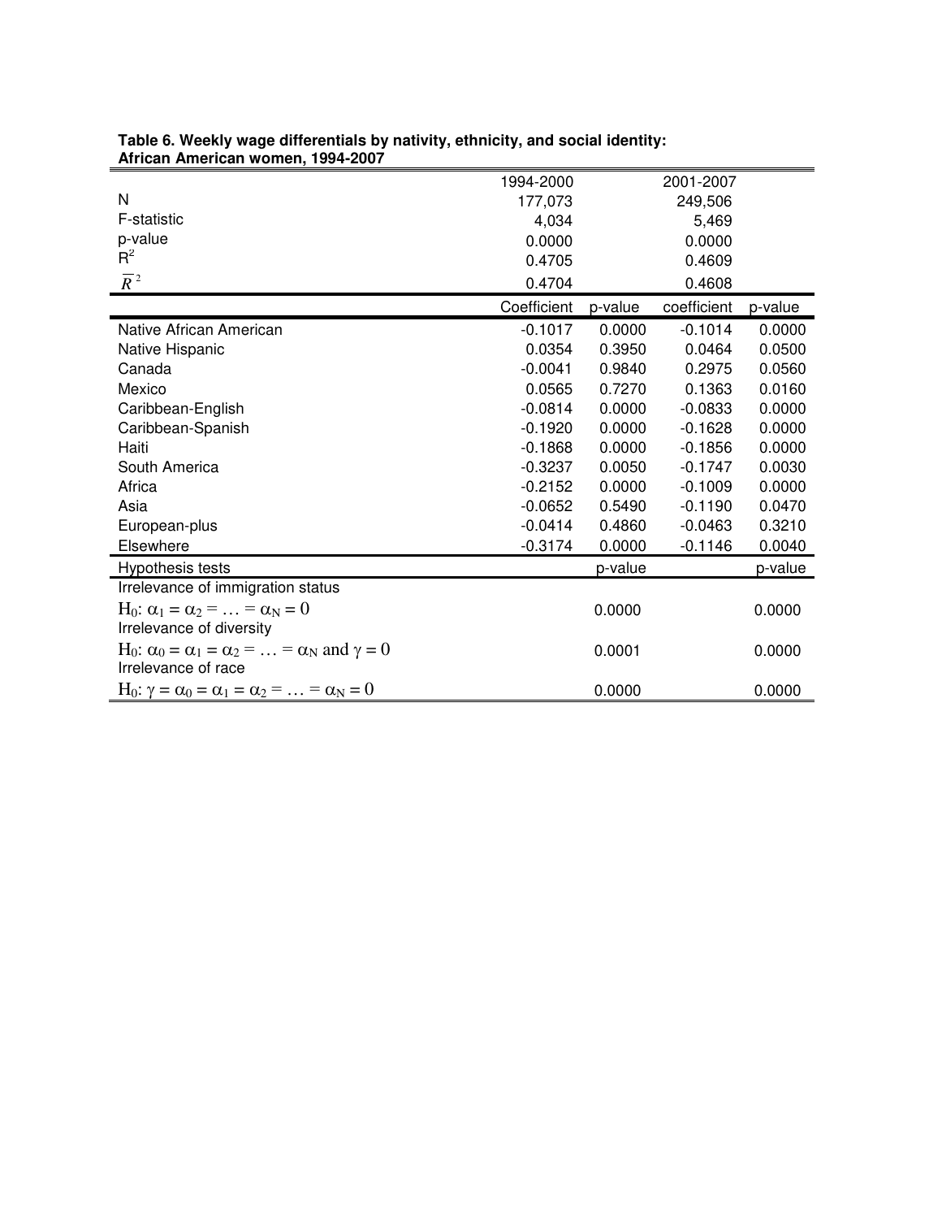**Table 6. Weekly wage differentials by nativity, ethnicity, and social identity: African American women, 1994-2007**

| | 1994-2000 | | 2001-2007 | |
|---|---|---|---|---|
| N | 177,073 | | 249,506 | |
| F-statistic | 4,034 | | 5,469 | |
| p-value | 0.0000 | | 0.0000 | |
| $R^2$ | 0.4705 | | 0.4609 | |
| $\overline{R}^2$ | 0.4704 | | 0.4608 | |
| | Coefficient | p-value | coefficient | p-value |
| Native African American | -0.1017 | 0.0000 | -0.1014 | 0.0000 |
| Native Hispanic | 0.0354 | 0.3950 | 0.0464 | 0.0500 |
| Canada | -0.0041 | 0.9840 | 0.2975 | 0.0560 |
| Mexico | 0.0565 | 0.7270 | 0.1363 | 0.0160 |
| Caribbean-English | -0.0814 | 0.0000 | -0.0833 | 0.0000 |
| Caribbean-Spanish | -0.1920 | 0.0000 | -0.1628 | 0.0000 |
| Haiti | -0.1868 | 0.0000 | -0.1856 | 0.0000 |
| South America | -0.3237 | 0.0050 | -0.1747 | 0.0030 |
| Africa | -0.2152 | 0.0000 | -0.1009 | 0.0000 |
| Asia | -0.0652 | 0.5490 | -0.1190 | 0.0470 |
| European-plus | -0.0414 | 0.4860 | -0.0463 | 0.3210 |
| Elsewhere | -0.3174 | 0.0000 | -0.1146 | 0.0040 |
| Hypothesis tests | | p-value | | p-value |
| Irrelevance of immigration status | | | | |
| $H_0$: $\alpha_1 = \alpha_2 = \ldots = \alpha_N = 0$ | | 0.0000 | | 0.0000 |
| Irrelevance of diversity | | | | |
| $H_0$: $\alpha_0 = \alpha_1 = \alpha_2 = \ldots = \alpha_N$ and $\gamma = 0$ | | 0.0001 | | 0.0000 |
| Irrelevance of race | | | | |
| $H_0$: $\gamma = \alpha_0 = \alpha_1 = \alpha_2 = \ldots = \alpha_N = 0$ | | 0.0000 | | 0.0000 |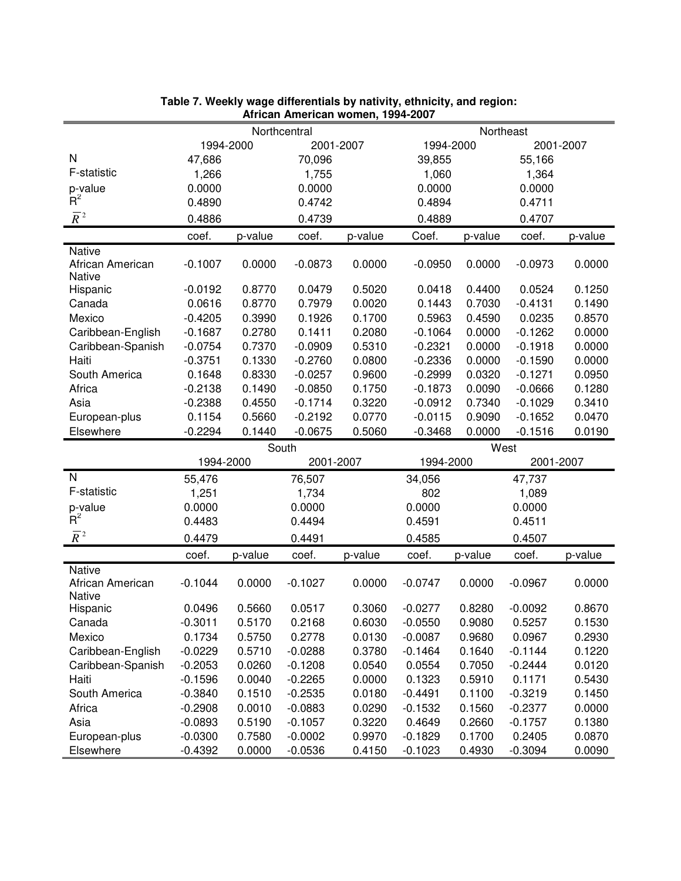**Table 7. Weekly wage differentials by nativity, ethnicity, and region: African American women, 1994-2007**

| | Northcentral | | | | Northeast | | | |
|---|---|---|---|---|---|---|---|---|
| | 1994-2000 | | 2001-2007 | | 1994-2000 | | 2001-2007 | |
| N | 47,686 | | 70,096 | | 39,855 | | 55,166 | |
| F-statistic | 1,266 | | 1,755 | | 1,060 | | 1,364 | |
| p-value | 0.0000 | | 0.0000 | | 0.0000 | | 0.0000 | |
| $R^2$ | 0.4890 | | 0.4742 | | 0.4894 | | 0.4711 | |
| $\overline{R}^2$ | 0.4886 | | 0.4739 | | 0.4889 | | 0.4707 | |
| | coef. | p-value | coef. | p-value | Coef. | p-value | coef. | p-value |
| Native African American | -0.1007 | 0.0000 | -0.0873 | 0.0000 | -0.0950 | 0.0000 | -0.0973 | 0.0000 |
| Native Hispanic | -0.0192 | 0.8770 | 0.0479 | 0.5020 | 0.0418 | 0.4400 | 0.0524 | 0.1250 |
| Canada | 0.0616 | 0.8770 | 0.7979 | 0.0020 | 0.1443 | 0.7030 | -0.4131 | 0.1490 |
| Mexico | -0.4205 | 0.3990 | 0.1926 | 0.1700 | 0.5963 | 0.4590 | 0.0235 | 0.8570 |
| Caribbean-English | -0.1687 | 0.2780 | 0.1411 | 0.2080 | -0.1064 | 0.0000 | -0.1262 | 0.0000 |
| Caribbean-Spanish | -0.0754 | 0.7370 | -0.0909 | 0.5310 | -0.2321 | 0.0000 | -0.1918 | 0.0000 |
| Haiti | -0.3751 | 0.1330 | -0.2760 | 0.0800 | -0.2336 | 0.0000 | -0.1590 | 0.0000 |
| South America | 0.1648 | 0.8330 | -0.0257 | 0.9600 | -0.2999 | 0.0320 | -0.1271 | 0.0950 |
| Africa | -0.2138 | 0.1490 | -0.0850 | 0.1750 | -0.1873 | 0.0090 | -0.0666 | 0.1280 |
| Asia | -0.2388 | 0.4550 | -0.1714 | 0.3220 | -0.0912 | 0.7340 | -0.1029 | 0.3410 |
| European-plus | 0.1154 | 0.5660 | -0.2192 | 0.0770 | -0.0115 | 0.9090 | -0.1652 | 0.0470 |
| Elsewhere | -0.2294 | 0.1440 | -0.0675 | 0.5060 | -0.3468 | 0.0000 | -0.1516 | 0.0190 |
| | South | | | | West | | | |
| | 1994-2000 | | 2001-2007 | | 1994-2000 | | 2001-2007 | |
| N | 55,476 | | 76,507 | | 34,056 | | 47,737 | |
| F-statistic | 1,251 | | 1,734 | | 802 | | 1,089 | |
| p-value | 0.0000 | | 0.0000 | | 0.0000 | | 0.0000 | |
| $R^2$ | 0.4483 | | 0.4494 | | 0.4591 | | 0.4511 | |
| $\overline{R}^2$ | 0.4479 | | 0.4491 | | 0.4585 | | 0.4507 | |
| | coef. | p-value | coef. | p-value | coef. | p-value | coef. | p-value |
| Native African American | -0.1044 | 0.0000 | -0.1027 | 0.0000 | -0.0747 | 0.0000 | -0.0967 | 0.0000 |
| Native Hispanic | 0.0496 | 0.5660 | 0.0517 | 0.3060 | -0.0277 | 0.8280 | -0.0092 | 0.8670 |
| Canada | -0.3011 | 0.5170 | 0.2168 | 0.6030 | -0.0550 | 0.9080 | 0.5257 | 0.1530 |
| Mexico | 0.1734 | 0.5750 | 0.2778 | 0.0130 | -0.0087 | 0.9680 | 0.0967 | 0.2930 |
| Caribbean-English | -0.0229 | 0.5710 | -0.0288 | 0.3780 | -0.1464 | 0.1640 | -0.1144 | 0.1220 |
| Caribbean-Spanish | -0.2053 | 0.0260 | -0.1208 | 0.0540 | 0.0554 | 0.7050 | -0.2444 | 0.0120 |
| Haiti | -0.1596 | 0.0040 | -0.2265 | 0.0000 | 0.1323 | 0.5910 | 0.1171 | 0.5430 |
| South America | -0.3840 | 0.1510 | -0.2535 | 0.0180 | -0.4491 | 0.1100 | -0.3219 | 0.1450 |
| Africa | -0.2908 | 0.0010 | -0.0883 | 0.0290 | -0.1532 | 0.1560 | -0.2377 | 0.0000 |
| Asia | -0.0893 | 0.5190 | -0.1057 | 0.3220 | 0.4649 | 0.2660 | -0.1757 | 0.1380 |
| European-plus | -0.0300 | 0.7580 | -0.0002 | 0.9970 | -0.1829 | 0.1700 | 0.2405 | 0.0870 |
| Elsewhere | -0.4392 | 0.0000 | -0.0536 | 0.4150 | -0.1023 | 0.4930 | -0.3094 | 0.0090 |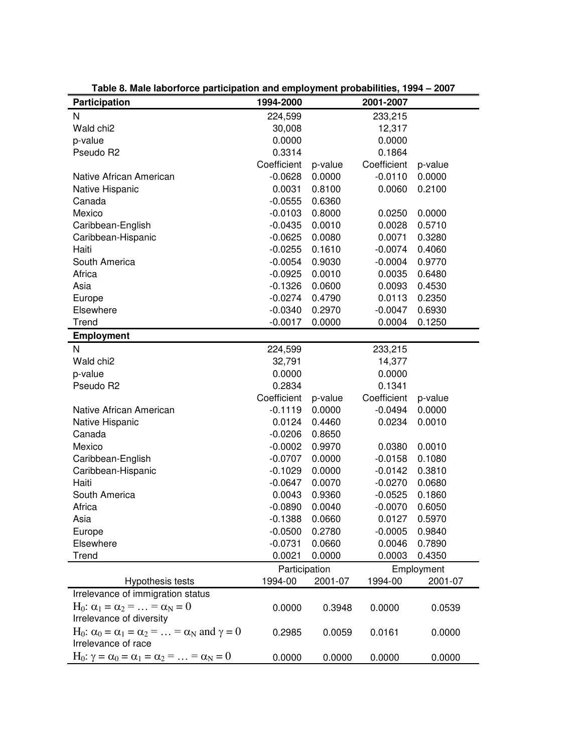**Table 8. Male laborforce participation and employment probabilities, 1994 – 2007**

| **Participation** | **1994-2000** | | **2001-2007** | |
|---|---|---|---|---|
| N | 224,599 | | 233,215 | |
| Wald chi2 | 30,008 | | 12,317 | |
| p-value | 0.0000 | | 0.0000 | |
| Pseudo R2 | 0.3314 | | 0.1864 | |
| | Coefficient | p-value | Coefficient | p-value |
| Native African American | -0.0628 | 0.0000 | -0.0110 | 0.0000 |
| Native Hispanic | 0.0031 | 0.8100 | 0.0060 | 0.2100 |
| Canada | -0.0555 | 0.6360 | | |
| Mexico | -0.0103 | 0.8000 | 0.0250 | 0.0000 |
| Caribbean-English | -0.0435 | 0.0010 | 0.0028 | 0.5710 |
| Caribbean-Hispanic | -0.0625 | 0.0080 | 0.0071 | 0.3280 |
| Haiti | -0.0255 | 0.1610 | -0.0074 | 0.4060 |
| South America | -0.0054 | 0.9030 | -0.0004 | 0.9770 |
| Africa | -0.0925 | 0.0010 | 0.0035 | 0.6480 |
| Asia | -0.1326 | 0.0600 | 0.0093 | 0.4530 |
| Europe | -0.0274 | 0.4790 | 0.0113 | 0.2350 |
| Elsewhere | -0.0340 | 0.2970 | -0.0047 | 0.6930 |
| Trend | -0.0017 | 0.0000 | 0.0004 | 0.1250 |
| **Employment** | | | | |
| N | 224,599 | | 233,215 | |
| Wald chi2 | 32,791 | | 14,377 | |
| p-value | 0.0000 | | 0.0000 | |
| Pseudo R2 | 0.2834 | | 0.1341 | |
| | Coefficient | p-value | Coefficient | p-value |
| Native African American | -0.1119 | 0.0000 | -0.0494 | 0.0000 |
| Native Hispanic | 0.0124 | 0.4460 | 0.0234 | 0.0010 |
| Canada | -0.0206 | 0.8650 | | |
| Mexico | -0.0002 | 0.9970 | 0.0380 | 0.0010 |
| Caribbean-English | -0.0707 | 0.0000 | -0.0158 | 0.1080 |
| Caribbean-Hispanic | -0.1029 | 0.0000 | -0.0142 | 0.3810 |
| Haiti | -0.0647 | 0.0070 | -0.0270 | 0.0680 |
| South America | 0.0043 | 0.9360 | -0.0525 | 0.1860 |
| Africa | -0.0890 | 0.0040 | -0.0070 | 0.6050 |
| Asia | -0.1388 | 0.0660 | 0.0127 | 0.5970 |
| Europe | -0.0500 | 0.2780 | -0.0005 | 0.9840 |
| Elsewhere | -0.0731 | 0.0660 | 0.0046 | 0.7890 |
| Trend | 0.0021 | 0.0000 | 0.0003 | 0.4350 |

| | Participation | | Employment | |
|---|---|---|---|---|
| Hypothesis tests | 1994-00 | 2001-07 | 1994-00 | 2001-07 |
| Irrelevance of immigration status | | | | |
| $H_0$: $\alpha_1 = \alpha_2 = \ldots = \alpha_N = 0$ | 0.0000 | 0.3948 | 0.0000 | 0.0539 |
| Irrelevance of diversity | | | | |
| $H_0$: $\alpha_0 = \alpha_1 = \alpha_2 = \ldots = \alpha_N$ and $\gamma = 0$ | 0.2985 | 0.0059 | 0.0161 | 0.0000 |
| Irrelevance of race | | | | |
| $H_0$: $\gamma = \alpha_0 = \alpha_1 = \alpha_2 = \ldots = \alpha_N = 0$ | 0.0000 | 0.0000 | 0.0000 | 0.0000 |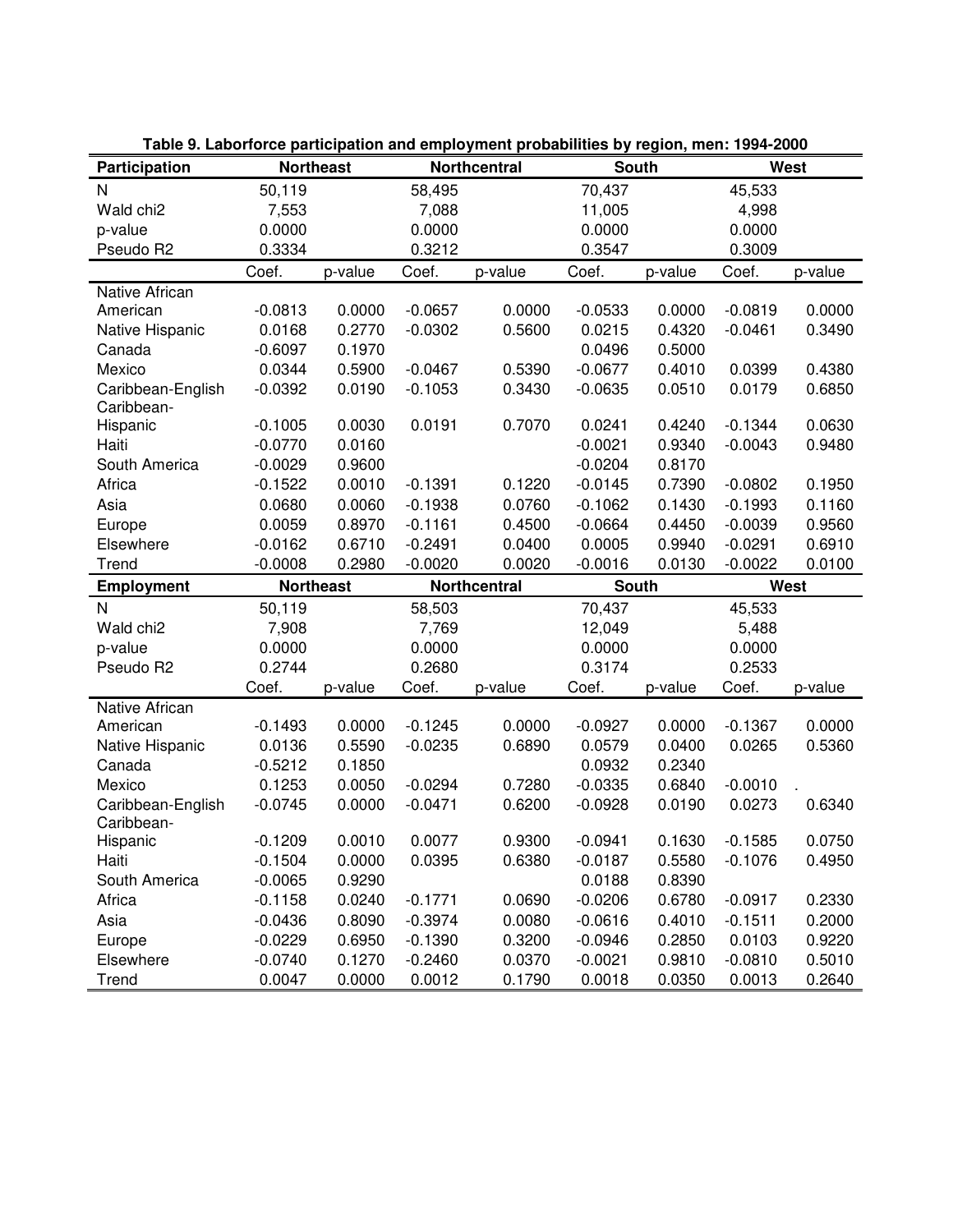**Table 9. Laborforce participation and employment probabilities by region, men: 1994-2000**

| Participation | Northeast | | Northcentral | | South | | West | |
|---|---|---|---|---|---|---|---|---|
| N | 50,119 | | 58,495 | | 70,437 | | 45,533 | |
| Wald chi2 | 7,553 | | 7,088 | | 11,005 | | 4,998 | |
| p-value | 0.0000 | | 0.0000 | | 0.0000 | | 0.0000 | |
| Pseudo R2 | 0.3334 | | 0.3212 | | 0.3547 | | 0.3009 | |
| | Coef. | p-value | Coef. | p-value | Coef. | p-value | Coef. | p-value |
| Native African American | -0.0813 | 0.0000 | -0.0657 | 0.0000 | -0.0533 | 0.0000 | -0.0819 | 0.0000 |
| Native Hispanic | 0.0168 | 0.2770 | -0.0302 | 0.5600 | 0.0215 | 0.4320 | -0.0461 | 0.3490 |
| Canada | -0.6097 | 0.1970 | | | 0.0496 | 0.5000 | | |
| Mexico | 0.0344 | 0.5900 | -0.0467 | 0.5390 | -0.0677 | 0.4010 | 0.0399 | 0.4380 |
| Caribbean-English | -0.0392 | 0.0190 | -0.1053 | 0.3430 | -0.0635 | 0.0510 | 0.0179 | 0.6850 |
| Caribbean-Hispanic | -0.1005 | 0.0030 | 0.0191 | 0.7070 | 0.0241 | 0.4240 | -0.1344 | 0.0630 |
| Haiti | -0.0770 | 0.0160 | | | -0.0021 | 0.9340 | -0.0043 | 0.9480 |
| South America | -0.0029 | 0.9600 | | | -0.0204 | 0.8170 | | |
| Africa | -0.1522 | 0.0010 | -0.1391 | 0.1220 | -0.0145 | 0.7390 | -0.0802 | 0.1950 |
| Asia | 0.0680 | 0.0060 | -0.1938 | 0.0760 | -0.1062 | 0.1430 | -0.1993 | 0.1160 |
| Europe | 0.0059 | 0.8970 | -0.1161 | 0.4500 | -0.0664 | 0.4450 | -0.0039 | 0.9560 |
| Elsewhere | -0.0162 | 0.6710 | -0.2491 | 0.0400 | 0.0005 | 0.9940 | -0.0291 | 0.6910 |
| Trend | -0.0008 | 0.2980 | -0.0020 | 0.0020 | -0.0016 | 0.0130 | -0.0022 | 0.0100 |
| **Employment** | **Northeast** | | **Northcentral** | | **South** | | **West** | |
| N | 50,119 | | 58,503 | | 70,437 | | 45,533 | |
| Wald chi2 | 7,908 | | 7,769 | | 12,049 | | 5,488 | |
| p-value | 0.0000 | | 0.0000 | | 0.0000 | | 0.0000 | |
| Pseudo R2 | 0.2744 | | 0.2680 | | 0.3174 | | 0.2533 | |
| | Coef. | p-value | Coef. | p-value | Coef. | p-value | Coef. | p-value |
| Native African American | -0.1493 | 0.0000 | -0.1245 | 0.0000 | -0.0927 | 0.0000 | -0.1367 | 0.0000 |
| Native Hispanic | 0.0136 | 0.5590 | -0.0235 | 0.6890 | 0.0579 | 0.0400 | 0.0265 | 0.5360 |
| Canada | -0.5212 | 0.1850 | | | 0.0932 | 0.2340 | | |
| Mexico | 0.1253 | 0.0050 | -0.0294 | 0.7280 | -0.0335 | 0.6840 | -0.0010 | . |
| Caribbean-English | -0.0745 | 0.0000 | -0.0471 | 0.6200 | -0.0928 | 0.0190 | 0.0273 | 0.6340 |
| Caribbean-Hispanic | -0.1209 | 0.0010 | 0.0077 | 0.9300 | -0.0941 | 0.1630 | -0.1585 | 0.0750 |
| Haiti | -0.1504 | 0.0000 | 0.0395 | 0.6380 | -0.0187 | 0.5580 | -0.1076 | 0.4950 |
| South America | -0.0065 | 0.9290 | | | 0.0188 | 0.8390 | | |
| Africa | -0.1158 | 0.0240 | -0.1771 | 0.0690 | -0.0206 | 0.6780 | -0.0917 | 0.2330 |
| Asia | -0.0436 | 0.8090 | -0.3974 | 0.0080 | -0.0616 | 0.4010 | -0.1511 | 0.2000 |
| Europe | -0.0229 | 0.6950 | -0.1390 | 0.3200 | -0.0946 | 0.2850 | 0.0103 | 0.9220 |
| Elsewhere | -0.0740 | 0.1270 | -0.2460 | 0.0370 | -0.0021 | 0.9810 | -0.0810 | 0.5010 |
| Trend | 0.0047 | 0.0000 | 0.0012 | 0.1790 | 0.0018 | 0.0350 | 0.0013 | 0.2640 |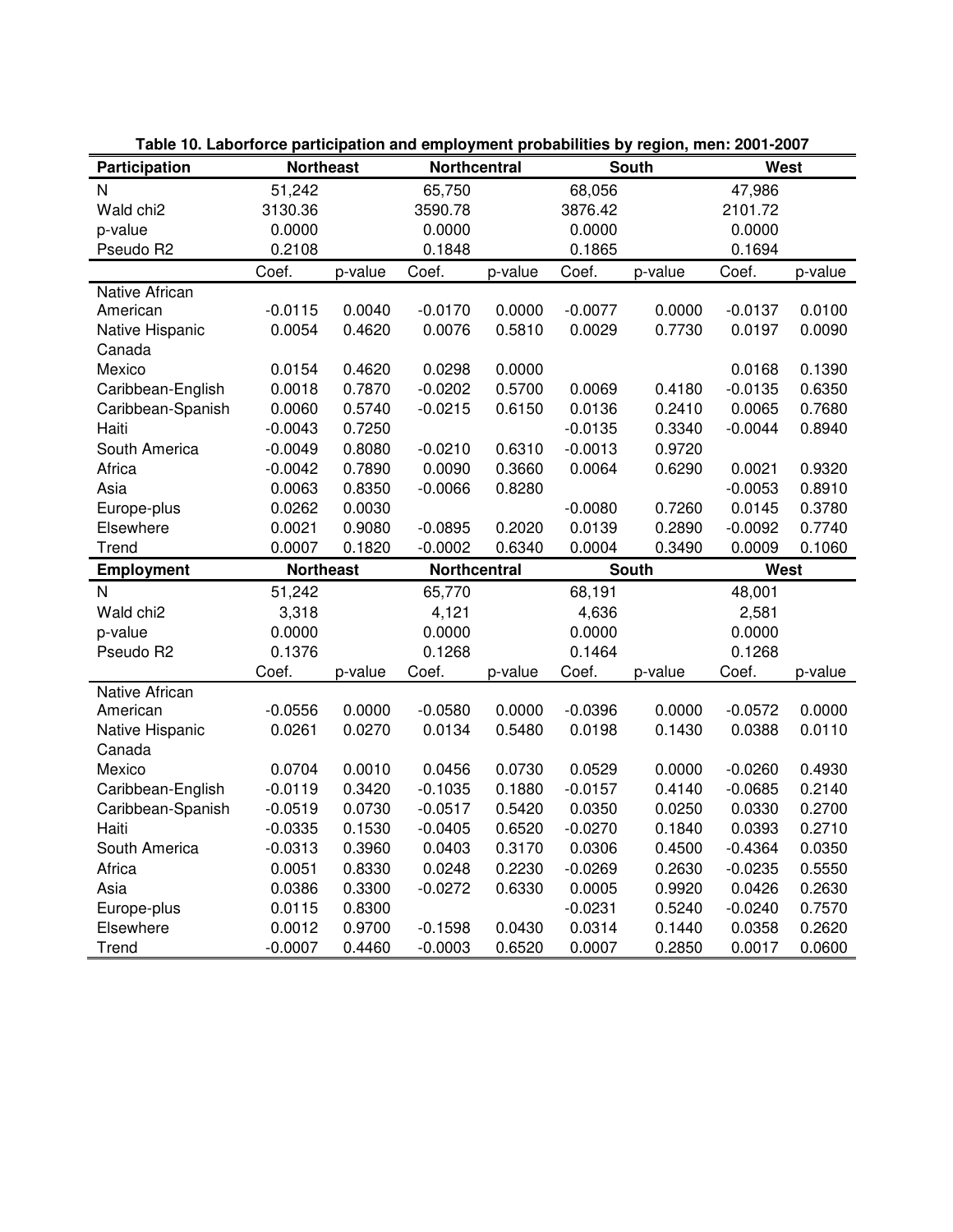**Table 10. Laborforce participation and employment probabilities by region, men: 2001-2007**

| **Participation** | **Northeast** | | **Northcentral** | | **South** | | **West** | |
|---|---|---|---|---|---|---|---|---|
| N | 51,242 | | 65,750 | | 68,056 | | 47,986 | |
| Wald chi2 | 3130.36 | | 3590.78 | | 3876.42 | | 2101.72 | |
| p-value | 0.0000 | | 0.0000 | | 0.0000 | | 0.0000 | |
| Pseudo R2 | 0.2108 | | 0.1848 | | 0.1865 | | 0.1694 | |
| | Coef. | p-value | Coef. | p-value | Coef. | p-value | Coef. | p-value |
| Native African American | -0.0115 | 0.0040 | -0.0170 | 0.0000 | -0.0077 | 0.0000 | -0.0137 | 0.0100 |
| Native Hispanic | 0.0054 | 0.4620 | 0.0076 | 0.5810 | 0.0029 | 0.7730 | 0.0197 | 0.0090 |
| Canada | | | | | | | | |
| Mexico | 0.0154 | 0.4620 | 0.0298 | 0.0000 | | | 0.0168 | 0.1390 |
| Caribbean-English | 0.0018 | 0.7870 | -0.0202 | 0.5700 | 0.0069 | 0.4180 | -0.0135 | 0.6350 |
| Caribbean-Spanish | 0.0060 | 0.5740 | -0.0215 | 0.6150 | 0.0136 | 0.2410 | 0.0065 | 0.7680 |
| Haiti | -0.0043 | 0.7250 | | | -0.0135 | 0.3340 | -0.0044 | 0.8940 |
| South America | -0.0049 | 0.8080 | -0.0210 | 0.6310 | -0.0013 | 0.9720 | | |
| Africa | -0.0042 | 0.7890 | 0.0090 | 0.3660 | 0.0064 | 0.6290 | 0.0021 | 0.9320 |
| Asia | 0.0063 | 0.8350 | -0.0066 | 0.8280 | | | -0.0053 | 0.8910 |
| Europe-plus | 0.0262 | 0.0030 | | | -0.0080 | 0.7260 | 0.0145 | 0.3780 |
| Elsewhere | 0.0021 | 0.9080 | -0.0895 | 0.2020 | 0.0139 | 0.2890 | -0.0092 | 0.7740 |
| Trend | 0.0007 | 0.1820 | -0.0002 | 0.6340 | 0.0004 | 0.3490 | 0.0009 | 0.1060 |
| **Employment** | **Northeast** | | **Northcentral** | | **South** | | **West** | |
| N | 51,242 | | 65,770 | | 68,191 | | 48,001 | |
| Wald chi2 | 3,318 | | 4,121 | | 4,636 | | 2,581 | |
| p-value | 0.0000 | | 0.0000 | | 0.0000 | | 0.0000 | |
| Pseudo R2 | 0.1376 | | 0.1268 | | 0.1464 | | 0.1268 | |
| | Coef. | p-value | Coef. | p-value | Coef. | p-value | Coef. | p-value |
| Native African American | -0.0556 | 0.0000 | -0.0580 | 0.0000 | -0.0396 | 0.0000 | -0.0572 | 0.0000 |
| Native Hispanic | 0.0261 | 0.0270 | 0.0134 | 0.5480 | 0.0198 | 0.1430 | 0.0388 | 0.0110 |
| Canada | | | | | | | | |
| Mexico | 0.0704 | 0.0010 | 0.0456 | 0.0730 | 0.0529 | 0.0000 | -0.0260 | 0.4930 |
| Caribbean-English | -0.0119 | 0.3420 | -0.1035 | 0.1880 | -0.0157 | 0.4140 | -0.0685 | 0.2140 |
| Caribbean-Spanish | -0.0519 | 0.0730 | -0.0517 | 0.5420 | 0.0350 | 0.0250 | 0.0330 | 0.2700 |
| Haiti | -0.0335 | 0.1530 | -0.0405 | 0.6520 | -0.0270 | 0.1840 | 0.0393 | 0.2710 |
| South America | -0.0313 | 0.3960 | 0.0403 | 0.3170 | 0.0306 | 0.4500 | -0.4364 | 0.0350 |
| Africa | 0.0051 | 0.8330 | 0.0248 | 0.2230 | -0.0269 | 0.2630 | -0.0235 | 0.5550 |
| Asia | 0.0386 | 0.3300 | -0.0272 | 0.6330 | 0.0005 | 0.9920 | 0.0426 | 0.2630 |
| Europe-plus | 0.0115 | 0.8300 | | | -0.0231 | 0.5240 | -0.0240 | 0.7570 |
| Elsewhere | 0.0012 | 0.9700 | -0.1598 | 0.0430 | 0.0314 | 0.1440 | 0.0358 | 0.2620 |
| Trend | -0.0007 | 0.4460 | -0.0003 | 0.6520 | 0.0007 | 0.2850 | 0.0017 | 0.0600 |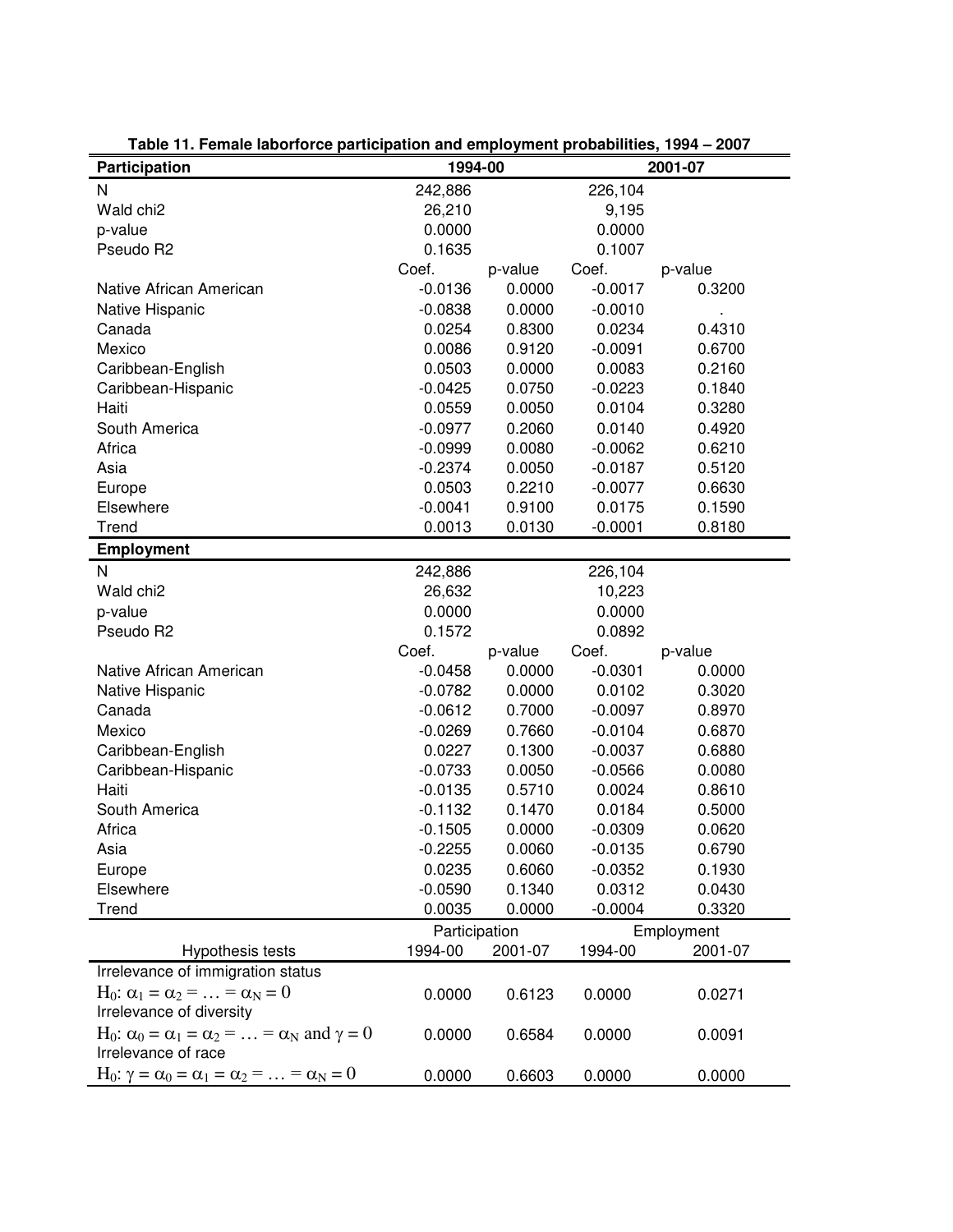**Table 11. Female laborforce participation and employment probabilities, 1994 – 2007**

| **Participation** | 1994-00 | | 2001-07 | |
|---|---|---|---|---|
| N | 242,886 | | 226,104 | |
| Wald chi2 | 26,210 | | 9,195 | |
| p-value | 0.0000 | | 0.0000 | |
| Pseudo R2 | 0.1635 | | 0.1007 | |
| | Coef. | p-value | Coef. | p-value |
| Native African American | -0.0136 | 0.0000 | -0.0017 | 0.3200 |
| Native Hispanic | -0.0838 | 0.0000 | -0.0010 | . |
| Canada | 0.0254 | 0.8300 | 0.0234 | 0.4310 |
| Mexico | 0.0086 | 0.9120 | -0.0091 | 0.6700 |
| Caribbean-English | 0.0503 | 0.0000 | 0.0083 | 0.2160 |
| Caribbean-Hispanic | -0.0425 | 0.0750 | -0.0223 | 0.1840 |
| Haiti | 0.0559 | 0.0050 | 0.0104 | 0.3280 |
| South America | -0.0977 | 0.2060 | 0.0140 | 0.4920 |
| Africa | -0.0999 | 0.0080 | -0.0062 | 0.6210 |
| Asia | -0.2374 | 0.0050 | -0.0187 | 0.5120 |
| Europe | 0.0503 | 0.2210 | -0.0077 | 0.6630 |
| Elsewhere | -0.0041 | 0.9100 | 0.0175 | 0.1590 |
| Trend | 0.0013 | 0.0130 | -0.0001 | 0.8180 |
| **Employment** | | | | |
| N | 242,886 | | 226,104 | |
| Wald chi2 | 26,632 | | 10,223 | |
| p-value | 0.0000 | | 0.0000 | |
| Pseudo R2 | 0.1572 | | 0.0892 | |
| | Coef. | p-value | Coef. | p-value |
| Native African American | -0.0458 | 0.0000 | -0.0301 | 0.0000 |
| Native Hispanic | -0.0782 | 0.0000 | 0.0102 | 0.3020 |
| Canada | -0.0612 | 0.7000 | -0.0097 | 0.8970 |
| Mexico | -0.0269 | 0.7660 | -0.0104 | 0.6870 |
| Caribbean-English | 0.0227 | 0.1300 | -0.0037 | 0.6880 |
| Caribbean-Hispanic | -0.0733 | 0.0050 | -0.0566 | 0.0080 |
| Haiti | -0.0135 | 0.5710 | 0.0024 | 0.8610 |
| South America | -0.1132 | 0.1470 | 0.0184 | 0.5000 |
| Africa | -0.1505 | 0.0000 | -0.0309 | 0.0620 |
| Asia | -0.2255 | 0.0060 | -0.0135 | 0.6790 |
| Europe | 0.0235 | 0.6060 | -0.0352 | 0.1930 |
| Elsewhere | -0.0590 | 0.1340 | 0.0312 | 0.0430 |
| Trend | 0.0035 | 0.0000 | -0.0004 | 0.3320 |

| Hypothesis tests | Participation 1994-00 | Participation 2001-07 | Employment 1994-00 | Employment 2001-07 |
|---|---|---|---|---|
| Irrelevance of immigration status $H_0$: $\alpha_1 = \alpha_2 = \ldots = \alpha_N = 0$ | 0.0000 | 0.6123 | 0.0000 | 0.0271 |
| Irrelevance of diversity $H_0$: $\alpha_0 = \alpha_1 = \alpha_2 = \ldots = \alpha_N$ and $\gamma = 0$ | 0.0000 | 0.6584 | 0.0000 | 0.0091 |
| Irrelevance of race $H_0$: $\gamma = \alpha_0 = \alpha_1 = \alpha_2 = \ldots = \alpha_N = 0$ | 0.0000 | 0.6603 | 0.0000 | 0.0000 |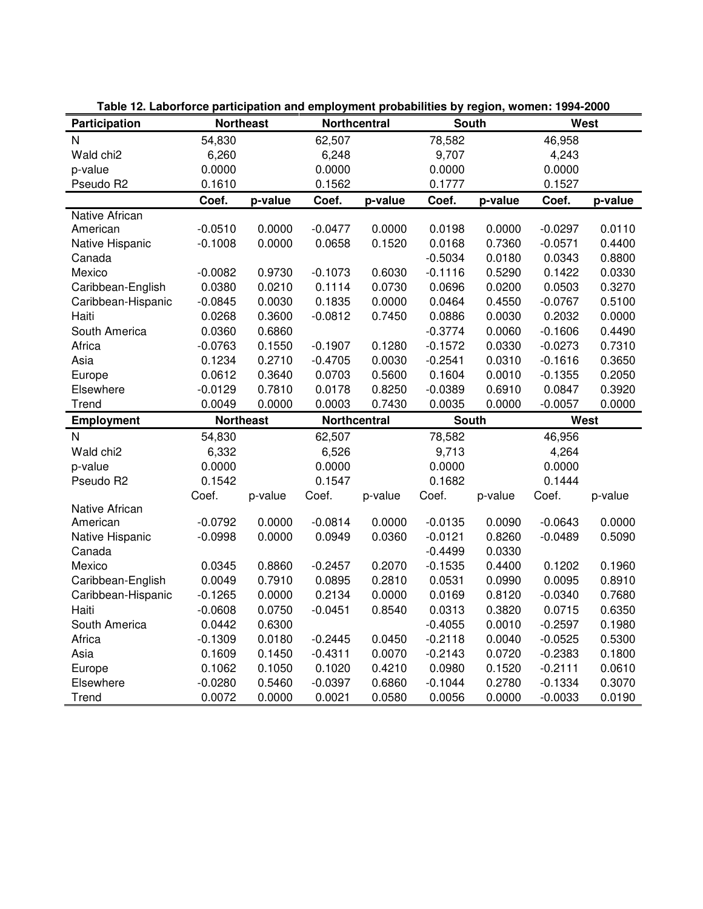**Table 12. Laborforce participation and employment probabilities by region, women: 1994-2000**

| **Participation** | **Northeast** | | **Northcentral** | | **South** | | **West** | |
|---|---|---|---|---|---|---|---|---|
| N | 54,830 | | 62,507 | | 78,582 | | 46,958 | |
| Wald chi2 | 6,260 | | 6,248 | | 9,707 | | 4,243 | |
| p-value | 0.0000 | | 0.0000 | | 0.0000 | | 0.0000 | |
| Pseudo R2 | 0.1610 | | 0.1562 | | 0.1777 | | 0.1527 | |
| | **Coef.** | **p-value** | **Coef.** | **p-value** | **Coef.** | **p-value** | **Coef.** | **p-value** |
| Native African American | -0.0510 | 0.0000 | -0.0477 | 0.0000 | 0.0198 | 0.0000 | -0.0297 | 0.0110 |
| Native Hispanic | -0.1008 | 0.0000 | 0.0658 | 0.1520 | 0.0168 | 0.7360 | -0.0571 | 0.4400 |
| Canada | | | | | -0.5034 | 0.0180 | 0.0343 | 0.8800 |
| Mexico | -0.0082 | 0.9730 | -0.1073 | 0.6030 | -0.1116 | 0.5290 | 0.1422 | 0.0330 |
| Caribbean-English | 0.0380 | 0.0210 | 0.1114 | 0.0730 | 0.0696 | 0.0200 | 0.0503 | 0.3270 |
| Caribbean-Hispanic | -0.0845 | 0.0030 | 0.1835 | 0.0000 | 0.0464 | 0.4550 | -0.0767 | 0.5100 |
| Haiti | 0.0268 | 0.3600 | -0.0812 | 0.7450 | 0.0886 | 0.0030 | 0.2032 | 0.0000 |
| South America | 0.0360 | 0.6860 | | | -0.3774 | 0.0060 | -0.1606 | 0.4490 |
| Africa | -0.0763 | 0.1550 | -0.1907 | 0.1280 | -0.1572 | 0.0330 | -0.0273 | 0.7310 |
| Asia | 0.1234 | 0.2710 | -0.4705 | 0.0030 | -0.2541 | 0.0310 | -0.1616 | 0.3650 |
| Europe | 0.0612 | 0.3640 | 0.0703 | 0.5600 | 0.1604 | 0.0010 | -0.1355 | 0.2050 |
| Elsewhere | -0.0129 | 0.7810 | 0.0178 | 0.8250 | -0.0389 | 0.6910 | 0.0847 | 0.3920 |
| Trend | 0.0049 | 0.0000 | 0.0003 | 0.7430 | 0.0035 | 0.0000 | -0.0057 | 0.0000 |
| **Employment** | **Northeast** | | **Northcentral** | | **South** | | **West** | |
| N | 54,830 | | 62,507 | | 78,582 | | 46,956 | |
| Wald chi2 | 6,332 | | 6,526 | | 9,713 | | 4,264 | |
| p-value | 0.0000 | | 0.0000 | | 0.0000 | | 0.0000 | |
| Pseudo R2 | 0.1542 | | 0.1547 | | 0.1682 | | 0.1444 | |
| | Coef. | p-value | Coef. | p-value | Coef. | p-value | Coef. | p-value |
| Native African American | -0.0792 | 0.0000 | -0.0814 | 0.0000 | -0.0135 | 0.0090 | -0.0643 | 0.0000 |
| Native Hispanic | -0.0998 | 0.0000 | 0.0949 | 0.0360 | -0.0121 | 0.8260 | -0.0489 | 0.5090 |
| Canada | | | | | -0.4499 | 0.0330 | | |
| Mexico | 0.0345 | 0.8860 | -0.2457 | 0.2070 | -0.1535 | 0.4400 | 0.1202 | 0.1960 |
| Caribbean-English | 0.0049 | 0.7910 | 0.0895 | 0.2810 | 0.0531 | 0.0990 | 0.0095 | 0.8910 |
| Caribbean-Hispanic | -0.1265 | 0.0000 | 0.2134 | 0.0000 | 0.0169 | 0.8120 | -0.0340 | 0.7680 |
| Haiti | -0.0608 | 0.0750 | -0.0451 | 0.8540 | 0.0313 | 0.3820 | 0.0715 | 0.6350 |
| South America | 0.0442 | 0.6300 | | | -0.4055 | 0.0010 | -0.2597 | 0.1980 |
| Africa | -0.1309 | 0.0180 | -0.2445 | 0.0450 | -0.2118 | 0.0040 | -0.0525 | 0.5300 |
| Asia | 0.1609 | 0.1450 | -0.4311 | 0.0070 | -0.2143 | 0.0720 | -0.2383 | 0.1800 |
| Europe | 0.1062 | 0.1050 | 0.1020 | 0.4210 | 0.0980 | 0.1520 | -0.2111 | 0.0610 |
| Elsewhere | -0.0280 | 0.5460 | -0.0397 | 0.6860 | -0.1044 | 0.2780 | -0.1334 | 0.3070 |
| Trend | 0.0072 | 0.0000 | 0.0021 | 0.0580 | 0.0056 | 0.0000 | -0.0033 | 0.0190 |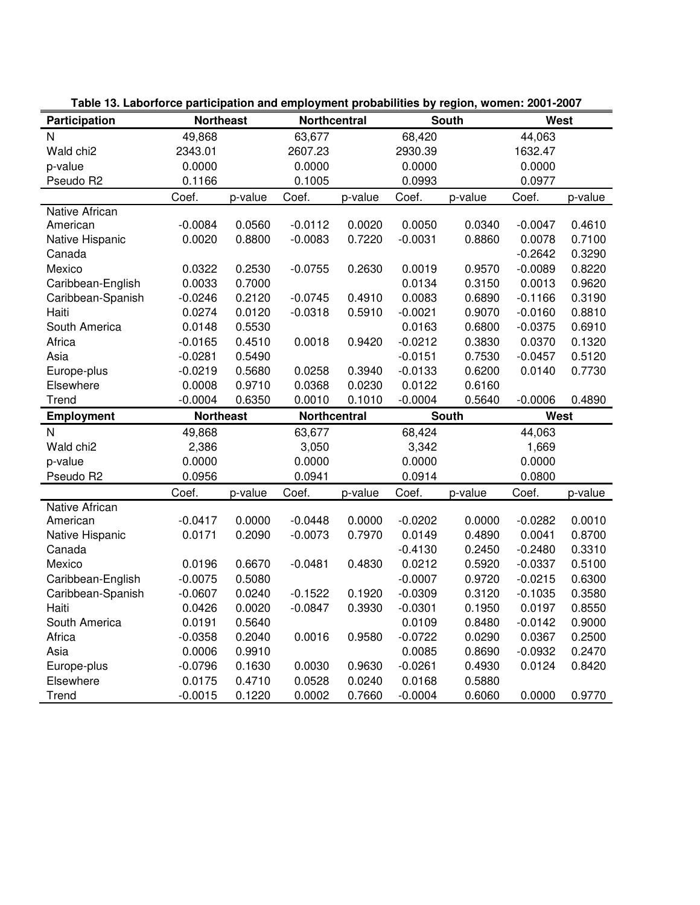**Table 13. Laborforce participation and employment probabilities by region, women: 2001-2007**

| Participation | Northeast | | Northcentral | | South | | West | |
|---|---|---|---|---|---|---|---|---|
| N | 49,868 | | 63,677 | | 68,420 | | 44,063 | |
| Wald chi2 | 2343.01 | | 2607.23 | | 2930.39 | | 1632.47 | |
| p-value | 0.0000 | | 0.0000 | | 0.0000 | | 0.0000 | |
| Pseudo R2 | 0.1166 | | 0.1005 | | 0.0993 | | 0.0977 | |
| | Coef. | p-value | Coef. | p-value | Coef. | p-value | Coef. | p-value |
| Native African American | -0.0084 | 0.0560 | -0.0112 | 0.0020 | 0.0050 | 0.0340 | -0.0047 | 0.4610 |
| Native Hispanic | 0.0020 | 0.8800 | -0.0083 | 0.7220 | -0.0031 | 0.8860 | 0.0078 | 0.7100 |
| Canada | | | | | | | -0.2642 | 0.3290 |
| Mexico | 0.0322 | 0.2530 | -0.0755 | 0.2630 | 0.0019 | 0.9570 | -0.0089 | 0.8220 |
| Caribbean-English | 0.0033 | 0.7000 | | | 0.0134 | 0.3150 | 0.0013 | 0.9620 |
| Caribbean-Spanish | -0.0246 | 0.2120 | -0.0745 | 0.4910 | 0.0083 | 0.6890 | -0.1166 | 0.3190 |
| Haiti | 0.0274 | 0.0120 | -0.0318 | 0.5910 | -0.0021 | 0.9070 | -0.0160 | 0.8810 |
| South America | 0.0148 | 0.5530 | | | 0.0163 | 0.6800 | -0.0375 | 0.6910 |
| Africa | -0.0165 | 0.4510 | 0.0018 | 0.9420 | -0.0212 | 0.3830 | 0.0370 | 0.1320 |
| Asia | -0.0281 | 0.5490 | | | -0.0151 | 0.7530 | -0.0457 | 0.5120 |
| Europe-plus | -0.0219 | 0.5680 | 0.0258 | 0.3940 | -0.0133 | 0.6200 | 0.0140 | 0.7730 |
| Elsewhere | 0.0008 | 0.9710 | 0.0368 | 0.0230 | 0.0122 | 0.6160 | | |
| Trend | -0.0004 | 0.6350 | 0.0010 | 0.1010 | -0.0004 | 0.5640 | -0.0006 | 0.4890 |
| **Employment** | **Northeast** | | **Northcentral** | | **South** | | **West** | |
| N | 49,868 | | 63,677 | | 68,424 | | 44,063 | |
| Wald chi2 | 2,386 | | 3,050 | | 3,342 | | 1,669 | |
| p-value | 0.0000 | | 0.0000 | | 0.0000 | | 0.0000 | |
| Pseudo R2 | 0.0956 | | 0.0941 | | 0.0914 | | 0.0800 | |
| | Coef. | p-value | Coef. | p-value | Coef. | p-value | Coef. | p-value |
| Native African American | -0.0417 | 0.0000 | -0.0448 | 0.0000 | -0.0202 | 0.0000 | -0.0282 | 0.0010 |
| Native Hispanic | 0.0171 | 0.2090 | -0.0073 | 0.7970 | 0.0149 | 0.4890 | 0.0041 | 0.8700 |
| Canada | | | | | -0.4130 | 0.2450 | -0.2480 | 0.3310 |
| Mexico | 0.0196 | 0.6670 | -0.0481 | 0.4830 | 0.0212 | 0.5920 | -0.0337 | 0.5100 |
| Caribbean-English | -0.0075 | 0.5080 | | | -0.0007 | 0.9720 | -0.0215 | 0.6300 |
| Caribbean-Spanish | -0.0607 | 0.0240 | -0.1522 | 0.1920 | -0.0309 | 0.3120 | -0.1035 | 0.3580 |
| Haiti | 0.0426 | 0.0020 | -0.0847 | 0.3930 | -0.0301 | 0.1950 | 0.0197 | 0.8550 |
| South America | 0.0191 | 0.5640 | | | 0.0109 | 0.8480 | -0.0142 | 0.9000 |
| Africa | -0.0358 | 0.2040 | 0.0016 | 0.9580 | -0.0722 | 0.0290 | 0.0367 | 0.2500 |
| Asia | 0.0006 | 0.9910 | | | 0.0085 | 0.8690 | -0.0932 | 0.2470 |
| Europe-plus | -0.0796 | 0.1630 | 0.0030 | 0.9630 | -0.0261 | 0.4930 | 0.0124 | 0.8420 |
| Elsewhere | 0.0175 | 0.4710 | 0.0528 | 0.0240 | 0.0168 | 0.5880 | | |
| Trend | -0.0015 | 0.1220 | 0.0002 | 0.7660 | -0.0004 | 0.6060 | 0.0000 | 0.9770 |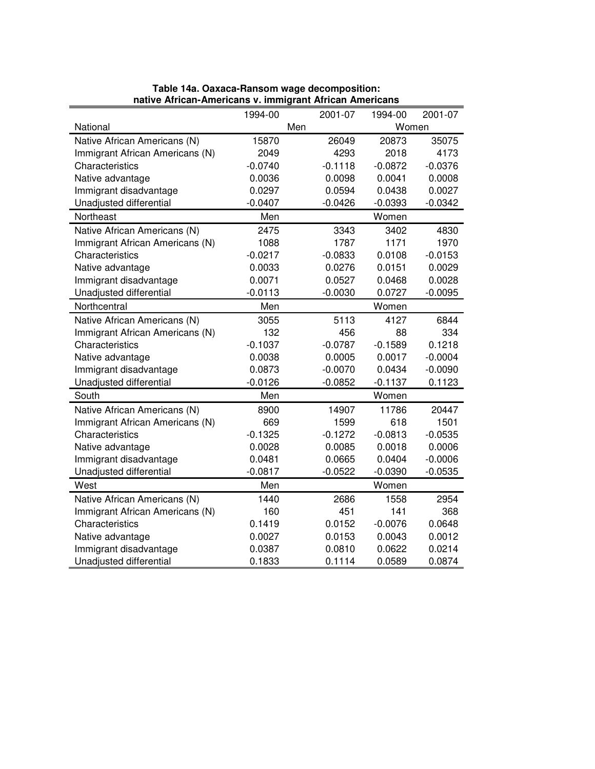**Table 14a. Oaxaca-Ransom wage decomposition: native African-Americans v. immigrant African Americans**

| | 1994-00 | 2001-07 | 1994-00 | 2001-07 |
|---|---|---|---|---|
| National | Men | | Women | |
| Native African Americans (N) | 15870 | 26049 | 20873 | 35075 |
| Immigrant African Americans (N) | 2049 | 4293 | 2018 | 4173 |
| Characteristics | -0.0740 | -0.1118 | -0.0872 | -0.0376 |
| Native advantage | 0.0036 | 0.0098 | 0.0041 | 0.0008 |
| Immigrant disadvantage | 0.0297 | 0.0594 | 0.0438 | 0.0027 |
| Unadjusted differential | -0.0407 | -0.0426 | -0.0393 | -0.0342 |
| Northeast | Men | | Women | |
| Native African Americans (N) | 2475 | 3343 | 3402 | 4830 |
| Immigrant African Americans (N) | 1088 | 1787 | 1171 | 1970 |
| Characteristics | -0.0217 | -0.0833 | 0.0108 | -0.0153 |
| Native advantage | 0.0033 | 0.0276 | 0.0151 | 0.0029 |
| Immigrant disadvantage | 0.0071 | 0.0527 | 0.0468 | 0.0028 |
| Unadjusted differential | -0.0113 | -0.0030 | 0.0727 | -0.0095 |
| Northcentral | Men | | Women | |
| Native African Americans (N) | 3055 | 5113 | 4127 | 6844 |
| Immigrant African Americans (N) | 132 | 456 | 88 | 334 |
| Characteristics | -0.1037 | -0.0787 | -0.1589 | 0.1218 |
| Native advantage | 0.0038 | 0.0005 | 0.0017 | -0.0004 |
| Immigrant disadvantage | 0.0873 | -0.0070 | 0.0434 | -0.0090 |
| Unadjusted differential | -0.0126 | -0.0852 | -0.1137 | 0.1123 |
| South | Men | | Women | |
| Native African Americans (N) | 8900 | 14907 | 11786 | 20447 |
| Immigrant African Americans (N) | 669 | 1599 | 618 | 1501 |
| Characteristics | -0.1325 | -0.1272 | -0.0813 | -0.0535 |
| Native advantage | 0.0028 | 0.0085 | 0.0018 | 0.0006 |
| Immigrant disadvantage | 0.0481 | 0.0665 | 0.0404 | -0.0006 |
| Unadjusted differential | -0.0817 | -0.0522 | -0.0390 | -0.0535 |
| West | Men | | Women | |
| Native African Americans (N) | 1440 | 2686 | 1558 | 2954 |
| Immigrant African Americans (N) | 160 | 451 | 141 | 368 |
| Characteristics | 0.1419 | 0.0152 | -0.0076 | 0.0648 |
| Native advantage | 0.0027 | 0.0153 | 0.0043 | 0.0012 |
| Immigrant disadvantage | 0.0387 | 0.0810 | 0.0622 | 0.0214 |
| Unadjusted differential | 0.1833 | 0.1114 | 0.0589 | 0.0874 |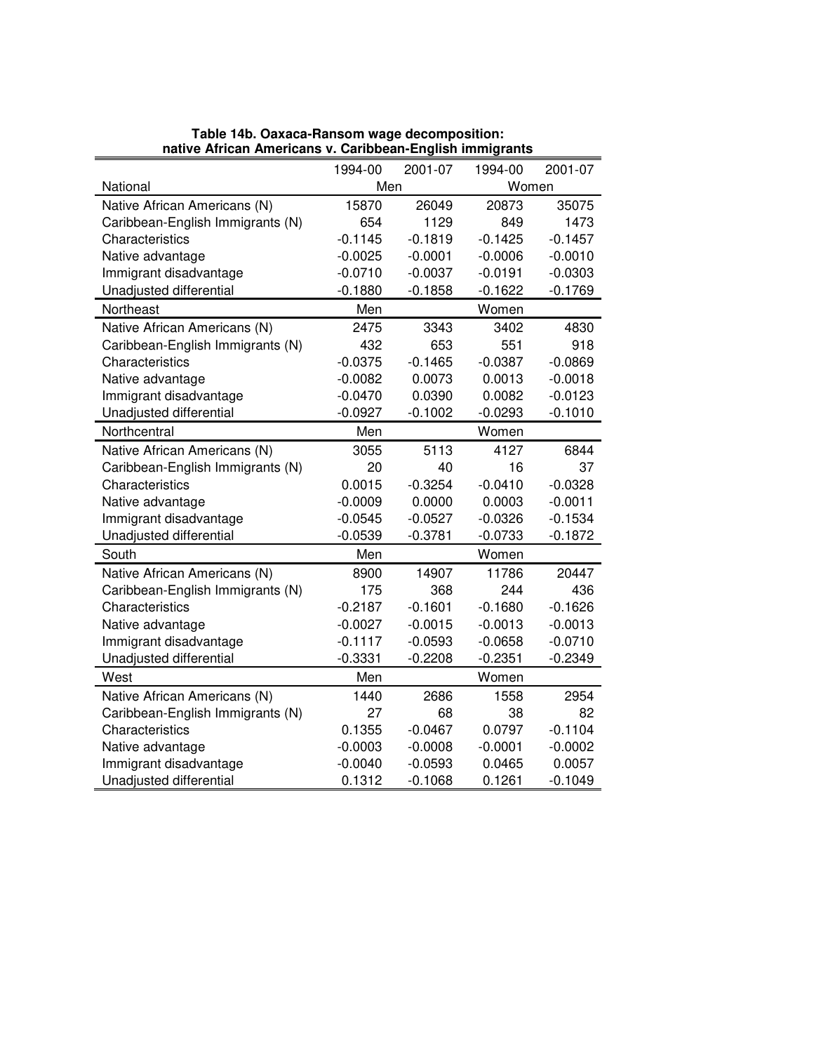**Table 14b. Oaxaca-Ransom wage decomposition: native African Americans v. Caribbean-English immigrants**

| | 1994-00 | 2001-07 | 1994-00 | 2001-07 |
|---|---|---|---|---|
| National | Men | | Women | |
| Native African Americans (N) | 15870 | 26049 | 20873 | 35075 |
| Caribbean-English Immigrants (N) | 654 | 1129 | 849 | 1473 |
| Characteristics | -0.1145 | -0.1819 | -0.1425 | -0.1457 |
| Native advantage | -0.0025 | -0.0001 | -0.0006 | -0.0010 |
| Immigrant disadvantage | -0.0710 | -0.0037 | -0.0191 | -0.0303 |
| Unadjusted differential | -0.1880 | -0.1858 | -0.1622 | -0.1769 |
| Northeast | Men | | Women | |
| Native African Americans (N) | 2475 | 3343 | 3402 | 4830 |
| Caribbean-English Immigrants (N) | 432 | 653 | 551 | 918 |
| Characteristics | -0.0375 | -0.1465 | -0.0387 | -0.0869 |
| Native advantage | -0.0082 | 0.0073 | 0.0013 | -0.0018 |
| Immigrant disadvantage | -0.0470 | 0.0390 | 0.0082 | -0.0123 |
| Unadjusted differential | -0.0927 | -0.1002 | -0.0293 | -0.1010 |
| Northcentral | Men | | Women | |
| Native African Americans (N) | 3055 | 5113 | 4127 | 6844 |
| Caribbean-English Immigrants (N) | 20 | 40 | 16 | 37 |
| Characteristics | 0.0015 | -0.3254 | -0.0410 | -0.0328 |
| Native advantage | -0.0009 | 0.0000 | 0.0003 | -0.0011 |
| Immigrant disadvantage | -0.0545 | -0.0527 | -0.0326 | -0.1534 |
| Unadjusted differential | -0.0539 | -0.3781 | -0.0733 | -0.1872 |
| South | Men | | Women | |
| Native African Americans (N) | 8900 | 14907 | 11786 | 20447 |
| Caribbean-English Immigrants (N) | 175 | 368 | 244 | 436 |
| Characteristics | -0.2187 | -0.1601 | -0.1680 | -0.1626 |
| Native advantage | -0.0027 | -0.0015 | -0.0013 | -0.0013 |
| Immigrant disadvantage | -0.1117 | -0.0593 | -0.0658 | -0.0710 |
| Unadjusted differential | -0.3331 | -0.2208 | -0.2351 | -0.2349 |
| West | Men | | Women | |
| Native African Americans (N) | 1440 | 2686 | 1558 | 2954 |
| Caribbean-English Immigrants (N) | 27 | 68 | 38 | 82 |
| Characteristics | 0.1355 | -0.0467 | 0.0797 | -0.1104 |
| Native advantage | -0.0003 | -0.0008 | -0.0001 | -0.0002 |
| Immigrant disadvantage | -0.0040 | -0.0593 | 0.0465 | 0.0057 |
| Unadjusted differential | 0.1312 | -0.1068 | 0.1261 | -0.1049 |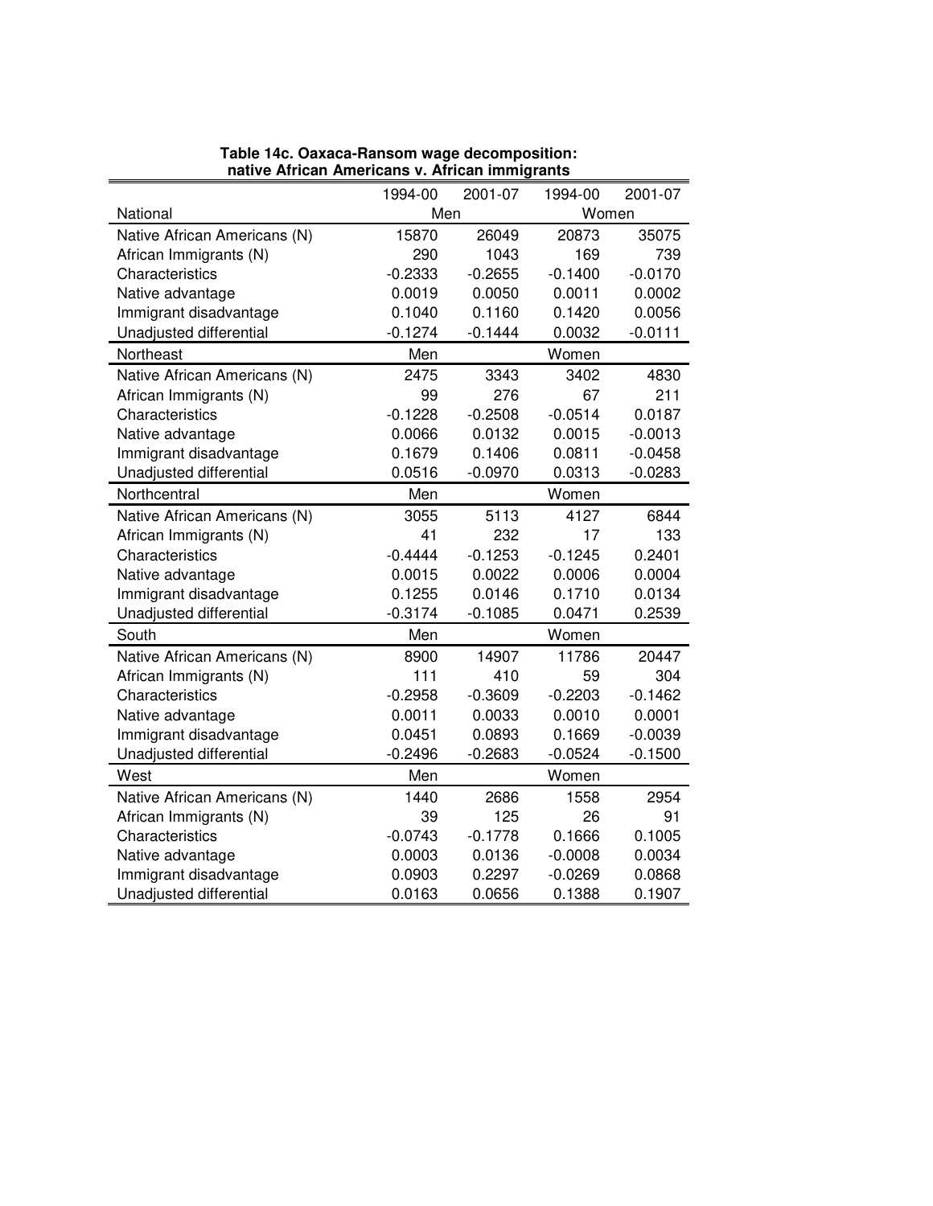**Table 14c. Oaxaca-Ransom wage decomposition: native African Americans v. African immigrants**

| | 1994-00 | 2001-07 | 1994-00 | 2001-07 |
|---|---|---|---|---|
| National | Men | | Women | |
| Native African Americans (N) | 15870 | 26049 | 20873 | 35075 |
| African Immigrants (N) | 290 | 1043 | 169 | 739 |
| Characteristics | -0.2333 | -0.2655 | -0.1400 | -0.0170 |
| Native advantage | 0.0019 | 0.0050 | 0.0011 | 0.0002 |
| Immigrant disadvantage | 0.1040 | 0.1160 | 0.1420 | 0.0056 |
| Unadjusted differential | -0.1274 | -0.1444 | 0.0032 | -0.0111 |
| Northeast | Men | | Women | |
| Native African Americans (N) | 2475 | 3343 | 3402 | 4830 |
| African Immigrants (N) | 99 | 276 | 67 | 211 |
| Characteristics | -0.1228 | -0.2508 | -0.0514 | 0.0187 |
| Native advantage | 0.0066 | 0.0132 | 0.0015 | -0.0013 |
| Immigrant disadvantage | 0.1679 | 0.1406 | 0.0811 | -0.0458 |
| Unadjusted differential | 0.0516 | -0.0970 | 0.0313 | -0.0283 |
| Northcentral | Men | | Women | |
| Native African Americans (N) | 3055 | 5113 | 4127 | 6844 |
| African Immigrants (N) | 41 | 232 | 17 | 133 |
| Characteristics | -0.4444 | -0.1253 | -0.1245 | 0.2401 |
| Native advantage | 0.0015 | 0.0022 | 0.0006 | 0.0004 |
| Immigrant disadvantage | 0.1255 | 0.0146 | 0.1710 | 0.0134 |
| Unadjusted differential | -0.3174 | -0.1085 | 0.0471 | 0.2539 |
| South | Men | | Women | |
| Native African Americans (N) | 8900 | 14907 | 11786 | 20447 |
| African Immigrants (N) | 111 | 410 | 59 | 304 |
| Characteristics | -0.2958 | -0.3609 | -0.2203 | -0.1462 |
| Native advantage | 0.0011 | 0.0033 | 0.0010 | 0.0001 |
| Immigrant disadvantage | 0.0451 | 0.0893 | 0.1669 | -0.0039 |
| Unadjusted differential | -0.2496 | -0.2683 | -0.0524 | -0.1500 |
| West | Men | | Women | |
| Native African Americans (N) | 1440 | 2686 | 1558 | 2954 |
| African Immigrants (N) | 39 | 125 | 26 | 91 |
| Characteristics | -0.0743 | -0.1778 | 0.1666 | 0.1005 |
| Native advantage | 0.0003 | 0.0136 | -0.0008 | 0.0034 |
| Immigrant disadvantage | 0.0903 | 0.2297 | -0.0269 | 0.0868 |
| Unadjusted differential | 0.0163 | 0.0656 | 0.1388 | 0.1907 |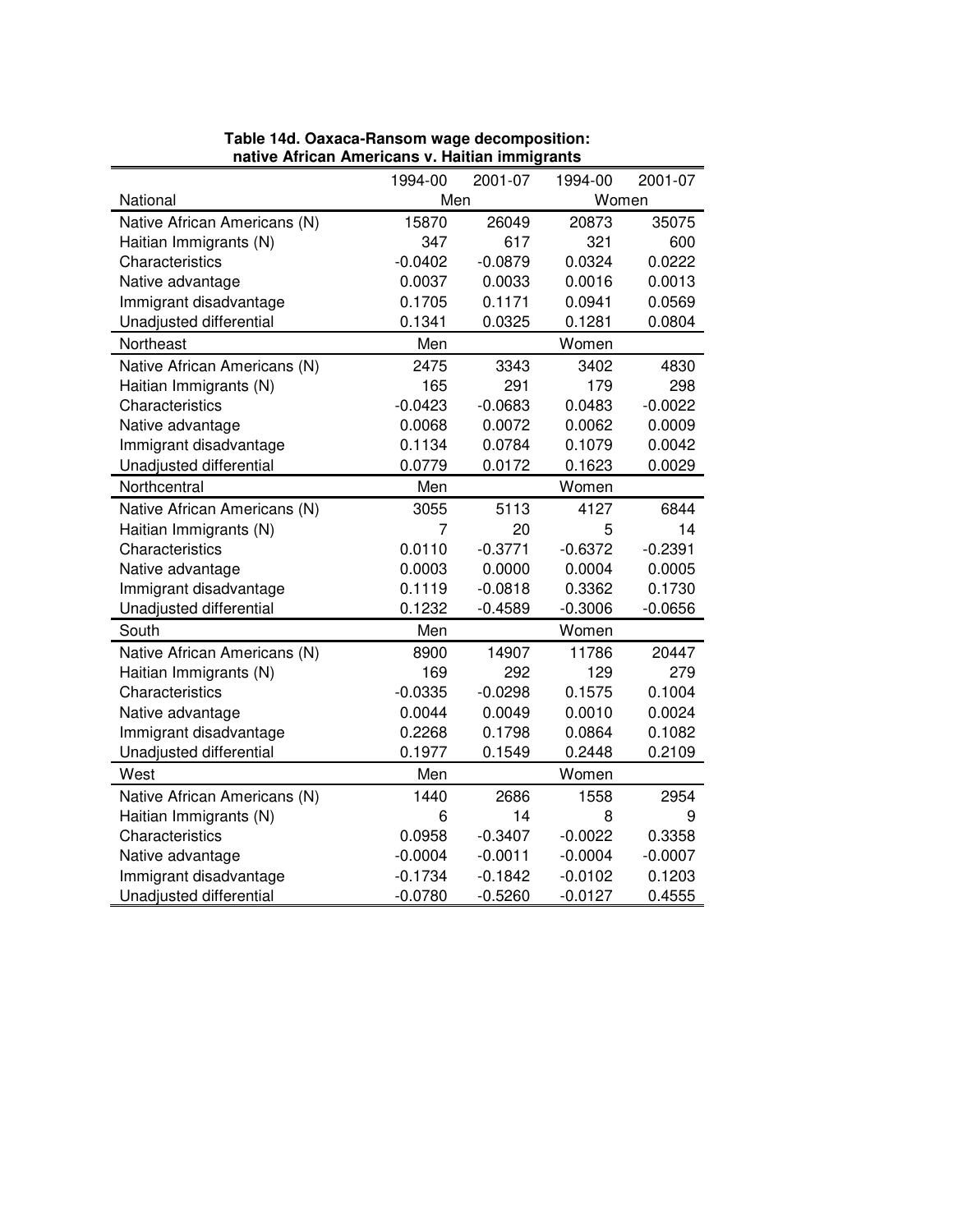**Table 14d. Oaxaca-Ransom wage decomposition: native African Americans v. Haitian immigrants**

| | 1994-00 | 2001-07 | 1994-00 | 2001-07 |
|---|---|---|---|---|
| National | Men | | Women | |
| Native African Americans (N) | 15870 | 26049 | 20873 | 35075 |
| Haitian Immigrants (N) | 347 | 617 | 321 | 600 |
| Characteristics | -0.0402 | -0.0879 | 0.0324 | 0.0222 |
| Native advantage | 0.0037 | 0.0033 | 0.0016 | 0.0013 |
| Immigrant disadvantage | 0.1705 | 0.1171 | 0.0941 | 0.0569 |
| Unadjusted differential | 0.1341 | 0.0325 | 0.1281 | 0.0804 |
| Northeast | Men | | Women | |
| Native African Americans (N) | 2475 | 3343 | 3402 | 4830 |
| Haitian Immigrants (N) | 165 | 291 | 179 | 298 |
| Characteristics | -0.0423 | -0.0683 | 0.0483 | -0.0022 |
| Native advantage | 0.0068 | 0.0072 | 0.0062 | 0.0009 |
| Immigrant disadvantage | 0.1134 | 0.0784 | 0.1079 | 0.0042 |
| Unadjusted differential | 0.0779 | 0.0172 | 0.1623 | 0.0029 |
| Northcentral | Men | | Women | |
| Native African Americans (N) | 3055 | 5113 | 4127 | 6844 |
| Haitian Immigrants (N) | 7 | 20 | 5 | 14 |
| Characteristics | 0.0110 | -0.3771 | -0.6372 | -0.2391 |
| Native advantage | 0.0003 | 0.0000 | 0.0004 | 0.0005 |
| Immigrant disadvantage | 0.1119 | -0.0818 | 0.3362 | 0.1730 |
| Unadjusted differential | 0.1232 | -0.4589 | -0.3006 | -0.0656 |
| South | Men | | Women | |
| Native African Americans (N) | 8900 | 14907 | 11786 | 20447 |
| Haitian Immigrants (N) | 169 | 292 | 129 | 279 |
| Characteristics | -0.0335 | -0.0298 | 0.1575 | 0.1004 |
| Native advantage | 0.0044 | 0.0049 | 0.0010 | 0.0024 |
| Immigrant disadvantage | 0.2268 | 0.1798 | 0.0864 | 0.1082 |
| Unadjusted differential | 0.1977 | 0.1549 | 0.2448 | 0.2109 |
| West | Men | | Women | |
| Native African Americans (N) | 1440 | 2686 | 1558 | 2954 |
| Haitian Immigrants (N) | 6 | 14 | 8 | 9 |
| Characteristics | 0.0958 | -0.3407 | -0.0022 | 0.3358 |
| Native advantage | -0.0004 | -0.0011 | -0.0004 | -0.0007 |
| Immigrant disadvantage | -0.1734 | -0.1842 | -0.0102 | 0.1203 |
| Unadjusted differential | -0.0780 | -0.5260 | -0.0127 | 0.4555 |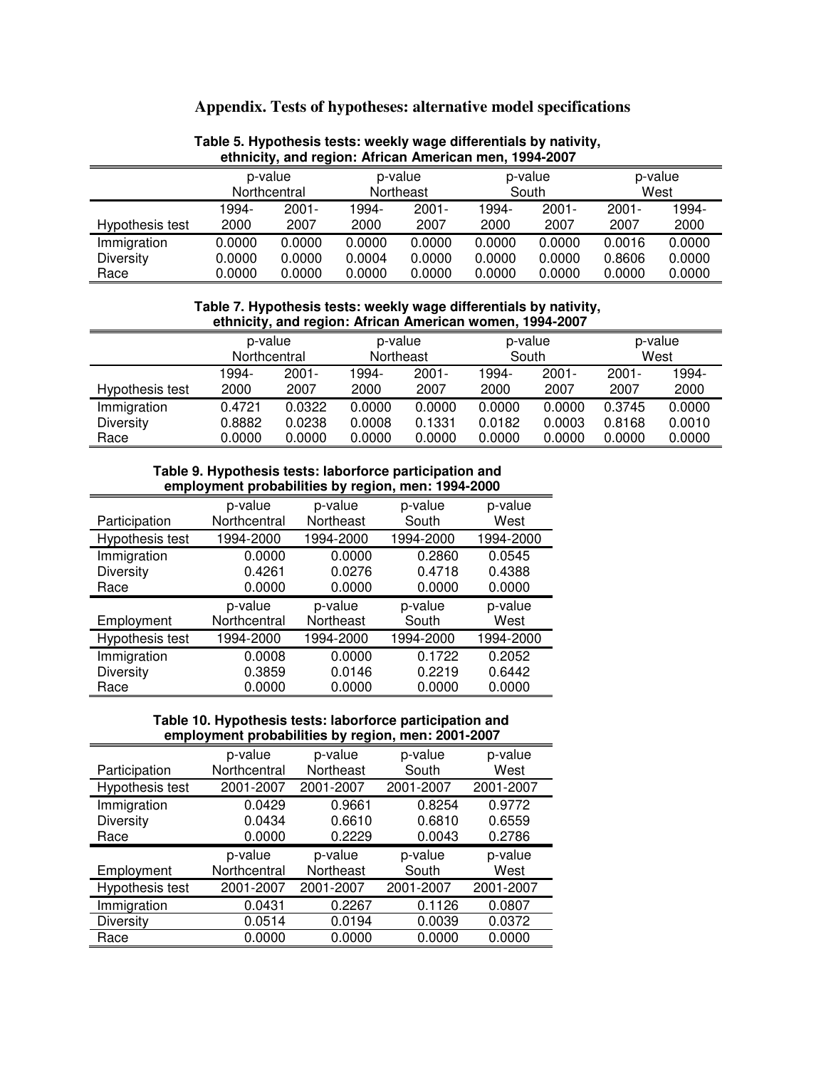## Appendix. Tests of hypotheses: alternative model specifications

**Table 5. Hypothesis tests: weekly wage differentials by nativity, ethnicity, and region: African American men, 1994-2007**

| | p-value Northcentral | | p-value Northeast | | p-value South | | p-value West | |
|---|---|---|---|---|---|---|---|---|
| Hypothesis test | 1994-2000 | 2001-2007 | 1994-2000 | 2001-2007 | 1994-2000 | 2001-2007 | 2001-2007 | 1994-2000 |
| Immigration | 0.0000 | 0.0000 | 0.0000 | 0.0000 | 0.0000 | 0.0000 | 0.0016 | 0.0000 |
| Diversity | 0.0000 | 0.0000 | 0.0004 | 0.0000 | 0.0000 | 0.0000 | 0.8606 | 0.0000 |
| Race | 0.0000 | 0.0000 | 0.0000 | 0.0000 | 0.0000 | 0.0000 | 0.0000 | 0.0000 |

**Table 7. Hypothesis tests: weekly wage differentials by nativity, ethnicity, and region: African American women, 1994-2007**

| | p-value Northcentral | | p-value Northeast | | p-value South | | p-value West | |
|---|---|---|---|---|---|---|---|---|
| Hypothesis test | 1994-2000 | 2001-2007 | 1994-2000 | 2001-2007 | 1994-2000 | 2001-2007 | 2001-2007 | 1994-2000 |
| Immigration | 0.4721 | 0.0322 | 0.0000 | 0.0000 | 0.0000 | 0.0000 | 0.3745 | 0.0000 |
| Diversity | 0.8882 | 0.0238 | 0.0008 | 0.1331 | 0.0182 | 0.0003 | 0.8168 | 0.0010 |
| Race | 0.0000 | 0.0000 | 0.0000 | 0.0000 | 0.0000 | 0.0000 | 0.0000 | 0.0000 |

**Table 9. Hypothesis tests: laborforce participation and employment probabilities by region, men: 1994-2000**

| Participation | p-value Northcentral | p-value Northeast | p-value South | p-value West |
|---|---|---|---|---|
| Hypothesis test | 1994-2000 | 1994-2000 | 1994-2000 | 1994-2000 |
| Immigration | 0.0000 | 0.0000 | 0.2860 | 0.0545 |
| Diversity | 0.4261 | 0.0276 | 0.4718 | 0.4388 |
| Race | 0.0000 | 0.0000 | 0.0000 | 0.0000 |
| **Employment** | **p-value Northcentral** | **p-value Northeast** | **p-value South** | **p-value West** |
| Hypothesis test | 1994-2000 | 1994-2000 | 1994-2000 | 1994-2000 |
| Immigration | 0.0008 | 0.0000 | 0.1722 | 0.2052 |
| Diversity | 0.3859 | 0.0146 | 0.2219 | 0.6442 |
| Race | 0.0000 | 0.0000 | 0.0000 | 0.0000 |

**Table 10. Hypothesis tests: laborforce participation and employment probabilities by region, men: 2001-2007**

| Participation | p-value Northcentral | p-value Northeast | p-value South | p-value West |
|---|---|---|---|---|
| Hypothesis test | 2001-2007 | 2001-2007 | 2001-2007 | 2001-2007 |
| Immigration | 0.0429 | 0.9661 | 0.8254 | 0.9772 |
| Diversity | 0.0434 | 0.6610 | 0.6810 | 0.6559 |
| Race | 0.0000 | 0.2229 | 0.0043 | 0.2786 |
| **Employment** | **p-value Northcentral** | **p-value Northeast** | **p-value South** | **p-value West** |
| Hypothesis test | 2001-2007 | 2001-2007 | 2001-2007 | 2001-2007 |
| Immigration | 0.0431 | 0.2267 | 0.1126 | 0.0807 |
| Diversity | 0.0514 | 0.0194 | 0.0039 | 0.0372 |
| Race | 0.0000 | 0.0000 | 0.0000 | 0.0000 |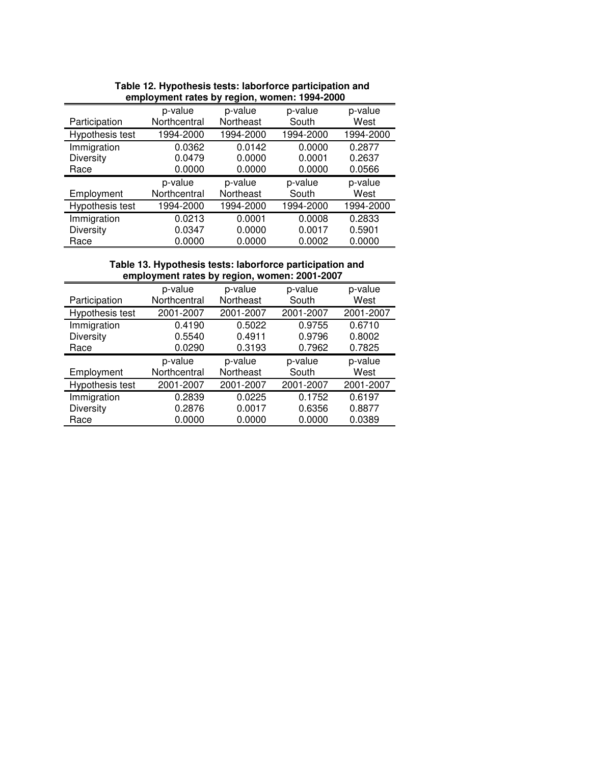**Table 12. Hypothesis tests: laborforce participation and employment rates by region, women: 1994-2000**

| Participation | p-value Northcentral | p-value Northeast | p-value South | p-value West |
|---|---|---|---|---|
| Hypothesis test | 1994-2000 | 1994-2000 | 1994-2000 | 1994-2000 |
| Immigration | 0.0362 | 0.0142 | 0.0000 | 0.2877 |
| Diversity | 0.0479 | 0.0000 | 0.0001 | 0.2637 |
| Race | 0.0000 | 0.0000 | 0.0000 | 0.0566 |
| **Employment** | **p-value Northcentral** | **p-value Northeast** | **p-value South** | **p-value West** |
| Hypothesis test | 1994-2000 | 1994-2000 | 1994-2000 | 1994-2000 |
| Immigration | 0.0213 | 0.0001 | 0.0008 | 0.2833 |
| Diversity | 0.0347 | 0.0000 | 0.0017 | 0.5901 |
| Race | 0.0000 | 0.0000 | 0.0002 | 0.0000 |

**Table 13. Hypothesis tests: laborforce participation and employment rates by region, women: 2001-2007**

| Participation | p-value Northcentral | p-value Northeast | p-value South | p-value West |
|---|---|---|---|---|
| Hypothesis test | 2001-2007 | 2001-2007 | 2001-2007 | 2001-2007 |
| Immigration | 0.4190 | 0.5022 | 0.9755 | 0.6710 |
| Diversity | 0.5540 | 0.4911 | 0.9796 | 0.8002 |
| Race | 0.0290 | 0.3193 | 0.7962 | 0.7825 |
| **Employment** | **p-value Northcentral** | **p-value Northeast** | **p-value South** | **p-value West** |
| Hypothesis test | 2001-2007 | 2001-2007 | 2001-2007 | 2001-2007 |
| Immigration | 0.2839 | 0.0225 | 0.1752 | 0.6197 |
| Diversity | 0.2876 | 0.0017 | 0.6356 | 0.8877 |
| Race | 0.0000 | 0.0000 | 0.0000 | 0.0389 |